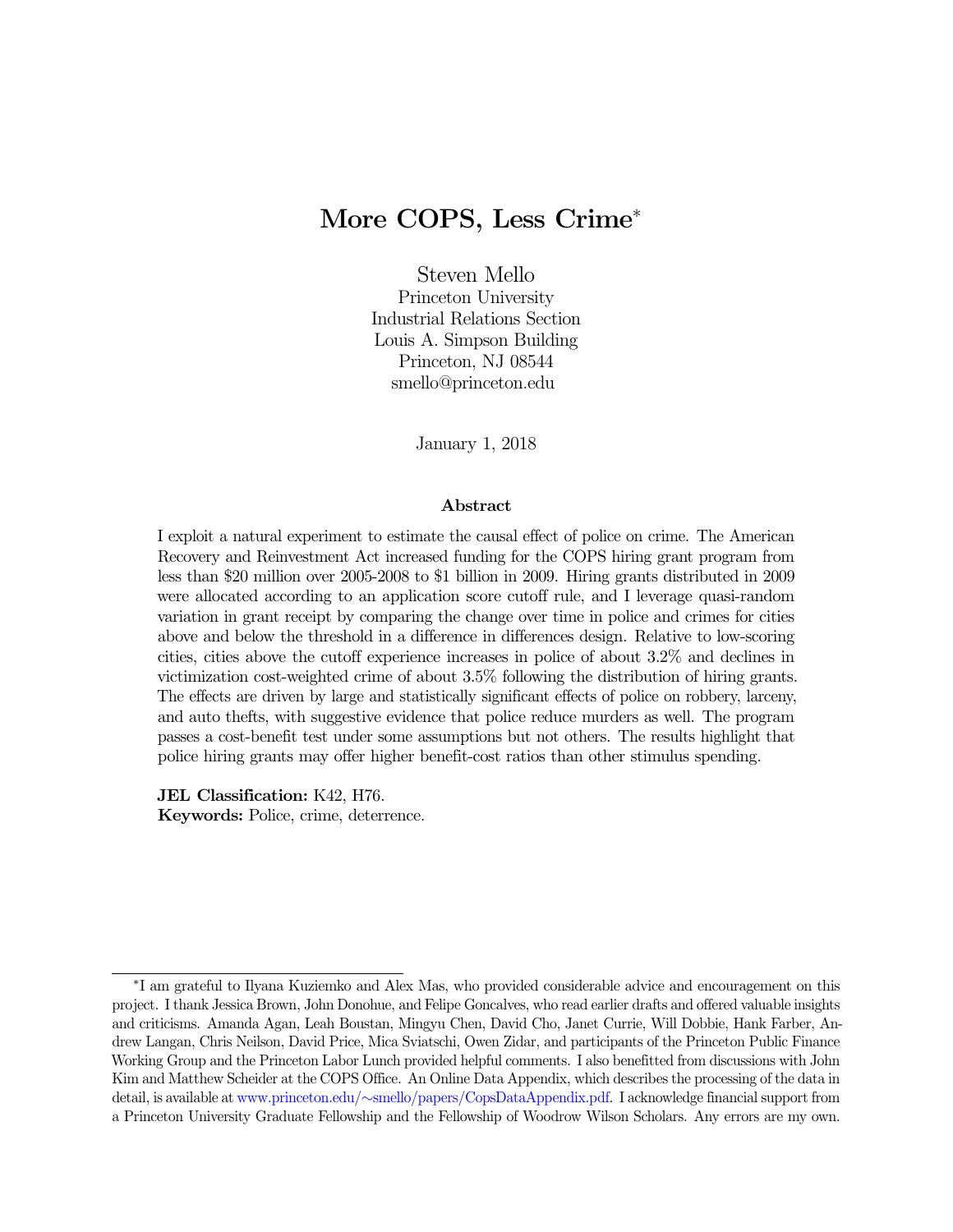# More COPS, Less Crime*

Steven Mello
Princeton University
Industrial Relations Section
Louis A. Simpson Building
Princeton, NJ 08544
smello@princeton.edu

January 1, 2018

## Abstract

I exploit a natural experiment to estimate the causal effect of police on crime. The American Recovery and Reinvestment Act increased funding for the COPS hiring grant program from less than $20 million over 2005-2008 to $1 billion in 2009. Hiring grants distributed in 2009 were allocated according to an application score cutoff rule, and I leverage quasi-random variation in grant receipt by comparing the change over time in police and crimes for cities above and below the threshold in a difference in differences design. Relative to low-scoring cities, cities above the cutoff experience increases in police of about 3.2% and declines in victimization cost-weighted crime of about 3.5% following the distribution of hiring grants. The effects are driven by large and statistically significant effects of police on robbery, larceny, and auto thefts, with suggestive evidence that police reduce murders as well. The program passes a cost-benefit test under some assumptions but not others. The results highlight that police hiring grants may offer higher benefit-cost ratios than other stimulus spending.

**JEL Classification:** K42, H76.
**Keywords:** Police, crime, deterrence.

---

*I am grateful to Ilyana Kuziemko and Alex Mas, who provided considerable advice and encouragement on this project. I thank Jessica Brown, John Donohue, and Felipe Goncalves, who read earlier drafts and offered valuable insights and criticisms. Amanda Agan, Leah Boustan, Mingyu Chen, David Cho, Janet Currie, Will Dobbie, Hank Farber, Andrew Langan, Chris Neilson, David Price, Mica Sviatschi, Owen Zidar, and participants of the Princeton Public Finance Working Group and the Princeton Labor Lunch provided helpful comments. I also benefitted from discussions with John Kim and Matthew Scheider at the COPS Office. An Online Data Appendix, which describes the processing of the data in detail, is available at www.princeton.edu/~smello/papers/CopsDataAppendix.pdf. I acknowledge financial support from a Princeton University Graduate Fellowship and the Fellowship of Woodrow Wilson Scholars. Any errors are my own.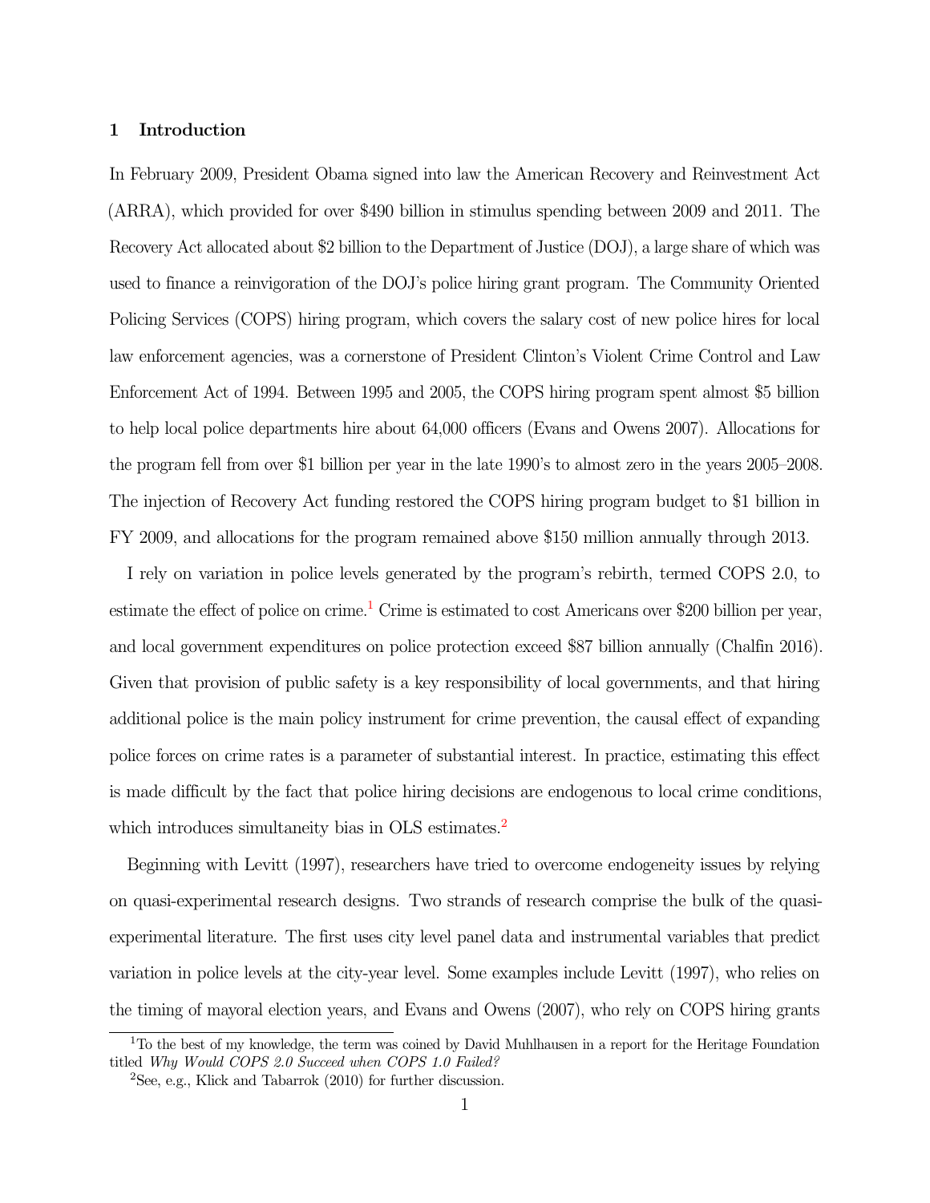## 1 Introduction

In February 2009, President Obama signed into law the American Recovery and Reinvestment Act (ARRA), which provided for over $490 billion in stimulus spending between 2009 and 2011. The Recovery Act allocated about $2 billion to the Department of Justice (DOJ), a large share of which was used to finance a reinvigoration of the DOJ's police hiring grant program. The Community Oriented Policing Services (COPS) hiring program, which covers the salary cost of new police hires for local law enforcement agencies, was a cornerstone of President Clinton's Violent Crime Control and Law Enforcement Act of 1994. Between 1995 and 2005, the COPS hiring program spent almost $5 billion to help local police departments hire about 64,000 officers (Evans and Owens 2007). Allocations for the program fell from over $1 billion per year in the late 1990's to almost zero in the years 2005–2008. The injection of Recovery Act funding restored the COPS hiring program budget to $1 billion in FY 2009, and allocations for the program remained above $150 million annually through 2013.

I rely on variation in police levels generated by the program's rebirth, termed COPS 2.0, to estimate the effect of police on crime.[1] Crime is estimated to cost Americans over $200 billion per year, and local government expenditures on police protection exceed $87 billion annually (Chalfin 2016). Given that provision of public safety is a key responsibility of local governments, and that hiring additional police is the main policy instrument for crime prevention, the causal effect of expanding police forces on crime rates is a parameter of substantial interest. In practice, estimating this effect is made difficult by the fact that police hiring decisions are endogenous to local crime conditions, which introduces simultaneity bias in OLS estimates.[2]

Beginning with Levitt (1997), researchers have tried to overcome endogeneity issues by relying on quasi-experimental research designs. Two strands of research comprise the bulk of the quasi-experimental literature. The first uses city level panel data and instrumental variables that predict variation in police levels at the city-year level. Some examples include Levitt (1997), who relies on the timing of mayoral election years, and Evans and Owens (2007), who rely on COPS hiring grants

[1] To the best of my knowledge, the term was coined by David Muhlhausen in a report for the Heritage Foundation titled *Why Would COPS 2.0 Succeed when COPS 1.0 Failed?*

[2] See, e.g., Klick and Tabarrok (2010) for further discussion.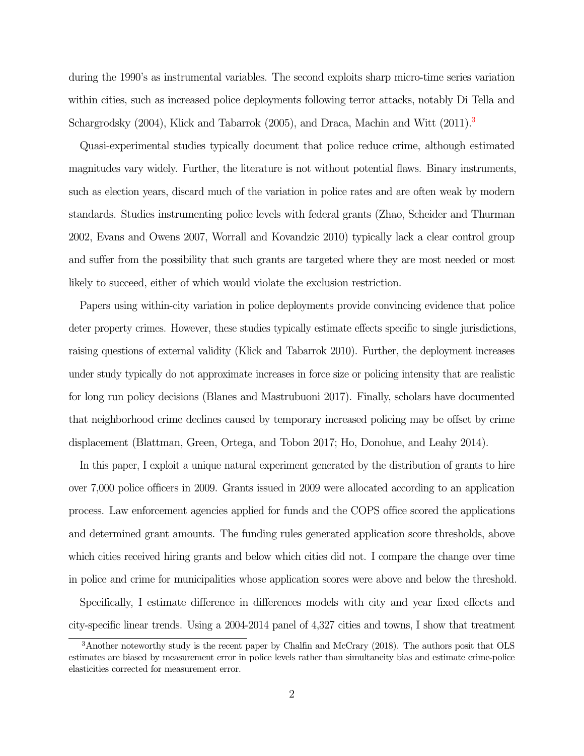during the 1990's as instrumental variables. The second exploits sharp micro-time series variation within cities, such as increased police deployments following terror attacks, notably Di Tella and Schargrodsky (2004), Klick and Tabarrok (2005), and Draca, Machin and Witt (2011).[3]

Quasi-experimental studies typically document that police reduce crime, although estimated magnitudes vary widely. Further, the literature is not without potential flaws. Binary instruments, such as election years, discard much of the variation in police rates and are often weak by modern standards. Studies instrumenting police levels with federal grants (Zhao, Scheider and Thurman 2002, Evans and Owens 2007, Worrall and Kovandzic 2010) typically lack a clear control group and suffer from the possibility that such grants are targeted where they are most needed or most likely to succeed, either of which would violate the exclusion restriction.

Papers using within-city variation in police deployments provide convincing evidence that police deter property crimes. However, these studies typically estimate effects specific to single jurisdictions, raising questions of external validity (Klick and Tabarrok 2010). Further, the deployment increases under study typically do not approximate increases in force size or policing intensity that are realistic for long run policy decisions (Blanes and Mastrubuoni 2017). Finally, scholars have documented that neighborhood crime declines caused by temporary increased policing may be offset by crime displacement (Blattman, Green, Ortega, and Tobon 2017; Ho, Donohue, and Leahy 2014).

In this paper, I exploit a unique natural experiment generated by the distribution of grants to hire over 7,000 police officers in 2009. Grants issued in 2009 were allocated according to an application process. Law enforcement agencies applied for funds and the COPS office scored the applications and determined grant amounts. The funding rules generated application score thresholds, above which cities received hiring grants and below which cities did not. I compare the change over time in police and crime for municipalities whose application scores were above and below the threshold.

Specifically, I estimate difference in differences models with city and year fixed effects and city-specific linear trends. Using a 2004-2014 panel of 4,327 cities and towns, I show that treatment

[3] Another noteworthy study is the recent paper by Chalfin and McCrary (2018). The authors posit that OLS estimates are biased by measurement error in police levels rather than simultaneity bias and estimate crime-police elasticities corrected for measurement error.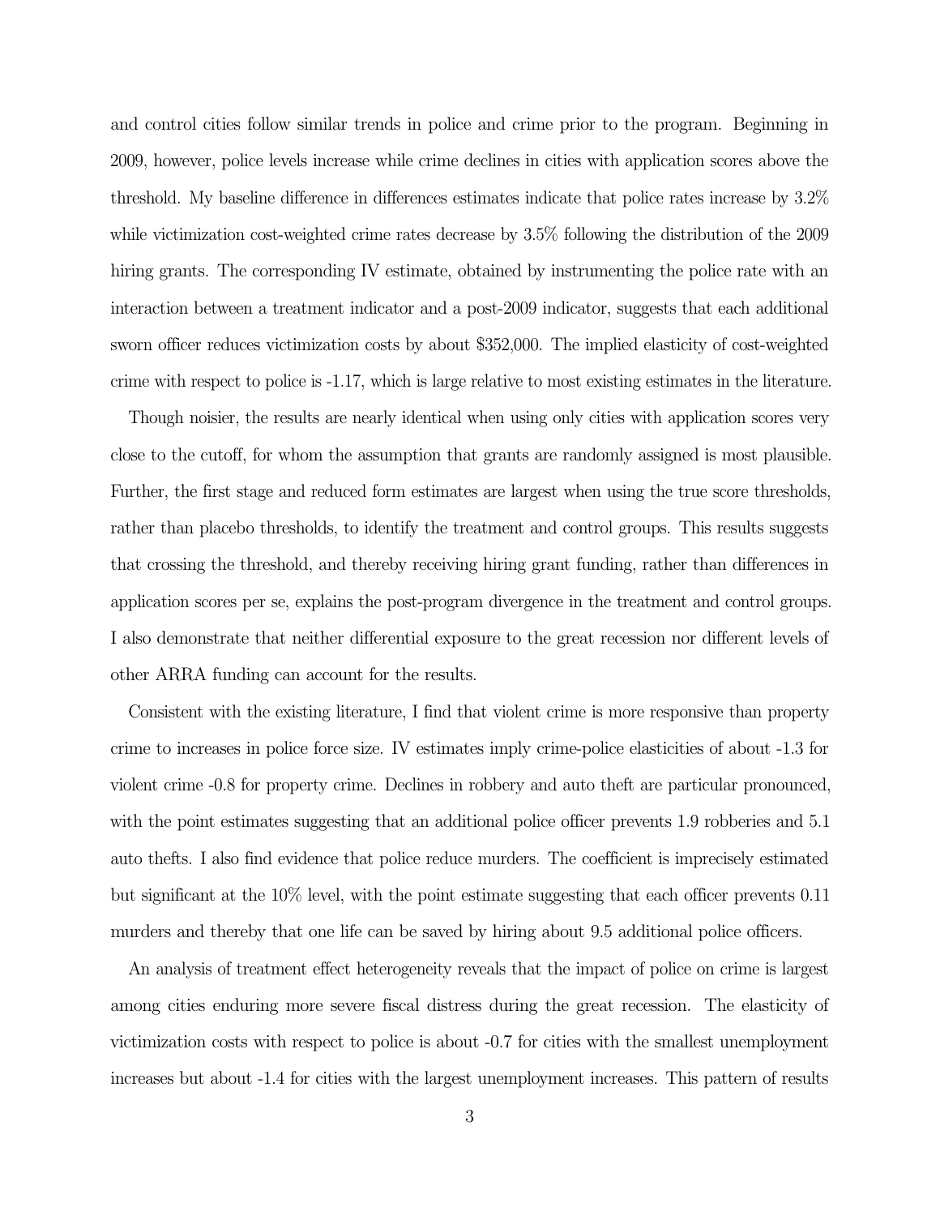and control cities follow similar trends in police and crime prior to the program. Beginning in 2009, however, police levels increase while crime declines in cities with application scores above the threshold. My baseline difference in differences estimates indicate that police rates increase by 3.2% while victimization cost-weighted crime rates decrease by 3.5% following the distribution of the 2009 hiring grants. The corresponding IV estimate, obtained by instrumenting the police rate with an interaction between a treatment indicator and a post-2009 indicator, suggests that each additional sworn officer reduces victimization costs by about $352,000. The implied elasticity of cost-weighted crime with respect to police is -1.17, which is large relative to most existing estimates in the literature.

Though noisier, the results are nearly identical when using only cities with application scores very close to the cutoff, for whom the assumption that grants are randomly assigned is most plausible. Further, the first stage and reduced form estimates are largest when using the true score thresholds, rather than placebo thresholds, to identify the treatment and control groups. This results suggests that crossing the threshold, and thereby receiving hiring grant funding, rather than differences in application scores per se, explains the post-program divergence in the treatment and control groups. I also demonstrate that neither differential exposure to the great recession nor different levels of other ARRA funding can account for the results.

Consistent with the existing literature, I find that violent crime is more responsive than property crime to increases in police force size. IV estimates imply crime-police elasticities of about -1.3 for violent crime -0.8 for property crime. Declines in robbery and auto theft are particular pronounced, with the point estimates suggesting that an additional police officer prevents 1.9 robberies and 5.1 auto thefts. I also find evidence that police reduce murders. The coefficient is imprecisely estimated but significant at the 10% level, with the point estimate suggesting that each officer prevents 0.11 murders and thereby that one life can be saved by hiring about 9.5 additional police officers.

An analysis of treatment effect heterogeneity reveals that the impact of police on crime is largest among cities enduring more severe fiscal distress during the great recession. The elasticity of victimization costs with respect to police is about -0.7 for cities with the smallest unemployment increases but about -1.4 for cities with the largest unemployment increases. This pattern of results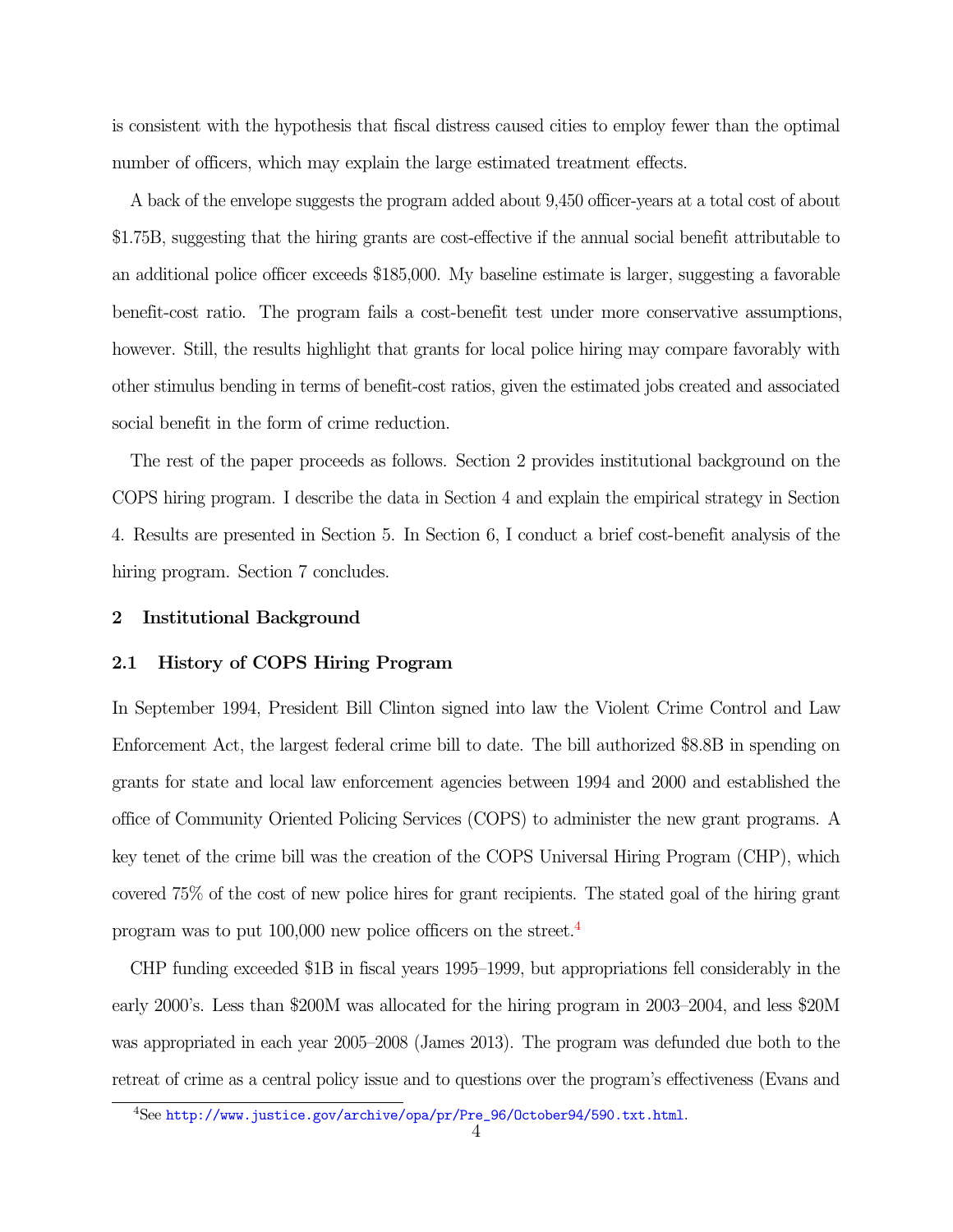is consistent with the hypothesis that fiscal distress caused cities to employ fewer than the optimal number of officers, which may explain the large estimated treatment effects.

A back of the envelope suggests the program added about 9,450 officer-years at a total cost of about $1.75B, suggesting that the hiring grants are cost-effective if the annual social benefit attributable to an additional police officer exceeds $185,000. My baseline estimate is larger, suggesting a favorable benefit-cost ratio. The program fails a cost-benefit test under more conservative assumptions, however. Still, the results highlight that grants for local police hiring may compare favorably with other stimulus bending in terms of benefit-cost ratios, given the estimated jobs created and associated social benefit in the form of crime reduction.

The rest of the paper proceeds as follows. Section 2 provides institutional background on the COPS hiring program. I describe the data in Section 4 and explain the empirical strategy in Section 4. Results are presented in Section 5. In Section 6, I conduct a brief cost-benefit analysis of the hiring program. Section 7 concludes.

## 2 Institutional Background

### 2.1 History of COPS Hiring Program

In September 1994, President Bill Clinton signed into law the Violent Crime Control and Law Enforcement Act, the largest federal crime bill to date. The bill authorized $8.8B in spending on grants for state and local law enforcement agencies between 1994 and 2000 and established the office of Community Oriented Policing Services (COPS) to administer the new grant programs. A key tenet of the crime bill was the creation of the COPS Universal Hiring Program (CHP), which covered 75% of the cost of new police hires for grant recipients. The stated goal of the hiring grant program was to put 100,000 new police officers on the street.[4]

CHP funding exceeded $1B in fiscal years 1995–1999, but appropriations fell considerably in the early 2000's. Less than $200M was allocated for the hiring program in 2003–2004, and less $20M was appropriated in each year 2005–2008 (James 2013). The program was defunded due both to the retreat of crime as a central policy issue and to questions over the program's effectiveness (Evans and

[4] See http://www.justice.gov/archive/opa/pr/Pre_96/October94/590.txt.html.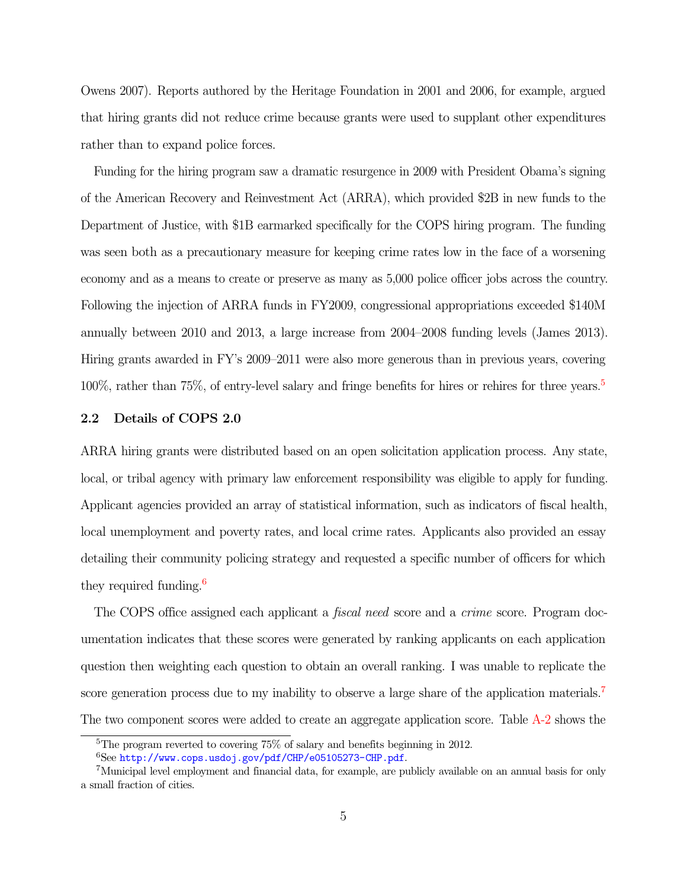Owens 2007). Reports authored by the Heritage Foundation in 2001 and 2006, for example, argued that hiring grants did not reduce crime because grants were used to supplant other expenditures rather than to expand police forces.

Funding for the hiring program saw a dramatic resurgence in 2009 with President Obama's signing of the American Recovery and Reinvestment Act (ARRA), which provided $2B in new funds to the Department of Justice, with $1B earmarked specifically for the COPS hiring program. The funding was seen both as a precautionary measure for keeping crime rates low in the face of a worsening economy and as a means to create or preserve as many as 5,000 police officer jobs across the country. Following the injection of ARRA funds in FY2009, congressional appropriations exceeded $140M annually between 2010 and 2013, a large increase from 2004–2008 funding levels (James 2013). Hiring grants awarded in FY's 2009–2011 were also more generous than in previous years, covering 100%, rather than 75%, of entry-level salary and fringe benefits for hires or rehires for three years.[5]

### 2.2 Details of COPS 2.0

ARRA hiring grants were distributed based on an open solicitation application process. Any state, local, or tribal agency with primary law enforcement responsibility was eligible to apply for funding. Applicant agencies provided an array of statistical information, such as indicators of fiscal health, local unemployment and poverty rates, and local crime rates. Applicants also provided an essay detailing their community policing strategy and requested a specific number of officers for which they required funding.[6]

The COPS office assigned each applicant a *fiscal need* score and a *crime* score. Program documentation indicates that these scores were generated by ranking applicants on each application question then weighting each question to obtain an overall ranking. I was unable to replicate the score generation process due to my inability to observe a large share of the application materials.[7] The two component scores were added to create an aggregate application score. Table A-2 shows the

[5] The program reverted to covering 75% of salary and benefits beginning in 2012.

[6] See http://www.cops.usdoj.gov/pdf/CHP/e05105273-CHP.pdf.

[7] Municipal level employment and financial data, for example, are publicly available on an annual basis for only a small fraction of cities.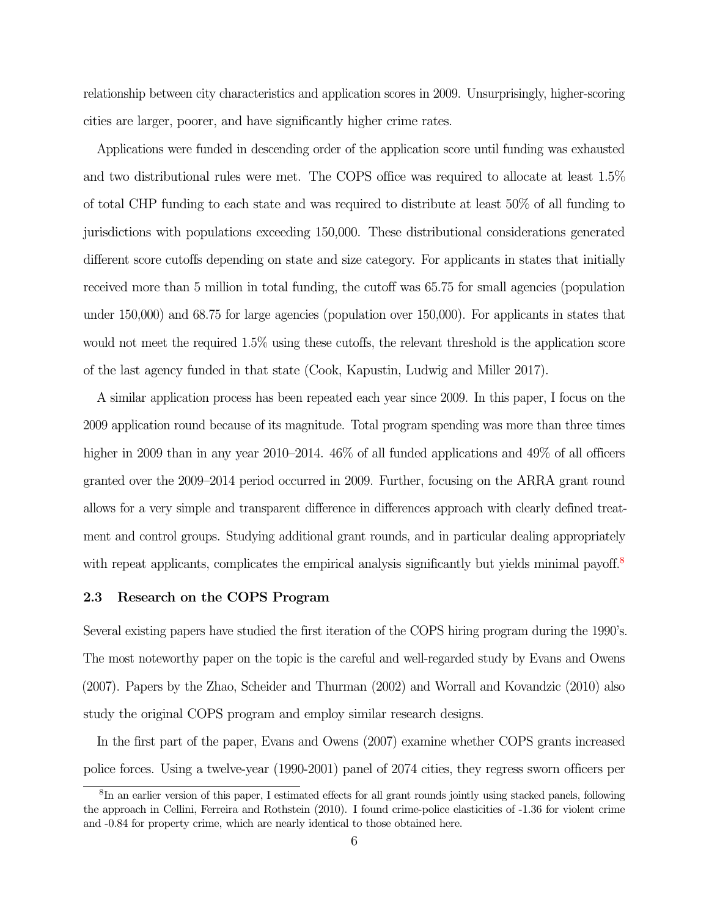relationship between city characteristics and application scores in 2009. Unsurprisingly, higher-scoring cities are larger, poorer, and have significantly higher crime rates.

Applications were funded in descending order of the application score until funding was exhausted and two distributional rules were met. The COPS office was required to allocate at least 1.5% of total CHP funding to each state and was required to distribute at least 50% of all funding to jurisdictions with populations exceeding 150,000. These distributional considerations generated different score cutoffs depending on state and size category. For applicants in states that initially received more than 5 million in total funding, the cutoff was 65.75 for small agencies (population under 150,000) and 68.75 for large agencies (population over 150,000). For applicants in states that would not meet the required 1.5% using these cutoffs, the relevant threshold is the application score of the last agency funded in that state (Cook, Kapustin, Ludwig and Miller 2017).

A similar application process has been repeated each year since 2009. In this paper, I focus on the 2009 application round because of its magnitude. Total program spending was more than three times higher in 2009 than in any year 2010–2014. 46% of all funded applications and 49% of all officers granted over the 2009–2014 period occurred in 2009. Further, focusing on the ARRA grant round allows for a very simple and transparent difference in differences approach with clearly defined treatment and control groups. Studying additional grant rounds, and in particular dealing appropriately with repeat applicants, complicates the empirical analysis significantly but yields minimal payoff.[8]

### 2.3 Research on the COPS Program

Several existing papers have studied the first iteration of the COPS hiring program during the 1990's. The most noteworthy paper on the topic is the careful and well-regarded study by Evans and Owens (2007). Papers by the Zhao, Scheider and Thurman (2002) and Worrall and Kovandzic (2010) also study the original COPS program and employ similar research designs.

In the first part of the paper, Evans and Owens (2007) examine whether COPS grants increased police forces. Using a twelve-year (1990-2001) panel of 2074 cities, they regress sworn officers per

[8] In an earlier version of this paper, I estimated effects for all grant rounds jointly using stacked panels, following the approach in Cellini, Ferreira and Rothstein (2010). I found crime-police elasticities of -1.36 for violent crime and -0.84 for property crime, which are nearly identical to those obtained here.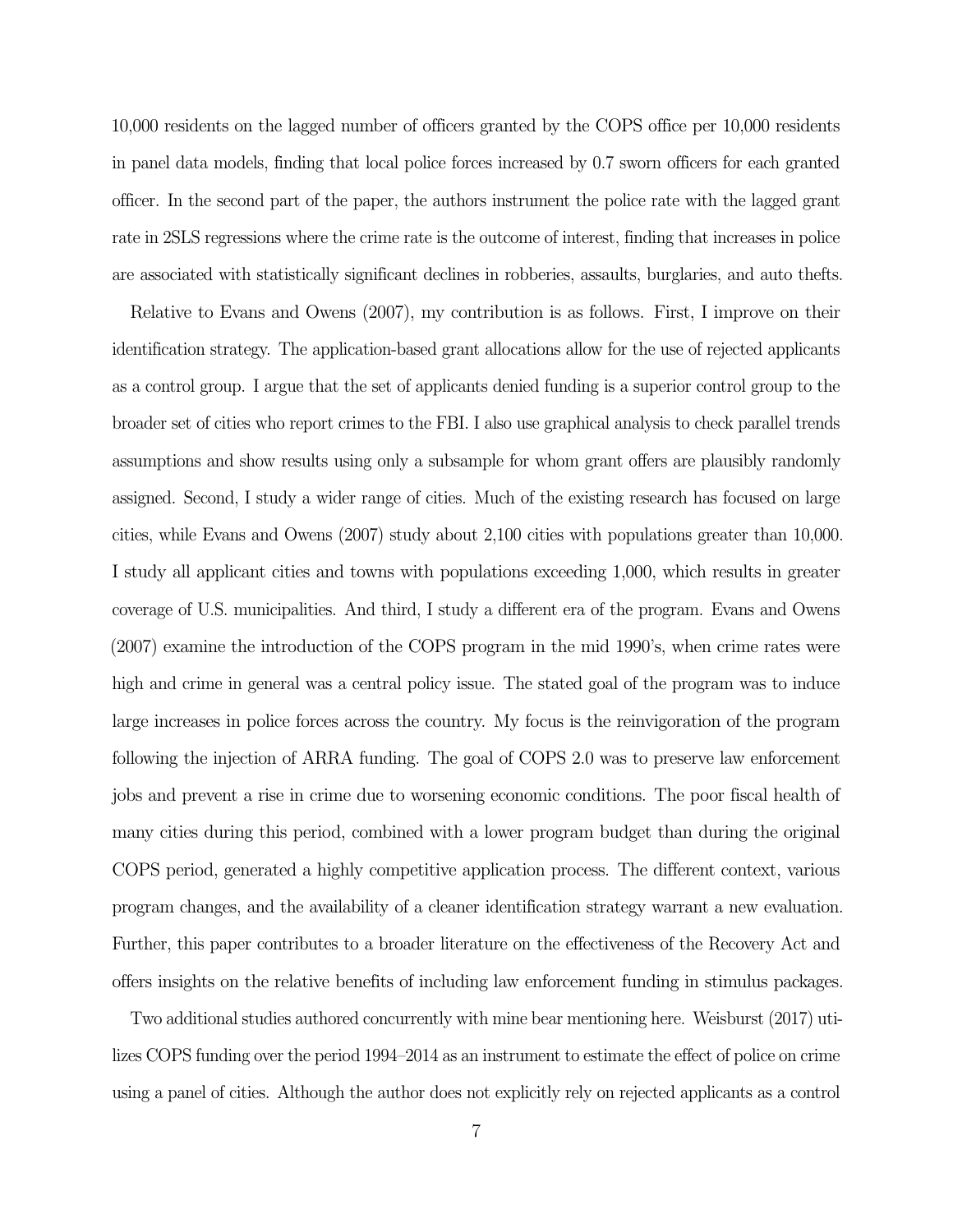10,000 residents on the lagged number of officers granted by the COPS office per 10,000 residents in panel data models, finding that local police forces increased by 0.7 sworn officers for each granted officer. In the second part of the paper, the authors instrument the police rate with the lagged grant rate in 2SLS regressions where the crime rate is the outcome of interest, finding that increases in police are associated with statistically significant declines in robberies, assaults, burglaries, and auto thefts.

Relative to Evans and Owens (2007), my contribution is as follows. First, I improve on their identification strategy. The application-based grant allocations allow for the use of rejected applicants as a control group. I argue that the set of applicants denied funding is a superior control group to the broader set of cities who report crimes to the FBI. I also use graphical analysis to check parallel trends assumptions and show results using only a subsample for whom grant offers are plausibly randomly assigned. Second, I study a wider range of cities. Much of the existing research has focused on large cities, while Evans and Owens (2007) study about 2,100 cities with populations greater than 10,000. I study all applicant cities and towns with populations exceeding 1,000, which results in greater coverage of U.S. municipalities. And third, I study a different era of the program. Evans and Owens (2007) examine the introduction of the COPS program in the mid 1990's, when crime rates were high and crime in general was a central policy issue. The stated goal of the program was to induce large increases in police forces across the country. My focus is the reinvigoration of the program following the injection of ARRA funding. The goal of COPS 2.0 was to preserve law enforcement jobs and prevent a rise in crime due to worsening economic conditions. The poor fiscal health of many cities during this period, combined with a lower program budget than during the original COPS period, generated a highly competitive application process. The different context, various program changes, and the availability of a cleaner identification strategy warrant a new evaluation. Further, this paper contributes to a broader literature on the effectiveness of the Recovery Act and offers insights on the relative benefits of including law enforcement funding in stimulus packages.

Two additional studies authored concurrently with mine bear mentioning here. Weisburst (2017) utilizes COPS funding over the period 1994–2014 as an instrument to estimate the effect of police on crime using a panel of cities. Although the author does not explicitly rely on rejected applicants as a control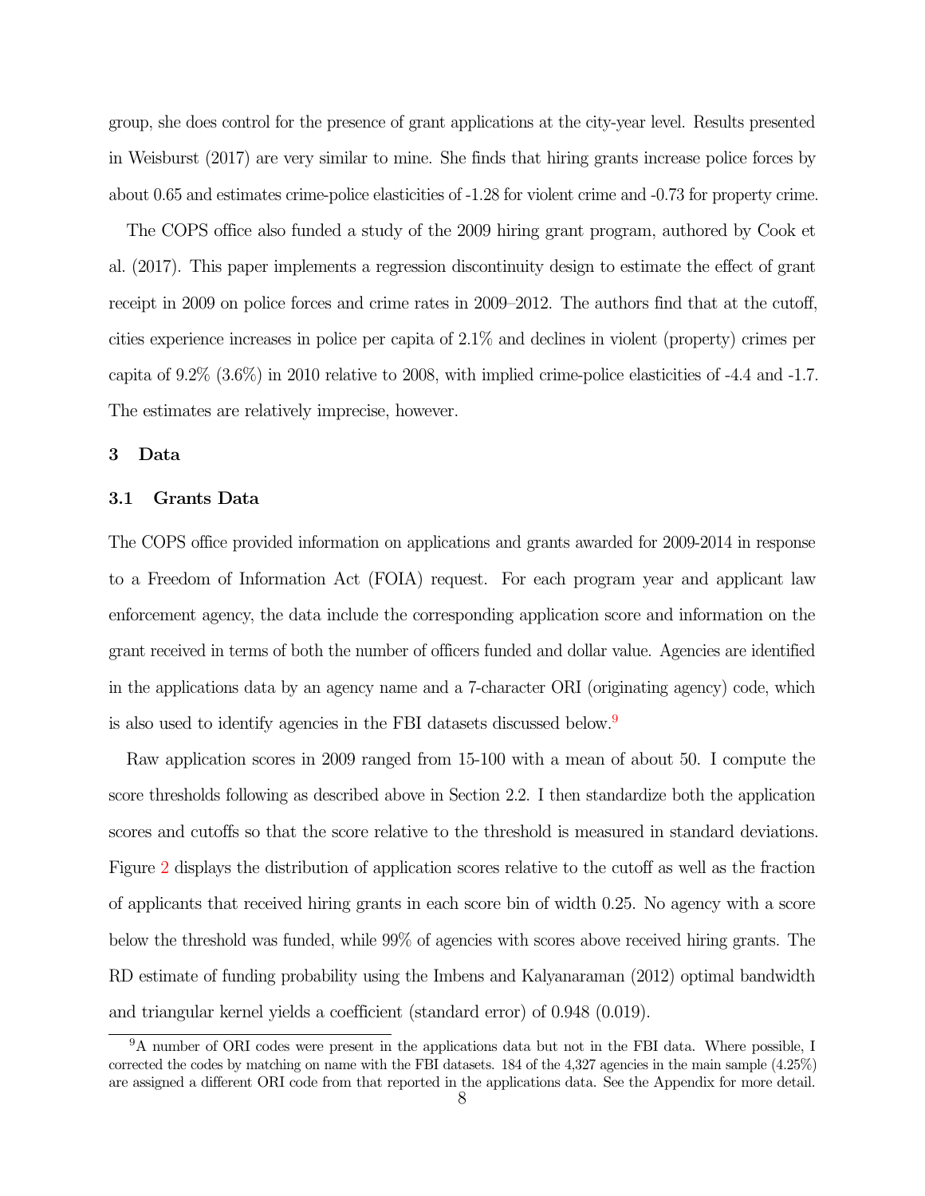group, she does control for the presence of grant applications at the city-year level. Results presented in Weisburst (2017) are very similar to mine. She finds that hiring grants increase police forces by about 0.65 and estimates crime-police elasticities of -1.28 for violent crime and -0.73 for property crime.

The COPS office also funded a study of the 2009 hiring grant program, authored by Cook et al. (2017). This paper implements a regression discontinuity design to estimate the effect of grant receipt in 2009 on police forces and crime rates in 2009–2012. The authors find that at the cutoff, cities experience increases in police per capita of 2.1% and declines in violent (property) crimes per capita of 9.2% (3.6%) in 2010 relative to 2008, with implied crime-police elasticities of -4.4 and -1.7. The estimates are relatively imprecise, however.

## 3 Data

### 3.1 Grants Data

The COPS office provided information on applications and grants awarded for 2009-2014 in response to a Freedom of Information Act (FOIA) request. For each program year and applicant law enforcement agency, the data include the corresponding application score and information on the grant received in terms of both the number of officers funded and dollar value. Agencies are identified in the applications data by an agency name and a 7-character ORI (originating agency) code, which is also used to identify agencies in the FBI datasets discussed below.[9]

Raw application scores in 2009 ranged from 15-100 with a mean of about 50. I compute the score thresholds following as described above in Section 2.2. I then standardize both the application scores and cutoffs so that the score relative to the threshold is measured in standard deviations. Figure 2 displays the distribution of application scores relative to the cutoff as well as the fraction of applicants that received hiring grants in each score bin of width 0.25. No agency with a score below the threshold was funded, while 99% of agencies with scores above received hiring grants. The RD estimate of funding probability using the Imbens and Kalyanaraman (2012) optimal bandwidth and triangular kernel yields a coefficient (standard error) of 0.948 (0.019).

[9] A number of ORI codes were present in the applications data but not in the FBI data. Where possible, I corrected the codes by matching on name with the FBI datasets. 184 of the 4,327 agencies in the main sample (4.25%) are assigned a different ORI code from that reported in the applications data. See the Appendix for more detail.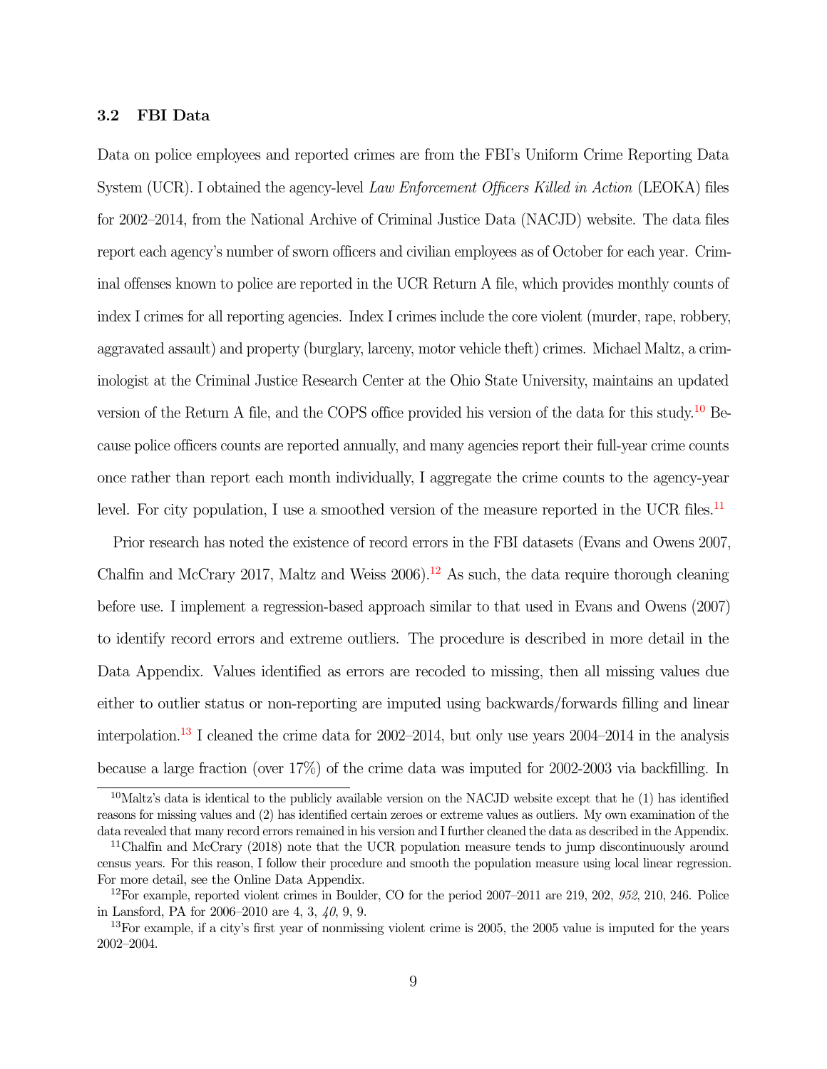### 3.2 FBI Data

Data on police employees and reported crimes are from the FBI's Uniform Crime Reporting Data System (UCR). I obtained the agency-level *Law Enforcement Officers Killed in Action* (LEOKA) files for 2002–2014, from the National Archive of Criminal Justice Data (NACJD) website. The data files report each agency's number of sworn officers and civilian employees as of October for each year. Criminal offenses known to police are reported in the UCR Return A file, which provides monthly counts of index I crimes for all reporting agencies. Index I crimes include the core violent (murder, rape, robbery, aggravated assault) and property (burglary, larceny, motor vehicle theft) crimes. Michael Maltz, a criminologist at the Criminal Justice Research Center at the Ohio State University, maintains an updated version of the Return A file, and the COPS office provided his version of the data for this study.[10] Because police officers counts are reported annually, and many agencies report their full-year crime counts once rather than report each month individually, I aggregate the crime counts to the agency-year level. For city population, I use a smoothed version of the measure reported in the UCR files.[11]

Prior research has noted the existence of record errors in the FBI datasets (Evans and Owens 2007, Chalfin and McCrary 2017, Maltz and Weiss 2006).[12] As such, the data require thorough cleaning before use. I implement a regression-based approach similar to that used in Evans and Owens (2007) to identify record errors and extreme outliers. The procedure is described in more detail in the Data Appendix. Values identified as errors are recoded to missing, then all missing values due either to outlier status or non-reporting are imputed using backwards/forwards filling and linear interpolation.[13] I cleaned the crime data for 2002–2014, but only use years 2004–2014 in the analysis because a large fraction (over 17%) of the crime data was imputed for 2002-2003 via backfilling. In

[10] Maltz's data is identical to the publicly available version on the NACJD website except that he (1) has identified reasons for missing values and (2) has identified certain zeroes or extreme values as outliers. My own examination of the data revealed that many record errors remained in his version and I further cleaned the data as described in the Appendix.

[11] Chalfin and McCrary (2018) note that the UCR population measure tends to jump discontinuously around census years. For this reason, I follow their procedure and smooth the population measure using local linear regression. For more detail, see the Online Data Appendix.

[12] For example, reported violent crimes in Boulder, CO for the period 2007–2011 are 219, 202, *952*, 210, 246. Police in Lansford, PA for 2006–2010 are 4, 3, *40*, 9, 9.

[13] For example, if a city's first year of nonmissing violent crime is 2005, the 2005 value is imputed for the years 2002–2004.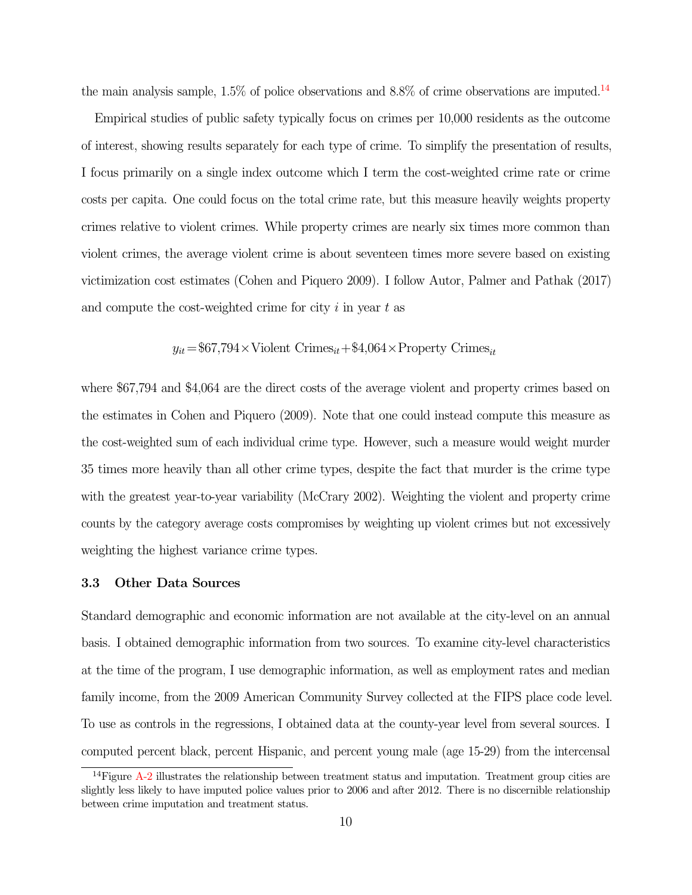the main analysis sample, 1.5% of police observations and 8.8% of crime observations are imputed.[14]

Empirical studies of public safety typically focus on crimes per 10,000 residents as the outcome of interest, showing results separately for each type of crime. To simplify the presentation of results, I focus primarily on a single index outcome which I term the cost-weighted crime rate or crime costs per capita. One could focus on the total crime rate, but this measure heavily weights property crimes relative to violent crimes. While property crimes are nearly six times more common than violent crimes, the average violent crime is about seventeen times more severe based on existing victimization cost estimates (Cohen and Piquero 2009). I follow Autor, Palmer and Pathak (2017) and compute the cost-weighted crime for city $i$ in year $t$ as

$$y_{it} = \$67{,}794 \times \text{Violent Crimes}_{it} + \$4{,}064 \times \text{Property Crimes}_{it}$$

where \$67,794 and \$4,064 are the direct costs of the average violent and property crimes based on the estimates in Cohen and Piquero (2009). Note that one could instead compute this measure as the cost-weighted sum of each individual crime type. However, such a measure would weight murder 35 times more heavily than all other crime types, despite the fact that murder is the crime type with the greatest year-to-year variability (McCrary 2002). Weighting the violent and property crime counts by the category average costs compromises by weighting up violent crimes but not excessively weighting the highest variance crime types.

### 3.3 Other Data Sources

Standard demographic and economic information are not available at the city-level on an annual basis. I obtained demographic information from two sources. To examine city-level characteristics at the time of the program, I use demographic information, as well as employment rates and median family income, from the 2009 American Community Survey collected at the FIPS place code level. To use as controls in the regressions, I obtained data at the county-year level from several sources. I computed percent black, percent Hispanic, and percent young male (age 15-29) from the intercensal

[14] Figure A-2 illustrates the relationship between treatment status and imputation. Treatment group cities are slightly less likely to have imputed police values prior to 2006 and after 2012. There is no discernible relationship between crime imputation and treatment status.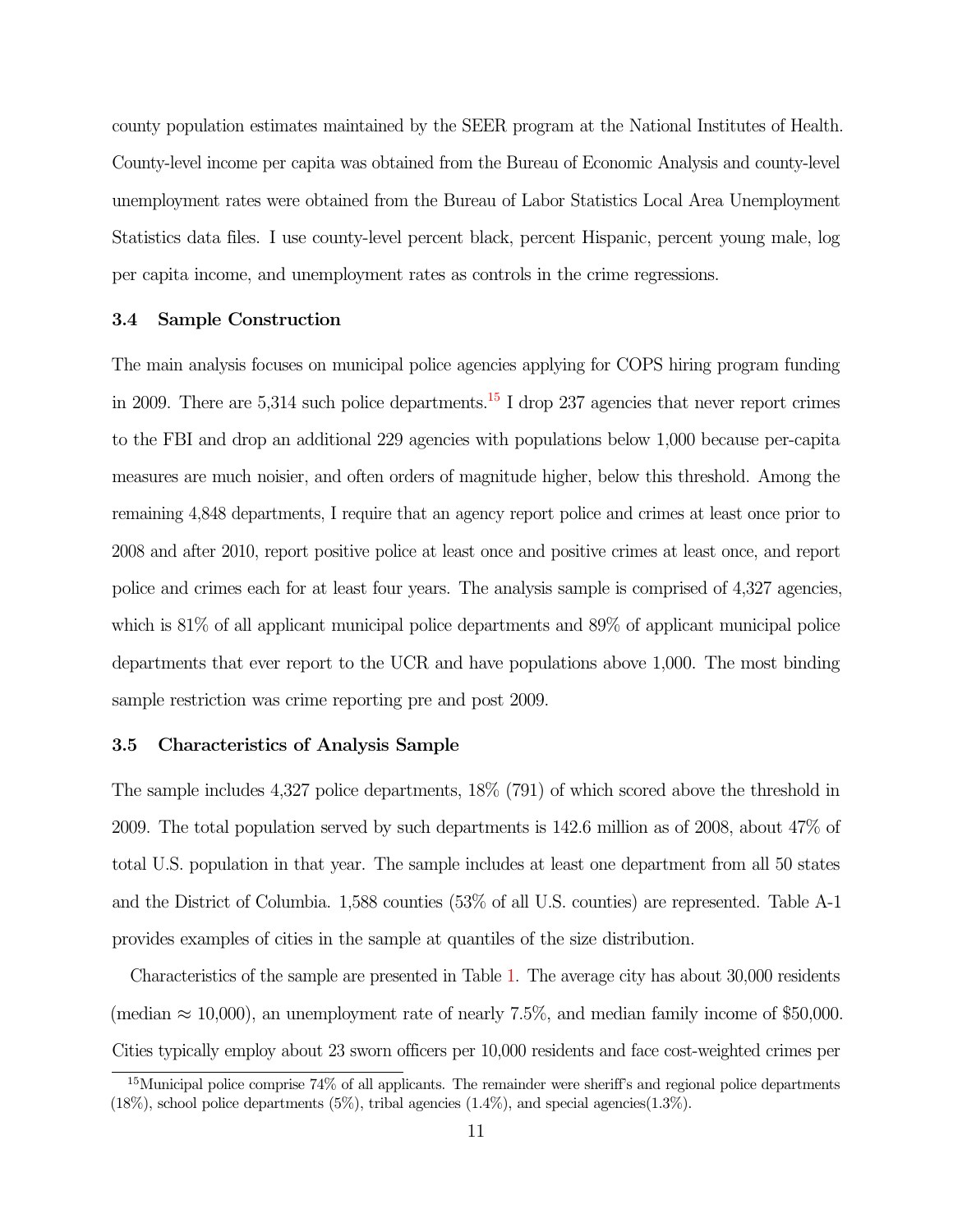county population estimates maintained by the SEER program at the National Institutes of Health. County-level income per capita was obtained from the Bureau of Economic Analysis and county-level unemployment rates were obtained from the Bureau of Labor Statistics Local Area Unemployment Statistics data files. I use county-level percent black, percent Hispanic, percent young male, log per capita income, and unemployment rates as controls in the crime regressions.

### 3.4 Sample Construction

The main analysis focuses on municipal police agencies applying for COPS hiring program funding in 2009. There are 5,314 such police departments.[15] I drop 237 agencies that never report crimes to the FBI and drop an additional 229 agencies with populations below 1,000 because per-capita measures are much noisier, and often orders of magnitude higher, below this threshold. Among the remaining 4,848 departments, I require that an agency report police and crimes at least once prior to 2008 and after 2010, report positive police at least once and positive crimes at least once, and report police and crimes each for at least four years. The analysis sample is comprised of 4,327 agencies, which is 81% of all applicant municipal police departments and 89% of applicant municipal police departments that ever report to the UCR and have populations above 1,000. The most binding sample restriction was crime reporting pre and post 2009.

### 3.5 Characteristics of Analysis Sample

The sample includes 4,327 police departments, 18% (791) of which scored above the threshold in 2009. The total population served by such departments is 142.6 million as of 2008, about 47% of total U.S. population in that year. The sample includes at least one department from all 50 states and the District of Columbia. 1,588 counties (53% of all U.S. counties) are represented. Table A-1 provides examples of cities in the sample at quantiles of the size distribution.

Characteristics of the sample are presented in Table 1. The average city has about 30,000 residents (median $\approx$ 10,000), an unemployment rate of nearly 7.5%, and median family income of $50,000. Cities typically employ about 23 sworn officers per 10,000 residents and face cost-weighted crimes per

[15] Municipal police comprise 74% of all applicants. The remainder were sheriff's and regional police departments (18%), school police departments (5%), tribal agencies (1.4%), and special agencies(1.3%).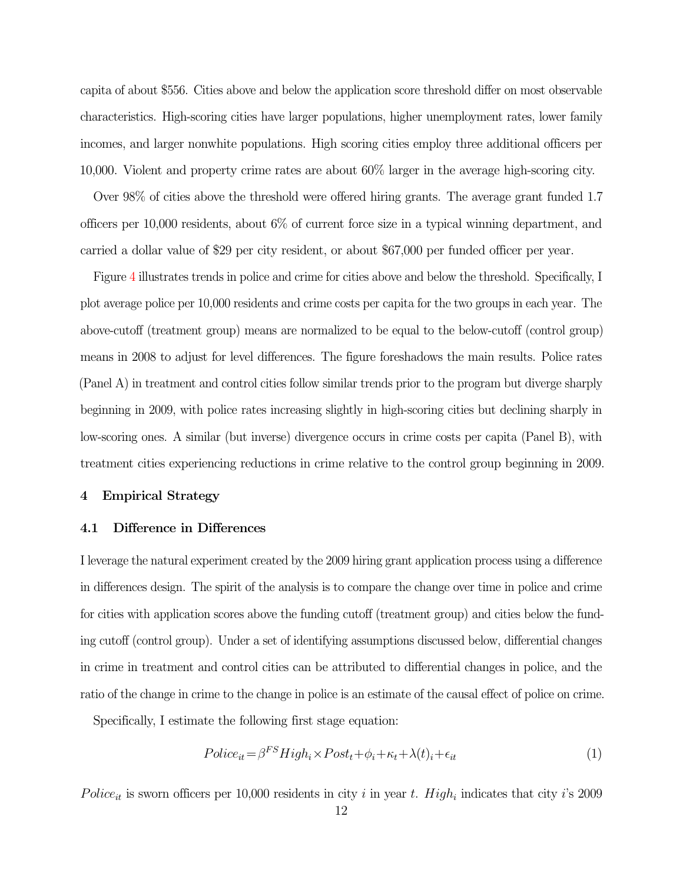capita of about $556. Cities above and below the application score threshold differ on most observable characteristics. High-scoring cities have larger populations, higher unemployment rates, lower family incomes, and larger nonwhite populations. High scoring cities employ three additional officers per 10,000. Violent and property crime rates are about 60% larger in the average high-scoring city.

Over 98% of cities above the threshold were offered hiring grants. The average grant funded 1.7 officers per 10,000 residents, about 6% of current force size in a typical winning department, and carried a dollar value of $29 per city resident, or about $67,000 per funded officer per year.

Figure 4 illustrates trends in police and crime for cities above and below the threshold. Specifically, I plot average police per 10,000 residents and crime costs per capita for the two groups in each year. The above-cutoff (treatment group) means are normalized to be equal to the below-cutoff (control group) means in 2008 to adjust for level differences. The figure foreshadows the main results. Police rates (Panel A) in treatment and control cities follow similar trends prior to the program but diverge sharply beginning in 2009, with police rates increasing slightly in high-scoring cities but declining sharply in low-scoring ones. A similar (but inverse) divergence occurs in crime costs per capita (Panel B), with treatment cities experiencing reductions in crime relative to the control group beginning in 2009.

## 4 Empirical Strategy

### 4.1 Difference in Differences

I leverage the natural experiment created by the 2009 hiring grant application process using a difference in differences design. The spirit of the analysis is to compare the change over time in police and crime for cities with application scores above the funding cutoff (treatment group) and cities below the funding cutoff (control group). Under a set of identifying assumptions discussed below, differential changes in crime in treatment and control cities can be attributed to differential changes in police, and the ratio of the change in crime to the change in police is an estimate of the causal effect of police on crime.

Specifically, I estimate the following first stage equation:

$$Police_{it} = \beta^{FS} High_i \times Post_t + \phi_i + \kappa_t + \lambda(t)_i + \epsilon_{it} \tag{1}$$

$Police_{it}$ is sworn officers per 10,000 residents in city $i$ in year $t$. $High_i$ indicates that city $i$'s 2009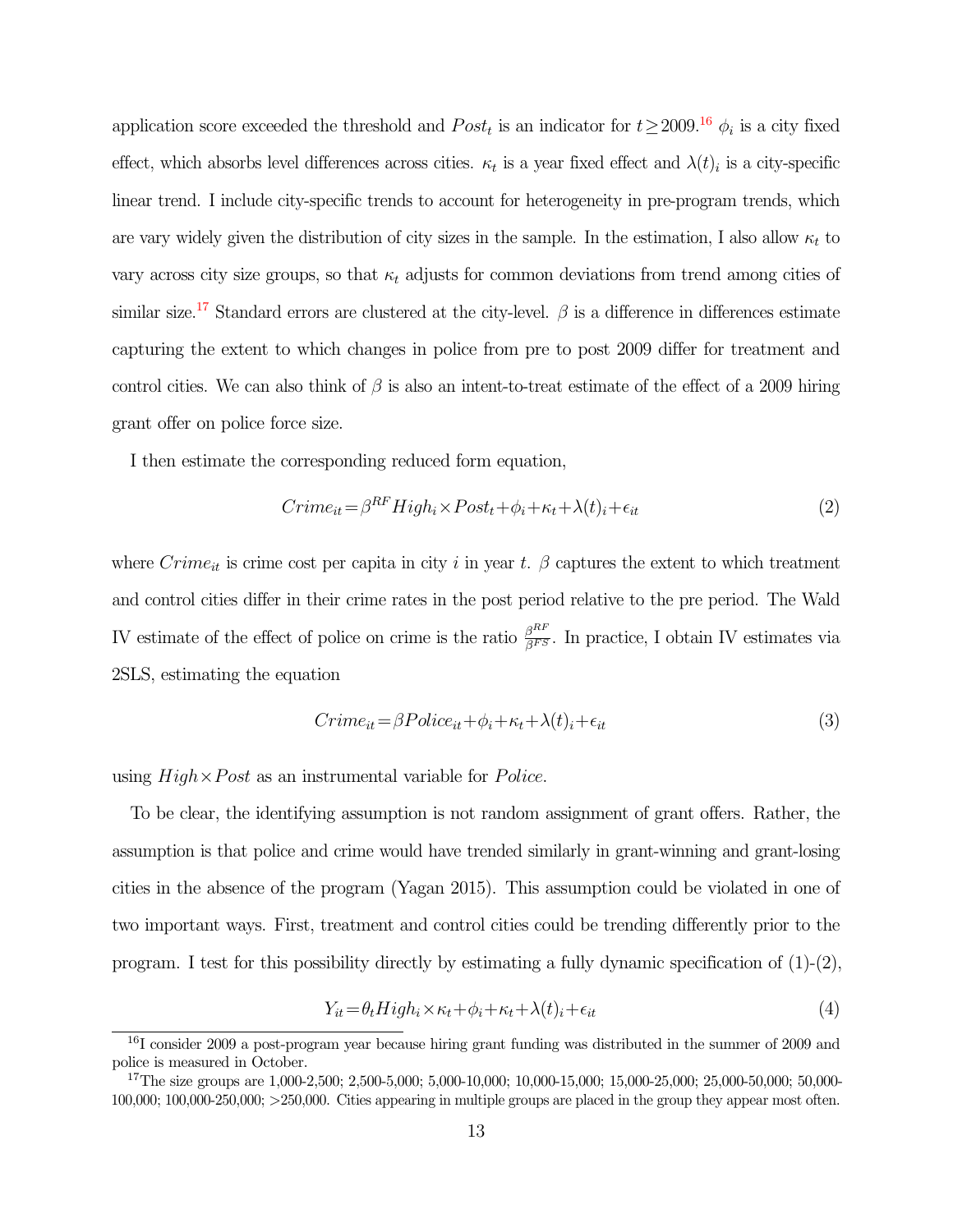application score exceeded the threshold and $Post_t$ is an indicator for $t \geq 2009$.[16] $\phi_i$ is a city fixed effect, which absorbs level differences across cities. $\kappa_t$ is a year fixed effect and $\lambda(t)_i$ is a city-specific linear trend. I include city-specific trends to account for heterogeneity in pre-program trends, which are vary widely given the distribution of city sizes in the sample. In the estimation, I also allow $\kappa_t$ to vary across city size groups, so that $\kappa_t$ adjusts for common deviations from trend among cities of similar size.[17] Standard errors are clustered at the city-level. $\beta$ is a difference in differences estimate capturing the extent to which changes in police from pre to post 2009 differ for treatment and control cities. We can also think of $\beta$ is also an intent-to-treat estimate of the effect of a 2009 hiring grant offer on police force size.

I then estimate the corresponding reduced form equation,

$$Crime_{it} = \beta^{RF} High_i \times Post_t + \phi_i + \kappa_t + \lambda(t)_i + \epsilon_{it} \tag{2}$$

where $Crime_{it}$ is crime cost per capita in city $i$ in year $t$. $\beta$ captures the extent to which treatment and control cities differ in their crime rates in the post period relative to the pre period. The Wald IV estimate of the effect of police on crime is the ratio $\frac{\beta^{RF}}{\beta^{FS}}$. In practice, I obtain IV estimates via 2SLS, estimating the equation

$$Crime_{it} = \beta Police_{it} + \phi_i + \kappa_t + \lambda(t)_i + \epsilon_{it} \tag{3}$$

using $High \times Post$ as an instrumental variable for $Police$.

To be clear, the identifying assumption is not random assignment of grant offers. Rather, the assumption is that police and crime would have trended similarly in grant-winning and grant-losing cities in the absence of the program (Yagan 2015). This assumption could be violated in one of two important ways. First, treatment and control cities could be trending differently prior to the program. I test for this possibility directly by estimating a fully dynamic specification of (1)-(2),

$$Y_{it} = \theta_t High_i \times \kappa_t + \phi_i + \kappa_t + \lambda(t)_i + \epsilon_{it} \tag{4}$$

[16] I consider 2009 a post-program year because hiring grant funding was distributed in the summer of 2009 and police is measured in October.

[17] The size groups are 1,000-2,500; 2,500-5,000; 5,000-10,000; 10,000-15,000; 15,000-25,000; 25,000-50,000; 50,000-100,000; 100,000-250,000; >250,000. Cities appearing in multiple groups are placed in the group they appear most often.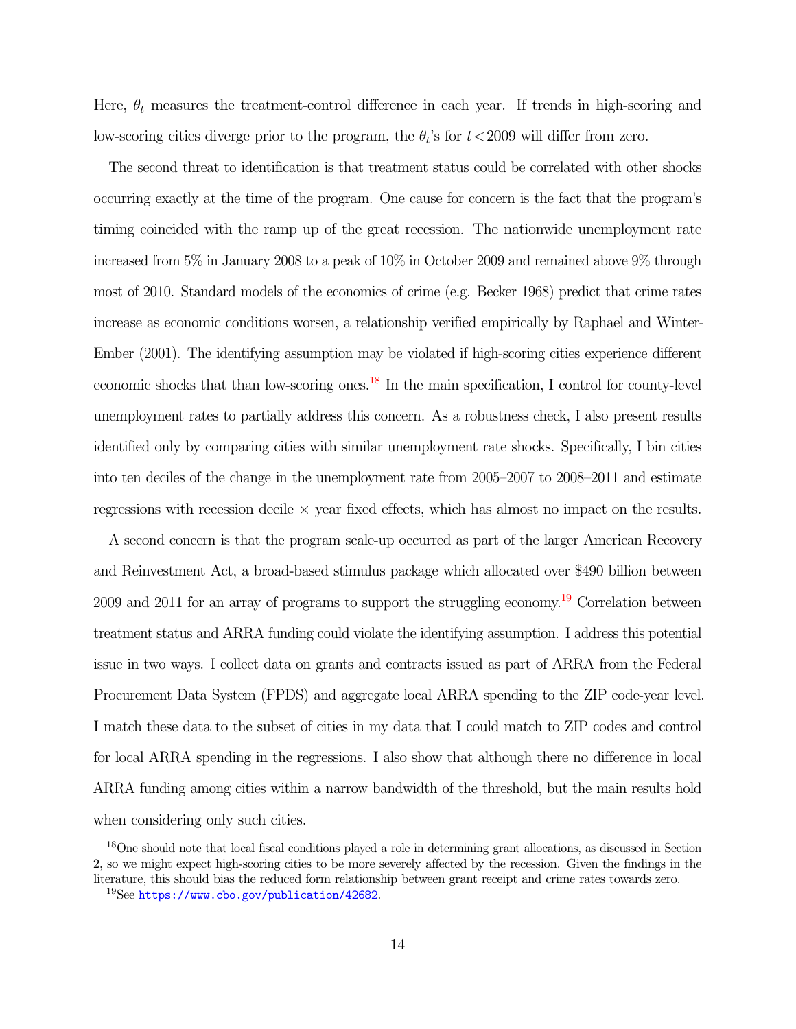Here, $\theta_t$ measures the treatment-control difference in each year. If trends in high-scoring and low-scoring cities diverge prior to the program, the $\theta_t$'s for $t < 2009$ will differ from zero.

The second threat to identification is that treatment status could be correlated with other shocks occurring exactly at the time of the program. One cause for concern is the fact that the program's timing coincided with the ramp up of the great recession. The nationwide unemployment rate increased from 5% in January 2008 to a peak of 10% in October 2009 and remained above 9% through most of 2010. Standard models of the economics of crime (e.g. Becker 1968) predict that crime rates increase as economic conditions worsen, a relationship verified empirically by Raphael and Winter-Ember (2001). The identifying assumption may be violated if high-scoring cities experience different economic shocks that than low-scoring ones.[18] In the main specification, I control for county-level unemployment rates to partially address this concern. As a robustness check, I also present results identified only by comparing cities with similar unemployment rate shocks. Specifically, I bin cities into ten deciles of the change in the unemployment rate from 2005–2007 to 2008–2011 and estimate regressions with recession decile × year fixed effects, which has almost no impact on the results.

A second concern is that the program scale-up occurred as part of the larger American Recovery and Reinvestment Act, a broad-based stimulus package which allocated over $490 billion between 2009 and 2011 for an array of programs to support the struggling economy.[19] Correlation between treatment status and ARRA funding could violate the identifying assumption. I address this potential issue in two ways. I collect data on grants and contracts issued as part of ARRA from the Federal Procurement Data System (FPDS) and aggregate local ARRA spending to the ZIP code-year level. I match these data to the subset of cities in my data that I could match to ZIP codes and control for local ARRA spending in the regressions. I also show that although there no difference in local ARRA funding among cities within a narrow bandwidth of the threshold, but the main results hold when considering only such cities.

[18] One should note that local fiscal conditions played a role in determining grant allocations, as discussed in Section 2, so we might expect high-scoring cities to be more severely affected by the recession. Given the findings in the literature, this should bias the reduced form relationship between grant receipt and crime rates towards zero.

[19] See https://www.cbo.gov/publication/42682.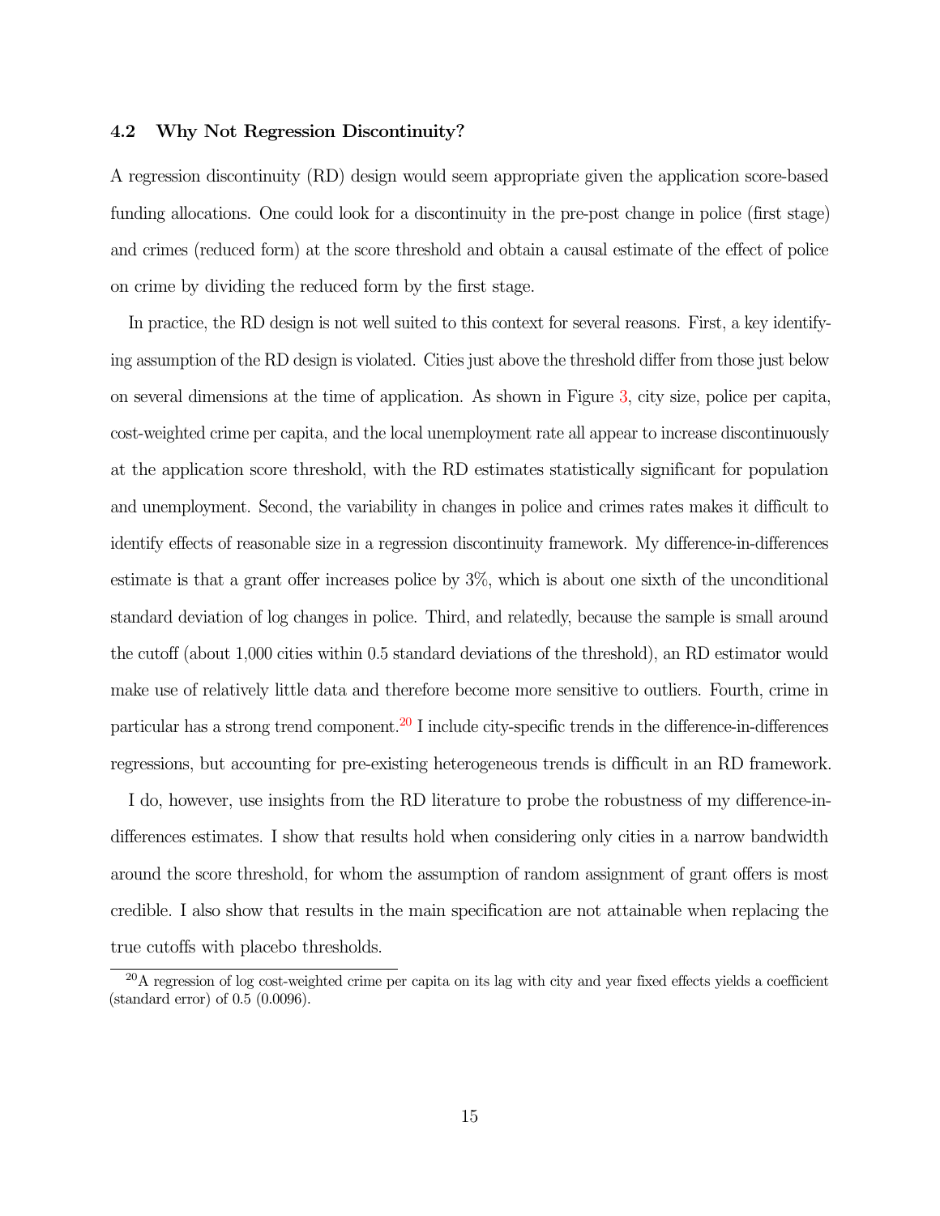### 4.2 Why Not Regression Discontinuity?

A regression discontinuity (RD) design would seem appropriate given the application score-based funding allocations. One could look for a discontinuity in the pre-post change in police (first stage) and crimes (reduced form) at the score threshold and obtain a causal estimate of the effect of police on crime by dividing the reduced form by the first stage.

In practice, the RD design is not well suited to this context for several reasons. First, a key identifying assumption of the RD design is violated. Cities just above the threshold differ from those just below on several dimensions at the time of application. As shown in Figure 3, city size, police per capita, cost-weighted crime per capita, and the local unemployment rate all appear to increase discontinuously at the application score threshold, with the RD estimates statistically significant for population and unemployment. Second, the variability in changes in police and crimes rates makes it difficult to identify effects of reasonable size in a regression discontinuity framework. My difference-in-differences estimate is that a grant offer increases police by 3%, which is about one sixth of the unconditional standard deviation of log changes in police. Third, and relatedly, because the sample is small around the cutoff (about 1,000 cities within 0.5 standard deviations of the threshold), an RD estimator would make use of relatively little data and therefore become more sensitive to outliers. Fourth, crime in particular has a strong trend component.[20] I include city-specific trends in the difference-in-differences regressions, but accounting for pre-existing heterogeneous trends is difficult in an RD framework.

I do, however, use insights from the RD literature to probe the robustness of my difference-in-differences estimates. I show that results hold when considering only cities in a narrow bandwidth around the score threshold, for whom the assumption of random assignment of grant offers is most credible. I also show that results in the main specification are not attainable when replacing the true cutoffs with placebo thresholds.

[20] A regression of log cost-weighted crime per capita on its lag with city and year fixed effects yields a coefficient (standard error) of 0.5 (0.0096).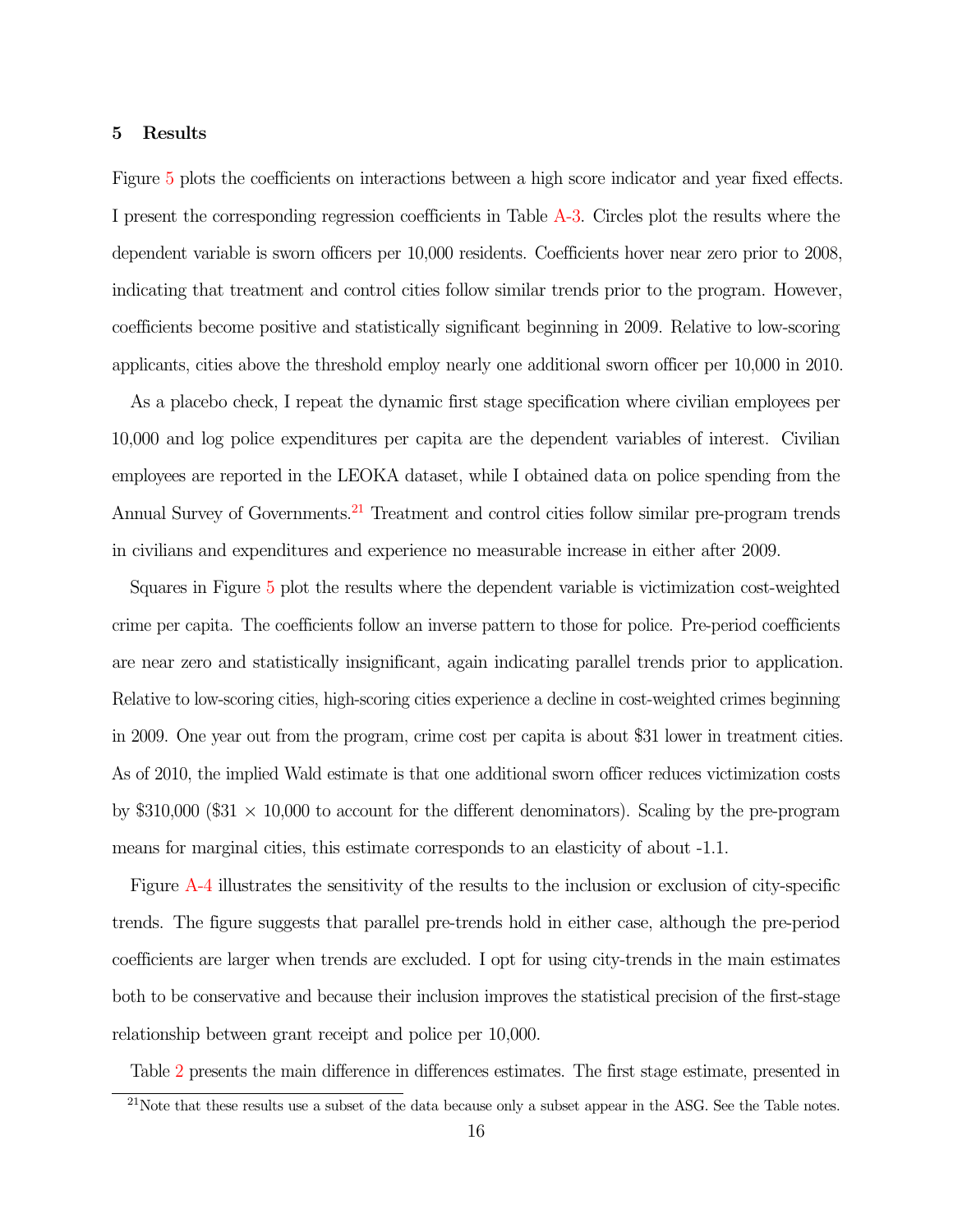## 5 Results

Figure 5 plots the coefficients on interactions between a high score indicator and year fixed effects. I present the corresponding regression coefficients in Table A-3. Circles plot the results where the dependent variable is sworn officers per 10,000 residents. Coefficients hover near zero prior to 2008, indicating that treatment and control cities follow similar trends prior to the program. However, coefficients become positive and statistically significant beginning in 2009. Relative to low-scoring applicants, cities above the threshold employ nearly one additional sworn officer per 10,000 in 2010.

As a placebo check, I repeat the dynamic first stage specification where civilian employees per 10,000 and log police expenditures per capita are the dependent variables of interest. Civilian employees are reported in the LEOKA dataset, while I obtained data on police spending from the Annual Survey of Governments.[21] Treatment and control cities follow similar pre-program trends in civilians and expenditures and experience no measurable increase in either after 2009.

Squares in Figure 5 plot the results where the dependent variable is victimization cost-weighted crime per capita. The coefficients follow an inverse pattern to those for police. Pre-period coefficients are near zero and statistically insignificant, again indicating parallel trends prior to application. Relative to low-scoring cities, high-scoring cities experience a decline in cost-weighted crimes beginning in 2009. One year out from the program, crime cost per capita is about $31 lower in treatment cities. As of 2010, the implied Wald estimate is that one additional sworn officer reduces victimization costs by $310,000 ($31 $\times$ 10,000 to account for the different denominators). Scaling by the pre-program means for marginal cities, this estimate corresponds to an elasticity of about -1.1.

Figure A-4 illustrates the sensitivity of the results to the inclusion or exclusion of city-specific trends. The figure suggests that parallel pre-trends hold in either case, although the pre-period coefficients are larger when trends are excluded. I opt for using city-trends in the main estimates both to be conservative and because their inclusion improves the statistical precision of the first-stage relationship between grant receipt and police per 10,000.

Table 2 presents the main difference in differences estimates. The first stage estimate, presented in

[21] Note that these results use a subset of the data because only a subset appear in the ASG. See the Table notes.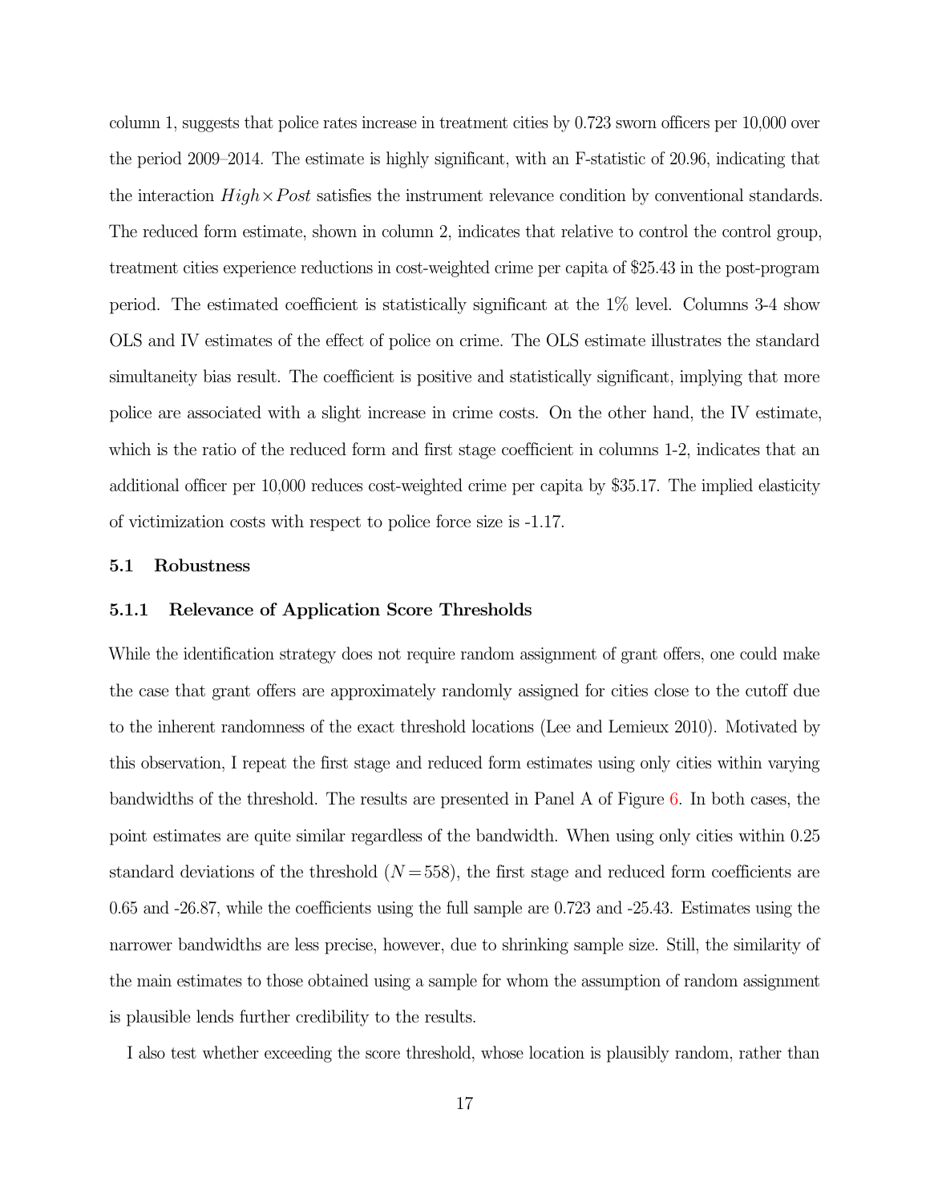column 1, suggests that police rates increase in treatment cities by 0.723 sworn officers per 10,000 over the period 2009–2014. The estimate is highly significant, with an F-statistic of 20.96, indicating that the interaction $High \times Post$ satisfies the instrument relevance condition by conventional standards. The reduced form estimate, shown in column 2, indicates that relative to control the control group, treatment cities experience reductions in cost-weighted crime per capita of \$25.43 in the post-program period. The estimated coefficient is statistically significant at the 1% level. Columns 3-4 show OLS and IV estimates of the effect of police on crime. The OLS estimate illustrates the standard simultaneity bias result. The coefficient is positive and statistically significant, implying that more police are associated with a slight increase in crime costs. On the other hand, the IV estimate, which is the ratio of the reduced form and first stage coefficient in columns 1-2, indicates that an additional officer per 10,000 reduces cost-weighted crime per capita by \$35.17. The implied elasticity of victimization costs with respect to police force size is -1.17.

## 5.1 Robustness

### 5.1.1 Relevance of Application Score Thresholds

While the identification strategy does not require random assignment of grant offers, one could make the case that grant offers are approximately randomly assigned for cities close to the cutoff due to the inherent randomness of the exact threshold locations (Lee and Lemieux 2010). Motivated by this observation, I repeat the first stage and reduced form estimates using only cities within varying bandwidths of the threshold. The results are presented in Panel A of Figure 6. In both cases, the point estimates are quite similar regardless of the bandwidth. When using only cities within 0.25 standard deviations of the threshold ($N = 558$), the first stage and reduced form coefficients are 0.65 and -26.87, while the coefficients using the full sample are 0.723 and -25.43. Estimates using the narrower bandwidths are less precise, however, due to shrinking sample size. Still, the similarity of the main estimates to those obtained using a sample for whom the assumption of random assignment is plausible lends further credibility to the results.

I also test whether exceeding the score threshold, whose location is plausibly random, rather than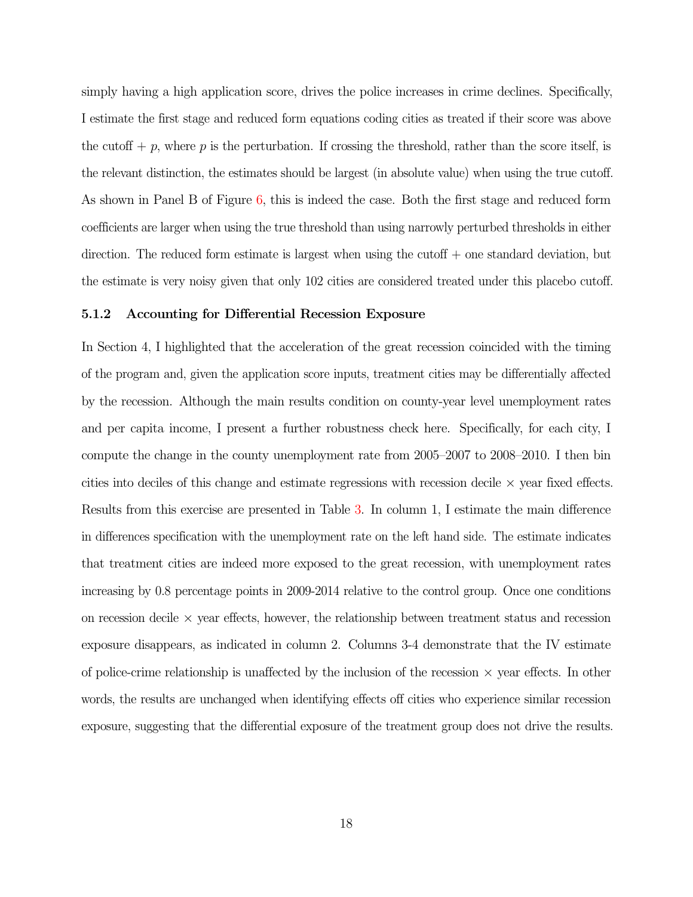simply having a high application score, drives the police increases in crime declines. Specifically, I estimate the first stage and reduced form equations coding cities as treated if their score was above the cutoff + $p$, where $p$ is the perturbation. If crossing the threshold, rather than the score itself, is the relevant distinction, the estimates should be largest (in absolute value) when using the true cutoff. As shown in Panel B of Figure 6, this is indeed the case. Both the first stage and reduced form coefficients are larger when using the true threshold than using narrowly perturbed thresholds in either direction. The reduced form estimate is largest when using the cutoff + one standard deviation, but the estimate is very noisy given that only 102 cities are considered treated under this placebo cutoff.

### 5.1.2 Accounting for Differential Recession Exposure

In Section 4, I highlighted that the acceleration of the great recession coincided with the timing of the program and, given the application score inputs, treatment cities may be differentially affected by the recession. Although the main results condition on county-year level unemployment rates and per capita income, I present a further robustness check here. Specifically, for each city, I compute the change in the county unemployment rate from 2005–2007 to 2008–2010. I then bin cities into deciles of this change and estimate regressions with recession decile × year fixed effects. Results from this exercise are presented in Table 3. In column 1, I estimate the main difference in differences specification with the unemployment rate on the left hand side. The estimate indicates that treatment cities are indeed more exposed to the great recession, with unemployment rates increasing by 0.8 percentage points in 2009-2014 relative to the control group. Once one conditions on recession decile × year effects, however, the relationship between treatment status and recession exposure disappears, as indicated in column 2. Columns 3-4 demonstrate that the IV estimate of police-crime relationship is unaffected by the inclusion of the recession × year effects. In other words, the results are unchanged when identifying effects off cities who experience similar recession exposure, suggesting that the differential exposure of the treatment group does not drive the results.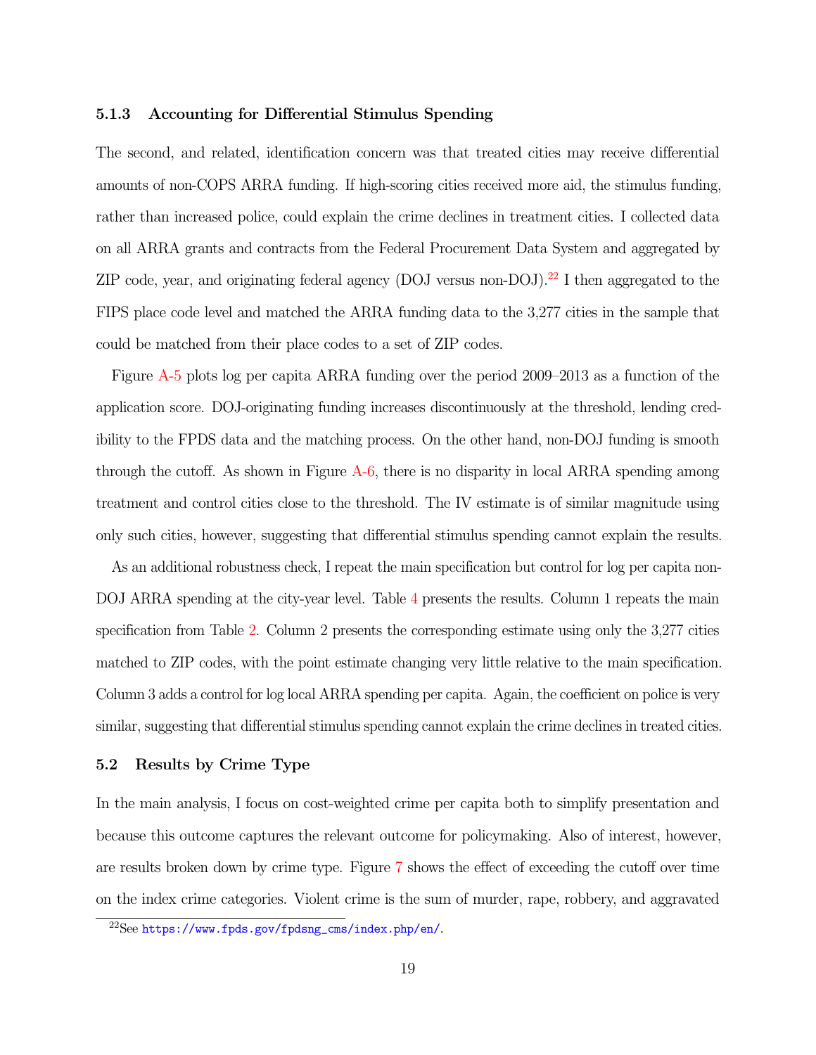### 5.1.3 Accounting for Differential Stimulus Spending

The second, and related, identification concern was that treated cities may receive differential amounts of non-COPS ARRA funding. If high-scoring cities received more aid, the stimulus funding, rather than increased police, could explain the crime declines in treatment cities. I collected data on all ARRA grants and contracts from the Federal Procurement Data System and aggregated by ZIP code, year, and originating federal agency (DOJ versus non-DOJ).[22] I then aggregated to the FIPS place code level and matched the ARRA funding data to the 3,277 cities in the sample that could be matched from their place codes to a set of ZIP codes.

Figure A-5 plots log per capita ARRA funding over the period 2009–2013 as a function of the application score. DOJ-originating funding increases discontinuously at the threshold, lending credibility to the FPDS data and the matching process. On the other hand, non-DOJ funding is smooth through the cutoff. As shown in Figure A-6, there is no disparity in local ARRA spending among treatment and control cities close to the threshold. The IV estimate is of similar magnitude using only such cities, however, suggesting that differential stimulus spending cannot explain the results.

As an additional robustness check, I repeat the main specification but control for log per capita non-DOJ ARRA spending at the city-year level. Table 4 presents the results. Column 1 repeats the main specification from Table 2. Column 2 presents the corresponding estimate using only the 3,277 cities matched to ZIP codes, with the point estimate changing very little relative to the main specification. Column 3 adds a control for log local ARRA spending per capita. Again, the coefficient on police is very similar, suggesting that differential stimulus spending cannot explain the crime declines in treated cities.

## 5.2 Results by Crime Type

In the main analysis, I focus on cost-weighted crime per capita both to simplify presentation and because this outcome captures the relevant outcome for policymaking. Also of interest, however, are results broken down by crime type. Figure 7 shows the effect of exceeding the cutoff over time on the index crime categories. Violent crime is the sum of murder, rape, robbery, and aggravated

[22] See https://www.fpds.gov/fpdsng_cms/index.php/en/.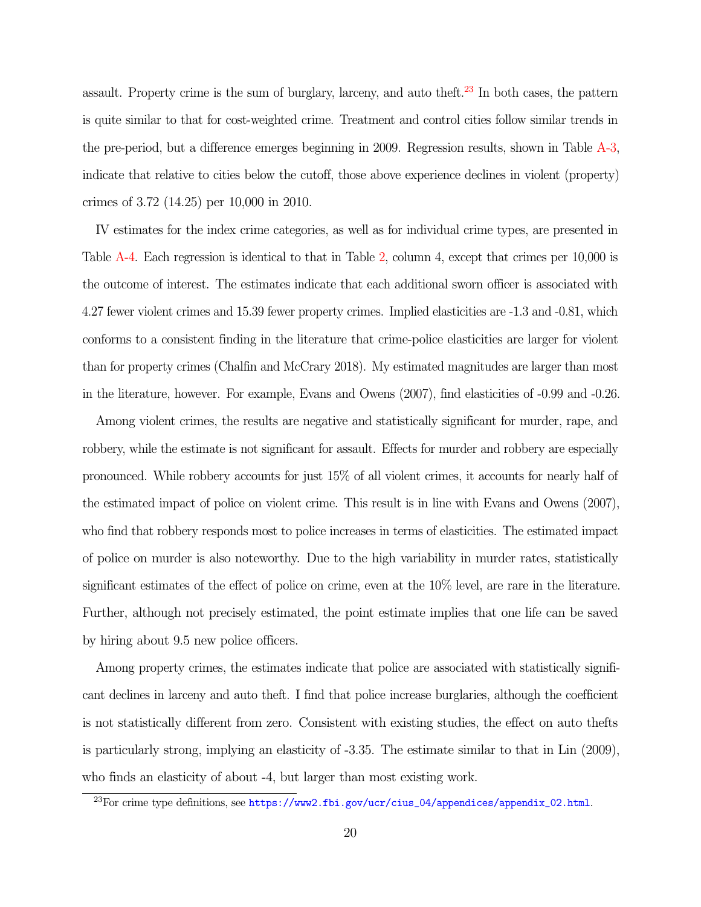assault. Property crime is the sum of burglary, larceny, and auto theft.[23] In both cases, the pattern is quite similar to that for cost-weighted crime. Treatment and control cities follow similar trends in the pre-period, but a difference emerges beginning in 2009. Regression results, shown in Table A-3, indicate that relative to cities below the cutoff, those above experience declines in violent (property) crimes of 3.72 (14.25) per 10,000 in 2010.

IV estimates for the index crime categories, as well as for individual crime types, are presented in Table A-4. Each regression is identical to that in Table 2, column 4, except that crimes per 10,000 is the outcome of interest. The estimates indicate that each additional sworn officer is associated with 4.27 fewer violent crimes and 15.39 fewer property crimes. Implied elasticities are -1.3 and -0.81, which conforms to a consistent finding in the literature that crime-police elasticities are larger for violent than for property crimes (Chalfin and McCrary 2018). My estimated magnitudes are larger than most in the literature, however. For example, Evans and Owens (2007), find elasticities of -0.99 and -0.26.

Among violent crimes, the results are negative and statistically significant for murder, rape, and robbery, while the estimate is not significant for assault. Effects for murder and robbery are especially pronounced. While robbery accounts for just 15% of all violent crimes, it accounts for nearly half of the estimated impact of police on violent crime. This result is in line with Evans and Owens (2007), who find that robbery responds most to police increases in terms of elasticities. The estimated impact of police on murder is also noteworthy. Due to the high variability in murder rates, statistically significant estimates of the effect of police on crime, even at the 10% level, are rare in the literature. Further, although not precisely estimated, the point estimate implies that one life can be saved by hiring about 9.5 new police officers.

Among property crimes, the estimates indicate that police are associated with statistically significant declines in larceny and auto theft. I find that police increase burglaries, although the coefficient is not statistically different from zero. Consistent with existing studies, the effect on auto thefts is particularly strong, implying an elasticity of -3.35. The estimate similar to that in Lin (2009), who finds an elasticity of about -4, but larger than most existing work.

[23]For crime type definitions, see https://www2.fbi.gov/ucr/cius_04/appendices/appendix_02.html.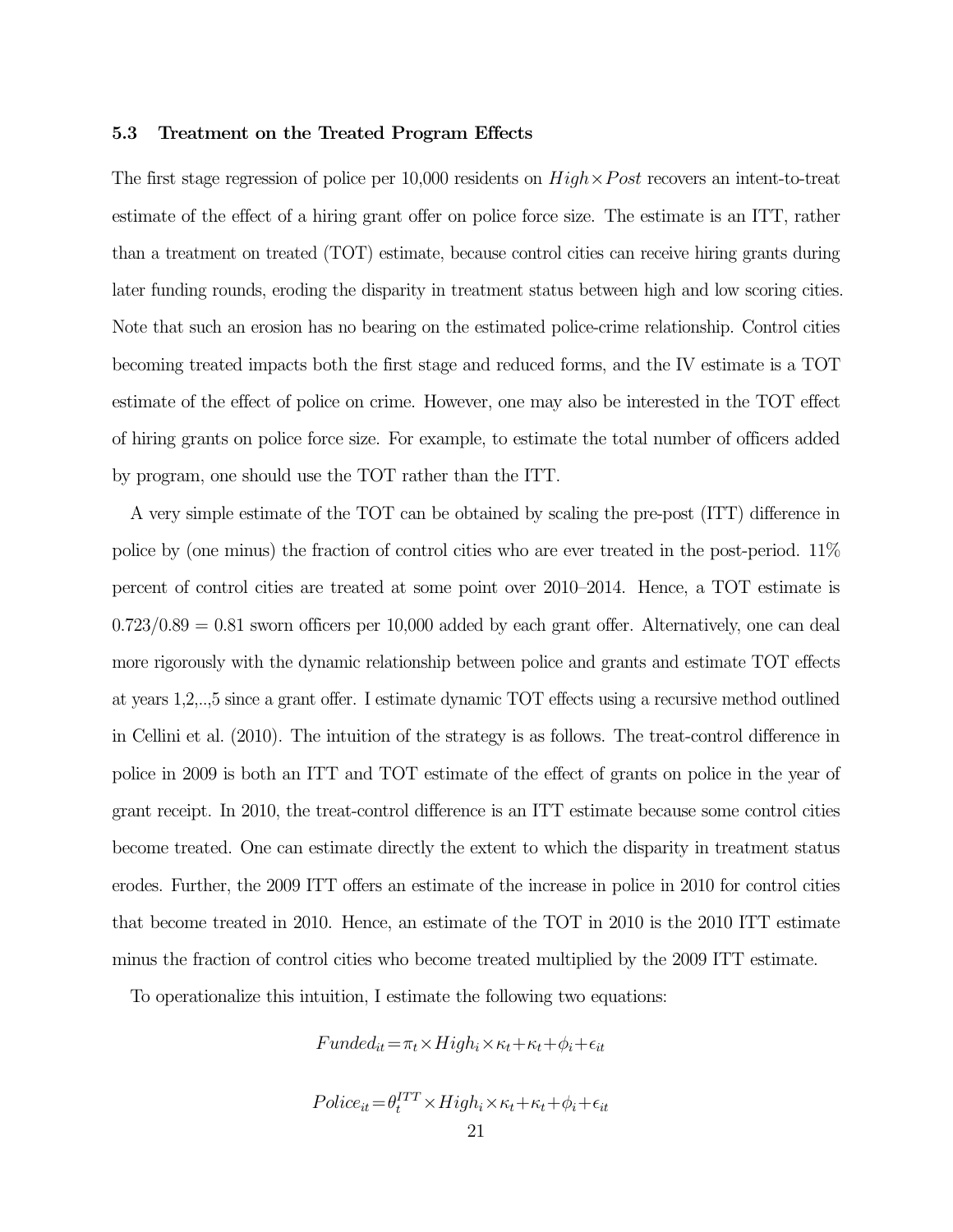### 5.3 Treatment on the Treated Program Effects

The first stage regression of police per 10,000 residents on $High \times Post$ recovers an intent-to-treat estimate of the effect of a hiring grant offer on police force size. The estimate is an ITT, rather than a treatment on treated (TOT) estimate, because control cities can receive hiring grants during later funding rounds, eroding the disparity in treatment status between high and low scoring cities. Note that such an erosion has no bearing on the estimated police-crime relationship. Control cities becoming treated impacts both the first stage and reduced forms, and the IV estimate is a TOT estimate of the effect of police on crime. However, one may also be interested in the TOT effect of hiring grants on police force size. For example, to estimate the total number of officers added by program, one should use the TOT rather than the ITT.

A very simple estimate of the TOT can be obtained by scaling the pre-post (ITT) difference in police by (one minus) the fraction of control cities who are ever treated in the post-period. 11% percent of control cities are treated at some point over 2010–2014. Hence, a TOT estimate is $0.723/0.89 = 0.81$ sworn officers per 10,000 added by each grant offer. Alternatively, one can deal more rigorously with the dynamic relationship between police and grants and estimate TOT effects at years 1,2,..,5 since a grant offer. I estimate dynamic TOT effects using a recursive method outlined in Cellini et al. (2010). The intuition of the strategy is as follows. The treat-control difference in police in 2009 is both an ITT and TOT estimate of the effect of grants on police in the year of grant receipt. In 2010, the treat-control difference is an ITT estimate because some control cities become treated. One can estimate directly the extent to which the disparity in treatment status erodes. Further, the 2009 ITT offers an estimate of the increase in police in 2010 for control cities that become treated in 2010. Hence, an estimate of the TOT in 2010 is the 2010 ITT estimate minus the fraction of control cities who become treated multiplied by the 2009 ITT estimate.

To operationalize this intuition, I estimate the following two equations:

$$Funded_{it} = \pi_t \times High_i \times \kappa_t + \kappa_t + \phi_i + \epsilon_{it}$$

$$Police_{it} = \theta_t^{ITT} \times High_i \times \kappa_t + \kappa_t + \phi_i + \epsilon_{it}$$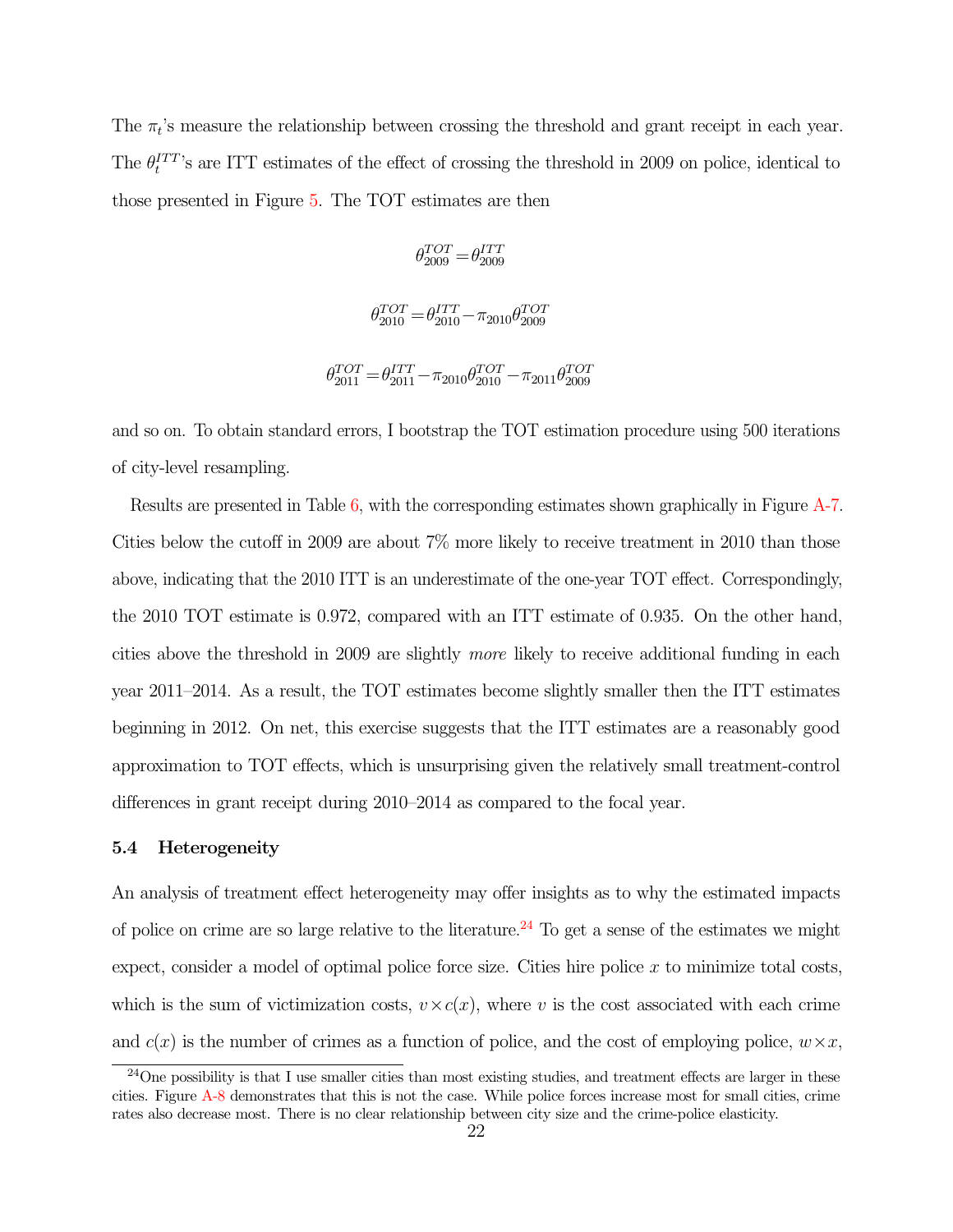The $\pi_t$'s measure the relationship between crossing the threshold and grant receipt in each year. The $\theta_t^{ITT}$'s are ITT estimates of the effect of crossing the threshold in 2009 on police, identical to those presented in Figure 5. The TOT estimates are then

$$\theta_{2009}^{TOT} = \theta_{2009}^{ITT}$$

$$\theta_{2010}^{TOT} = \theta_{2010}^{ITT} - \pi_{2010}\theta_{2009}^{TOT}$$

$$\theta_{2011}^{TOT} = \theta_{2011}^{ITT} - \pi_{2010}\theta_{2010}^{TOT} - \pi_{2011}\theta_{2009}^{TOT}$$

and so on. To obtain standard errors, I bootstrap the TOT estimation procedure using 500 iterations of city-level resampling.

Results are presented in Table 6, with the corresponding estimates shown graphically in Figure A-7. Cities below the cutoff in 2009 are about 7% more likely to receive treatment in 2010 than those above, indicating that the 2010 ITT is an underestimate of the one-year TOT effect. Correspondingly, the 2010 TOT estimate is 0.972, compared with an ITT estimate of 0.935. On the other hand, cities above the threshold in 2009 are slightly *more* likely to receive additional funding in each year 2011–2014. As a result, the TOT estimates become slightly smaller then the ITT estimates beginning in 2012. On net, this exercise suggests that the ITT estimates are a reasonably good approximation to TOT effects, which is unsurprising given the relatively small treatment-control differences in grant receipt during 2010–2014 as compared to the focal year.

### 5.4 Heterogeneity

An analysis of treatment effect heterogeneity may offer insights as to why the estimated impacts of police on crime are so large relative to the literature.[24] To get a sense of the estimates we might expect, consider a model of optimal police force size. Cities hire police $x$ to minimize total costs, which is the sum of victimization costs, $v \times c(x)$, where $v$ is the cost associated with each crime and $c(x)$ is the number of crimes as a function of police, and the cost of employing police, $w \times x$,

[24] One possibility is that I use smaller cities than most existing studies, and treatment effects are larger in these cities. Figure A-8 demonstrates that this is not the case. While police forces increase most for small cities, crime rates also decrease most. There is no clear relationship between city size and the crime-police elasticity.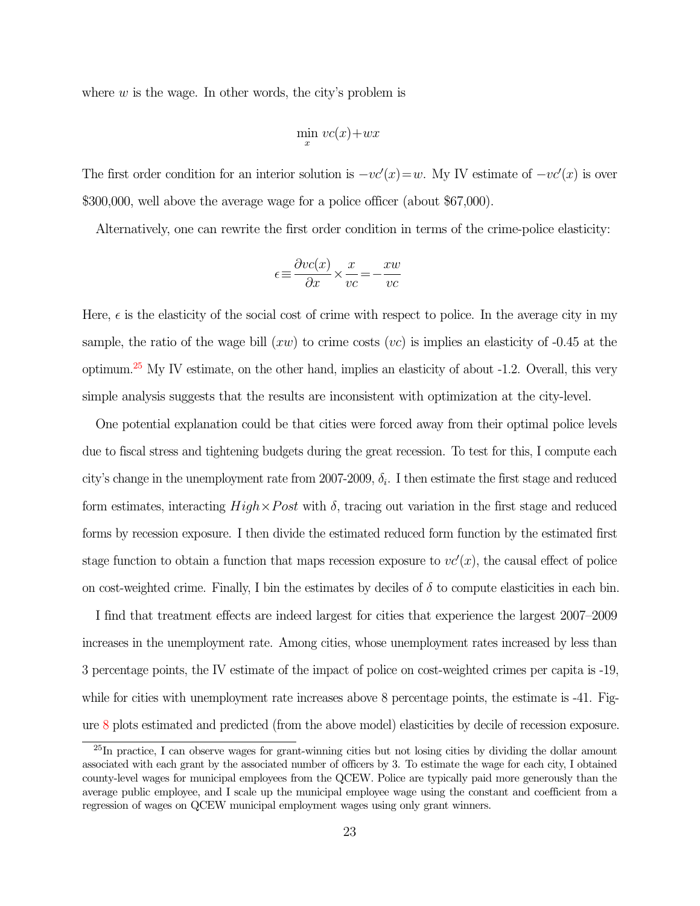where $w$ is the wage. In other words, the city's problem is

$$\min_x vc(x)+wx$$

The first order condition for an interior solution is $-vc'(x)=w$. My IV estimate of $-vc'(x)$ is over \$300,000, well above the average wage for a police officer (about \$67,000).

Alternatively, one can rewrite the first order condition in terms of the crime-police elasticity:

$$\epsilon \equiv \frac{\partial vc(x)}{\partial x} \times \frac{x}{vc} = -\frac{xw}{vc}$$

Here, $\epsilon$ is the elasticity of the social cost of crime with respect to police. In the average city in my sample, the ratio of the wage bill ($xw$) to crime costs ($vc$) is implies an elasticity of -0.45 at the optimum.[25] My IV estimate, on the other hand, implies an elasticity of about -1.2. Overall, this very simple analysis suggests that the results are inconsistent with optimization at the city-level.

One potential explanation could be that cities were forced away from their optimal police levels due to fiscal stress and tightening budgets during the great recession. To test for this, I compute each city's change in the unemployment rate from 2007-2009, $\delta_i$. I then estimate the first stage and reduced form estimates, interacting $High \times Post$ with $\delta$, tracing out variation in the first stage and reduced forms by recession exposure. I then divide the estimated reduced form function by the estimated first stage function to obtain a function that maps recession exposure to $vc'(x)$, the causal effect of police on cost-weighted crime. Finally, I bin the estimates by deciles of $\delta$ to compute elasticities in each bin.

I find that treatment effects are indeed largest for cities that experience the largest 2007–2009 increases in the unemployment rate. Among cities, whose unemployment rates increased by less than 3 percentage points, the IV estimate of the impact of police on cost-weighted crimes per capita is -19, while for cities with unemployment rate increases above 8 percentage points, the estimate is -41. Figure 8 plots estimated and predicted (from the above model) elasticities by decile of recession exposure.

[25] In practice, I can observe wages for grant-winning cities but not losing cities by dividing the dollar amount associated with each grant by the associated number of officers by 3. To estimate the wage for each city, I obtained county-level wages for municipal employees from the QCEW. Police are typically paid more generously than the average public employee, and I scale up the municipal employee wage using the constant and coefficient from a regression of wages on QCEW municipal employment wages using only grant winners.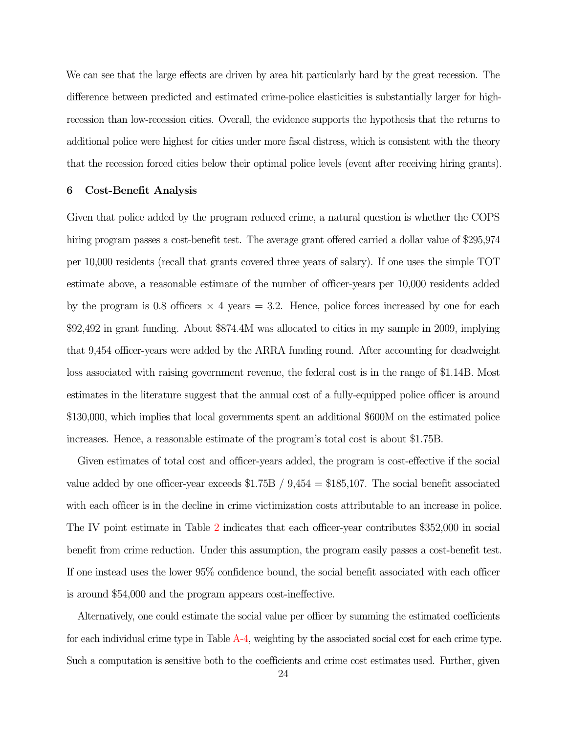We can see that the large effects are driven by area hit particularly hard by the great recession. The difference between predicted and estimated crime-police elasticities is substantially larger for high-recession than low-recession cities. Overall, the evidence supports the hypothesis that the returns to additional police were highest for cities under more fiscal distress, which is consistent with the theory that the recession forced cities below their optimal police levels (event after receiving hiring grants).

## 6 Cost-Benefit Analysis

Given that police added by the program reduced crime, a natural question is whether the COPS hiring program passes a cost-benefit test. The average grant offered carried a dollar value of $295,974 per 10,000 residents (recall that grants covered three years of salary). If one uses the simple TOT estimate above, a reasonable estimate of the number of officer-years per 10,000 residents added by the program is 0.8 officers × 4 years = 3.2. Hence, police forces increased by one for each $92,492 in grant funding. About $874.4M was allocated to cities in my sample in 2009, implying that 9,454 officer-years were added by the ARRA funding round. After accounting for deadweight loss associated with raising government revenue, the federal cost is in the range of $1.14B. Most estimates in the literature suggest that the annual cost of a fully-equipped police officer is around $130,000, which implies that local governments spent an additional $600M on the estimated police increases. Hence, a reasonable estimate of the program's total cost is about $1.75B.

Given estimates of total cost and officer-years added, the program is cost-effective if the social value added by one officer-year exceeds $1.75B / 9,454 = $185,107. The social benefit associated with each officer is in the decline in crime victimization costs attributable to an increase in police. The IV point estimate in Table 2 indicates that each officer-year contributes $352,000 in social benefit from crime reduction. Under this assumption, the program easily passes a cost-benefit test. If one instead uses the lower 95% confidence bound, the social benefit associated with each officer is around $54,000 and the program appears cost-ineffective.

Alternatively, one could estimate the social value per officer by summing the estimated coefficients for each individual crime type in Table A-4, weighting by the associated social cost for each crime type. Such a computation is sensitive both to the coefficients and crime cost estimates used. Further, given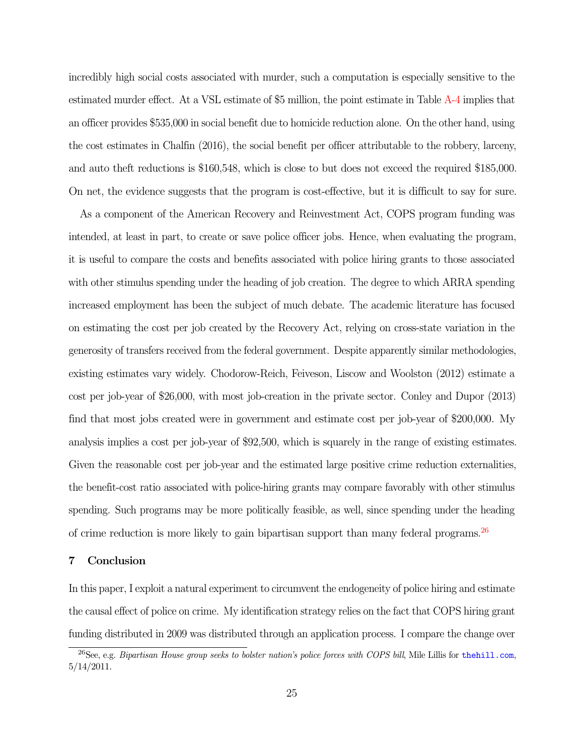incredibly high social costs associated with murder, such a computation is especially sensitive to the estimated murder effect. At a VSL estimate of $5 million, the point estimate in Table A-4 implies that an officer provides $535,000 in social benefit due to homicide reduction alone. On the other hand, using the cost estimates in Chalfin (2016), the social benefit per officer attributable to the robbery, larceny, and auto theft reductions is $160,548, which is close to but does not exceed the required $185,000. On net, the evidence suggests that the program is cost-effective, but it is difficult to say for sure.

As a component of the American Recovery and Reinvestment Act, COPS program funding was intended, at least in part, to create or save police officer jobs. Hence, when evaluating the program, it is useful to compare the costs and benefits associated with police hiring grants to those associated with other stimulus spending under the heading of job creation. The degree to which ARRA spending increased employment has been the subject of much debate. The academic literature has focused on estimating the cost per job created by the Recovery Act, relying on cross-state variation in the generosity of transfers received from the federal government. Despite apparently similar methodologies, existing estimates vary widely. Chodorow-Reich, Feiveson, Liscow and Woolston (2012) estimate a cost per job-year of $26,000, with most job-creation in the private sector. Conley and Dupor (2013) find that most jobs created were in government and estimate cost per job-year of $200,000. My analysis implies a cost per job-year of $92,500, which is squarely in the range of existing estimates. Given the reasonable cost per job-year and the estimated large positive crime reduction externalities, the benefit-cost ratio associated with police-hiring grants may compare favorably with other stimulus spending. Such programs may be more politically feasible, as well, since spending under the heading of crime reduction is more likely to gain bipartisan support than many federal programs.[26]

## 7 Conclusion

In this paper, I exploit a natural experiment to circumvent the endogeneity of police hiring and estimate the causal effect of police on crime. My identification strategy relies on the fact that COPS hiring grant funding distributed in 2009 was distributed through an application process. I compare the change over

[26] See, e.g. *Bipartisan House group seeks to bolster nation's police forces with COPS bill*, Mile Lillis for thehill.com, 5/14/2011.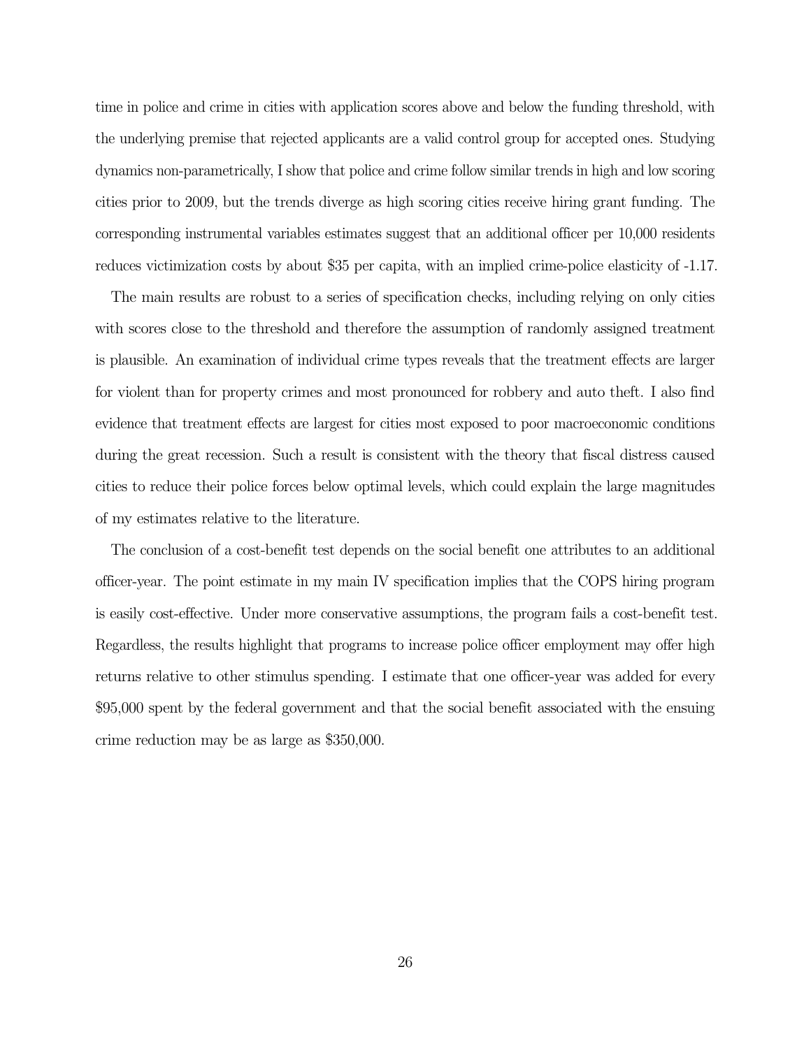time in police and crime in cities with application scores above and below the funding threshold, with the underlying premise that rejected applicants are a valid control group for accepted ones. Studying dynamics non-parametrically, I show that police and crime follow similar trends in high and low scoring cities prior to 2009, but the trends diverge as high scoring cities receive hiring grant funding. The corresponding instrumental variables estimates suggest that an additional officer per 10,000 residents reduces victimization costs by about $35 per capita, with an implied crime-police elasticity of -1.17.

The main results are robust to a series of specification checks, including relying on only cities with scores close to the threshold and therefore the assumption of randomly assigned treatment is plausible. An examination of individual crime types reveals that the treatment effects are larger for violent than for property crimes and most pronounced for robbery and auto theft. I also find evidence that treatment effects are largest for cities most exposed to poor macroeconomic conditions during the great recession. Such a result is consistent with the theory that fiscal distress caused cities to reduce their police forces below optimal levels, which could explain the large magnitudes of my estimates relative to the literature.

The conclusion of a cost-benefit test depends on the social benefit one attributes to an additional officer-year. The point estimate in my main IV specification implies that the COPS hiring program is easily cost-effective. Under more conservative assumptions, the program fails a cost-benefit test. Regardless, the results highlight that programs to increase police officer employment may offer high returns relative to other stimulus spending. I estimate that one officer-year was added for every $95,000 spent by the federal government and that the social benefit associated with the ensuing crime reduction may be as large as $350,000.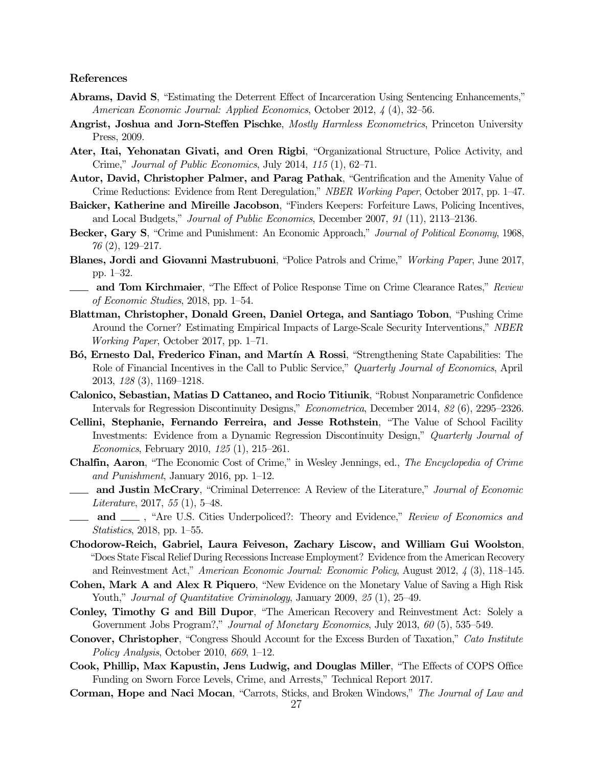### References

**Abrams, David S**, "Estimating the Deterrent Effect of Incarceration Using Sentencing Enhancements," *American Economic Journal: Applied Economics*, October 2012, *4* (4), 32–56.

**Angrist, Joshua and Jorn-Steffen Pischke**, *Mostly Harmless Econometrics*, Princeton University Press, 2009.

**Ater, Itai, Yehonatan Givati, and Oren Rigbi**, "Organizational Structure, Police Activity, and Crime," *Journal of Public Economics*, July 2014, *115* (1), 62–71.

**Autor, David, Christopher Palmer, and Parag Pathak**, "Gentrification and the Amenity Value of Crime Reductions: Evidence from Rent Deregulation," *NBER Working Paper*, October 2017, pp. 1–47.

**Baicker, Katherine and Mireille Jacobson**, "Finders Keepers: Forfeiture Laws, Policing Incentives, and Local Budgets," *Journal of Public Economics*, December 2007, *91* (11), 2113–2136.

**Becker, Gary S**, "Crime and Punishment: An Economic Approach," *Journal of Political Economy*, 1968, *76* (2), 129–217.

**Blanes, Jordi and Giovanni Mastrubuoni**, "Police Patrols and Crime," *Working Paper*, June 2017, pp. 1–32.

**\_\_\_ and Tom Kirchmaier**, "The Effect of Police Response Time on Crime Clearance Rates," *Review of Economic Studies*, 2018, pp. 1–54.

**Blattman, Christopher, Donald Green, Daniel Ortega, and Santiago Tobon**, "Pushing Crime Around the Corner? Estimating Empirical Impacts of Large-Scale Security Interventions," *NBER Working Paper*, October 2017, pp. 1–71.

**Bó, Ernesto Dal, Frederico Finan, and Martín A Rossi**, "Strengthening State Capabilities: The Role of Financial Incentives in the Call to Public Service," *Quarterly Journal of Economics*, April 2013, *128* (3), 1169–1218.

**Calonico, Sebastian, Matias D Cattaneo, and Rocio Titiunik**, "Robust Nonparametric Confidence Intervals for Regression Discontinuity Designs," *Econometrica*, December 2014, *82* (6), 2295–2326.

**Cellini, Stephanie, Fernando Ferreira, and Jesse Rothstein**, "The Value of School Facility Investments: Evidence from a Dynamic Regression Discontinuity Design," *Quarterly Journal of Economics*, February 2010, *125* (1), 215–261.

**Chalfin, Aaron**, "The Economic Cost of Crime," in Wesley Jennings, ed., *The Encyclopedia of Crime and Punishment*, January 2016, pp. 1–12.

**\_\_\_ and Justin McCrary**, "Criminal Deterrence: A Review of the Literature," *Journal of Economic Literature*, 2017, *55* (1), 5–48.

**\_\_\_ and \_\_\_** , "Are U.S. Cities Underpoliced?: Theory and Evidence," *Review of Economics and Statistics*, 2018, pp. 1–55.

**Chodorow-Reich, Gabriel, Laura Feiveson, Zachary Liscow, and William Gui Woolston**, "Does State Fiscal Relief During Recessions Increase Employment? Evidence from the American Recovery and Reinvestment Act," *American Economic Journal: Economic Policy*, August 2012, *4* (3), 118–145.

**Cohen, Mark A and Alex R Piquero**, "New Evidence on the Monetary Value of Saving a High Risk Youth," *Journal of Quantitative Criminology*, January 2009, *25* (1), 25–49.

**Conley, Timothy G and Bill Dupor**, "The American Recovery and Reinvestment Act: Solely a Government Jobs Program?," *Journal of Monetary Economics*, July 2013, *60* (5), 535–549.

**Conover, Christopher**, "Congress Should Account for the Excess Burden of Taxation," *Cato Institute Policy Analysis*, October 2010, *669*, 1–12.

**Cook, Phillip, Max Kapustin, Jens Ludwig, and Douglas Miller**, "The Effects of COPS Office Funding on Sworn Force Levels, Crime, and Arrests," Technical Report 2017.

**Corman, Hope and Naci Mocan**, "Carrots, Sticks, and Broken Windows," *The Journal of Law and*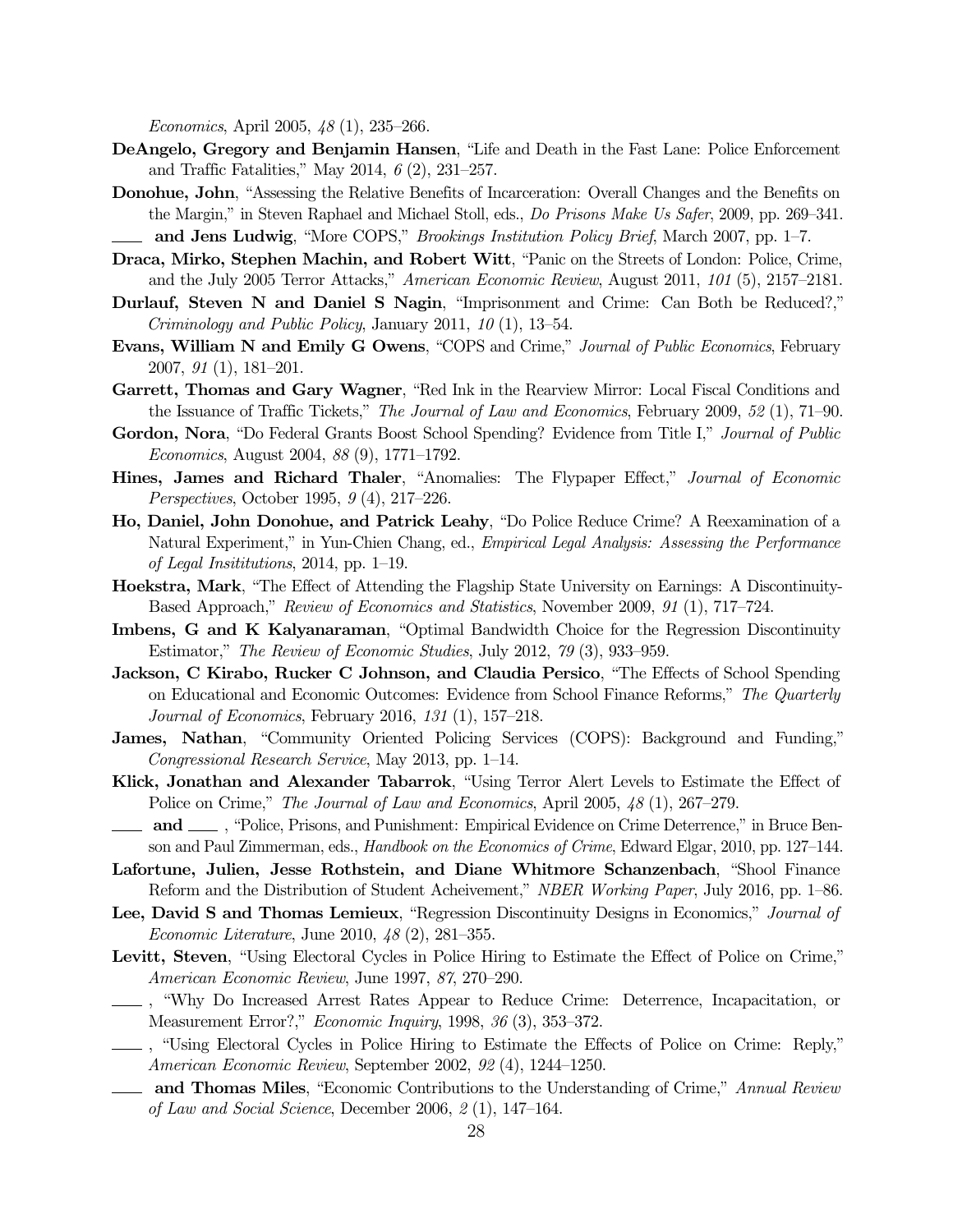*Economics*, April 2005, *48* (1), 235–266.

**DeAngelo, Gregory and Benjamin Hansen**, "Life and Death in the Fast Lane: Police Enforcement and Traffic Fatalities," May 2014, *6* (2), 231–257.

**Donohue, John**, "Assessing the Relative Benefits of Incarceration: Overall Changes and the Benefits on the Margin," in Steven Raphael and Michael Stoll, eds., *Do Prisons Make Us Safer*, 2009, pp. 269–341.

\_\_\_\_ **and Jens Ludwig**, "More COPS," *Brookings Institution Policy Brief*, March 2007, pp. 1–7.

**Draca, Mirko, Stephen Machin, and Robert Witt**, "Panic on the Streets of London: Police, Crime, and the July 2005 Terror Attacks," *American Economic Review*, August 2011, *101* (5), 2157–2181.

**Durlauf, Steven N and Daniel S Nagin**, "Imprisonment and Crime: Can Both be Reduced?," *Criminology and Public Policy*, January 2011, *10* (1), 13–54.

**Evans, William N and Emily G Owens**, "COPS and Crime," *Journal of Public Economics*, February 2007, *91* (1), 181–201.

**Garrett, Thomas and Gary Wagner**, "Red Ink in the Rearview Mirror: Local Fiscal Conditions and the Issuance of Traffic Tickets," *The Journal of Law and Economics*, February 2009, *52* (1), 71–90.

**Gordon, Nora**, "Do Federal Grants Boost School Spending? Evidence from Title I," *Journal of Public Economics*, August 2004, *88* (9), 1771–1792.

**Hines, James and Richard Thaler**, "Anomalies: The Flypaper Effect," *Journal of Economic Perspectives*, October 1995, *9* (4), 217–226.

**Ho, Daniel, John Donohue, and Patrick Leahy**, "Do Police Reduce Crime? A Reexamination of a Natural Experiment," in Yun-Chien Chang, ed., *Empirical Legal Analysis: Assessing the Performance of Legal Insititutions*, 2014, pp. 1–19.

**Hoekstra, Mark**, "The Effect of Attending the Flagship State University on Earnings: A Discontinuity-Based Approach," *Review of Economics and Statistics*, November 2009, *91* (1), 717–724.

**Imbens, G and K Kalyanaraman**, "Optimal Bandwidth Choice for the Regression Discontinuity Estimator," *The Review of Economic Studies*, July 2012, *79* (3), 933–959.

**Jackson, C Kirabo, Rucker C Johnson, and Claudia Persico**, "The Effects of School Spending on Educational and Economic Outcomes: Evidence from School Finance Reforms," *The Quarterly Journal of Economics*, February 2016, *131* (1), 157–218.

**James, Nathan**, "Community Oriented Policing Services (COPS): Background and Funding," *Congressional Research Service*, May 2013, pp. 1–14.

**Klick, Jonathan and Alexander Tabarrok**, "Using Terror Alert Levels to Estimate the Effect of Police on Crime," *The Journal of Law and Economics*, April 2005, *48* (1), 267–279.

\_\_\_\_ **and** \_\_\_\_ , "Police, Prisons, and Punishment: Empirical Evidence on Crime Deterrence," in Bruce Benson and Paul Zimmerman, eds., *Handbook on the Economics of Crime*, Edward Elgar, 2010, pp. 127–144.

**Lafortune, Julien, Jesse Rothstein, and Diane Whitmore Schanzenbach**, "Shool Finance Reform and the Distribution of Student Acheivement," *NBER Working Paper*, July 2016, pp. 1–86.

**Lee, David S and Thomas Lemieux**, "Regression Discontinuity Designs in Economics," *Journal of Economic Literature*, June 2010, *48* (2), 281–355.

**Levitt, Steven**, "Using Electoral Cycles in Police Hiring to Estimate the Effect of Police on Crime," *American Economic Review*, June 1997, *87*, 270–290.

\_\_\_\_ , "Why Do Increased Arrest Rates Appear to Reduce Crime: Deterrence, Incapacitation, or Measurement Error?," *Economic Inquiry*, 1998, *36* (3), 353–372.

\_\_\_\_ , "Using Electoral Cycles in Police Hiring to Estimate the Effects of Police on Crime: Reply," *American Economic Review*, September 2002, *92* (4), 1244–1250.

\_\_\_\_ **and Thomas Miles**, "Economic Contributions to the Understanding of Crime," *Annual Review of Law and Social Science*, December 2006, *2* (1), 147–164.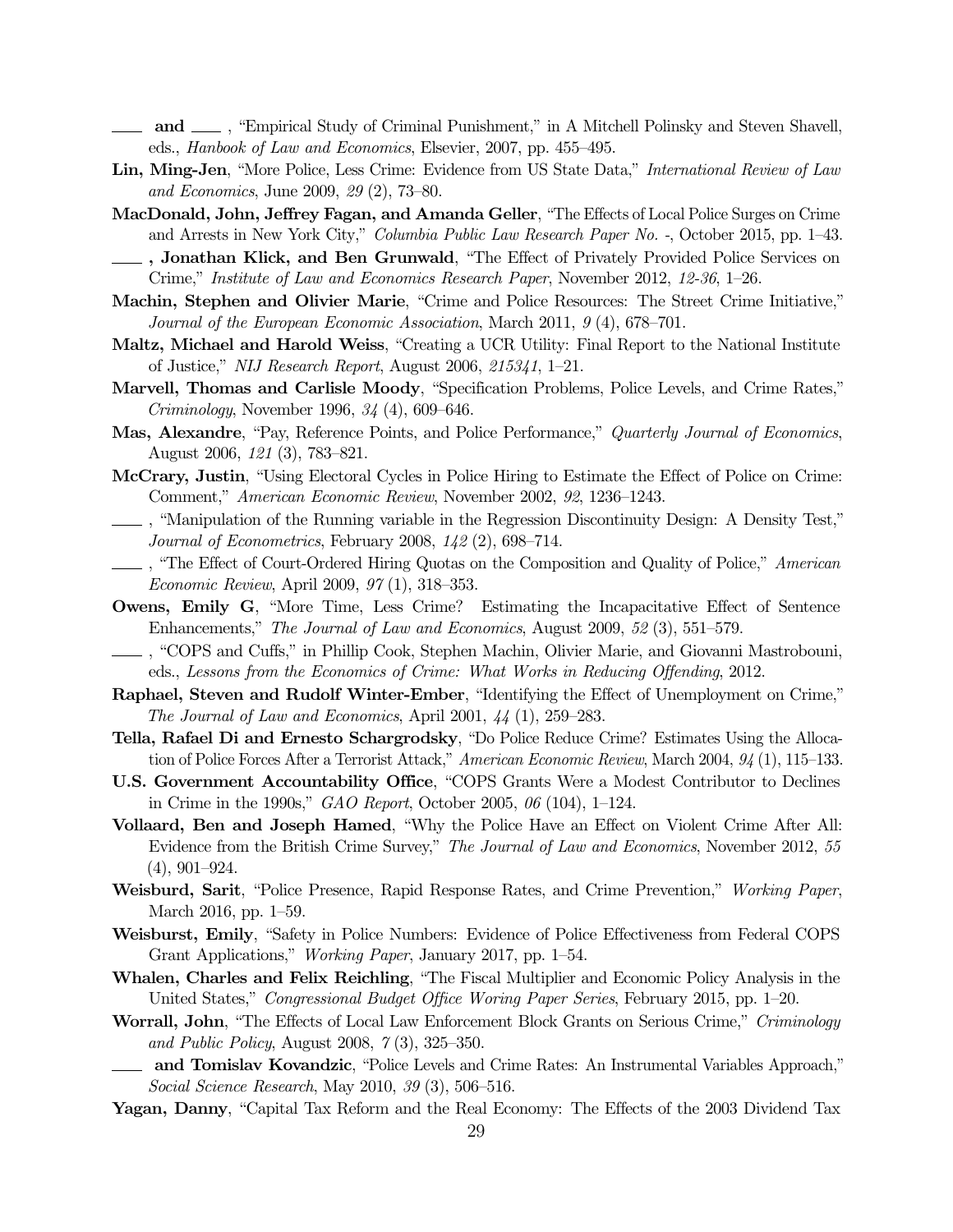\_\_\_\_ **and** \_\_\_\_ , "Empirical Study of Criminal Punishment," in A Mitchell Polinsky and Steven Shavell, eds., *Hanbook of Law and Economics*, Elsevier, 2007, pp. 455–495.

**Lin, Ming-Jen**, "More Police, Less Crime: Evidence from US State Data," *International Review of Law and Economics*, June 2009, *29* (2), 73–80.

**MacDonald, John, Jeffrey Fagan, and Amanda Geller**, "The Effects of Local Police Surges on Crime and Arrests in New York City," *Columbia Public Law Research Paper No. -*, October 2015, pp. 1–43.

\_\_\_\_ **, Jonathan Klick, and Ben Grunwald**, "The Effect of Privately Provided Police Services on Crime," *Institute of Law and Economics Research Paper*, November 2012, *12-36*, 1–26.

**Machin, Stephen and Olivier Marie**, "Crime and Police Resources: The Street Crime Initiative," *Journal of the European Economic Association*, March 2011, *9* (4), 678–701.

**Maltz, Michael and Harold Weiss**, "Creating a UCR Utility: Final Report to the National Institute of Justice," *NIJ Research Report*, August 2006, *215341*, 1–21.

**Marvell, Thomas and Carlisle Moody**, "Specification Problems, Police Levels, and Crime Rates," *Criminology*, November 1996, *34* (4), 609–646.

**Mas, Alexandre**, "Pay, Reference Points, and Police Performance," *Quarterly Journal of Economics*, August 2006, *121* (3), 783–821.

**McCrary, Justin**, "Using Electoral Cycles in Police Hiring to Estimate the Effect of Police on Crime: Comment," *American Economic Review*, November 2002, *92*, 1236–1243.

\_\_\_\_ , "Manipulation of the Running variable in the Regression Discontinuity Design: A Density Test," *Journal of Econometrics*, February 2008, *142* (2), 698–714.

\_\_\_\_ , "The Effect of Court-Ordered Hiring Quotas on the Composition and Quality of Police," *American Economic Review*, April 2009, *97* (1), 318–353.

**Owens, Emily G**, "More Time, Less Crime? Estimating the Incapacitative Effect of Sentence Enhancements," *The Journal of Law and Economics*, August 2009, *52* (3), 551–579.

\_\_\_\_ , "COPS and Cuffs," in Phillip Cook, Stephen Machin, Olivier Marie, and Giovanni Mastrobouni, eds., *Lessons from the Economics of Crime: What Works in Reducing Offending*, 2012.

**Raphael, Steven and Rudolf Winter-Ember**, "Identifying the Effect of Unemployment on Crime," *The Journal of Law and Economics*, April 2001, *44* (1), 259–283.

**Tella, Rafael Di and Ernesto Schargrodsky**, "Do Police Reduce Crime? Estimates Using the Allocation of Police Forces After a Terrorist Attack," *American Economic Review*, March 2004, *94* (1), 115–133.

**U.S. Government Accountability Office**, "COPS Grants Were a Modest Contributor to Declines in Crime in the 1990s," *GAO Report*, October 2005, *06* (104), 1–124.

**Vollaard, Ben and Joseph Hamed**, "Why the Police Have an Effect on Violent Crime After All: Evidence from the British Crime Survey," *The Journal of Law and Economics*, November 2012, *55* (4), 901–924.

**Weisburd, Sarit**, "Police Presence, Rapid Response Rates, and Crime Prevention," *Working Paper*, March 2016, pp. 1–59.

**Weisburst, Emily**, "Safety in Police Numbers: Evidence of Police Effectiveness from Federal COPS Grant Applications," *Working Paper*, January 2017, pp. 1–54.

**Whalen, Charles and Felix Reichling**, "The Fiscal Multiplier and Economic Policy Analysis in the United States," *Congressional Budget Office Woring Paper Series*, February 2015, pp. 1–20.

**Worrall, John**, "The Effects of Local Law Enforcement Block Grants on Serious Crime," *Criminology and Public Policy*, August 2008, *7* (3), 325–350.

\_\_\_\_ **and Tomislav Kovandzic**, "Police Levels and Crime Rates: An Instrumental Variables Approach," *Social Science Research*, May 2010, *39* (3), 506–516.

**Yagan, Danny**, "Capital Tax Reform and the Real Economy: The Effects of the 2003 Dividend Tax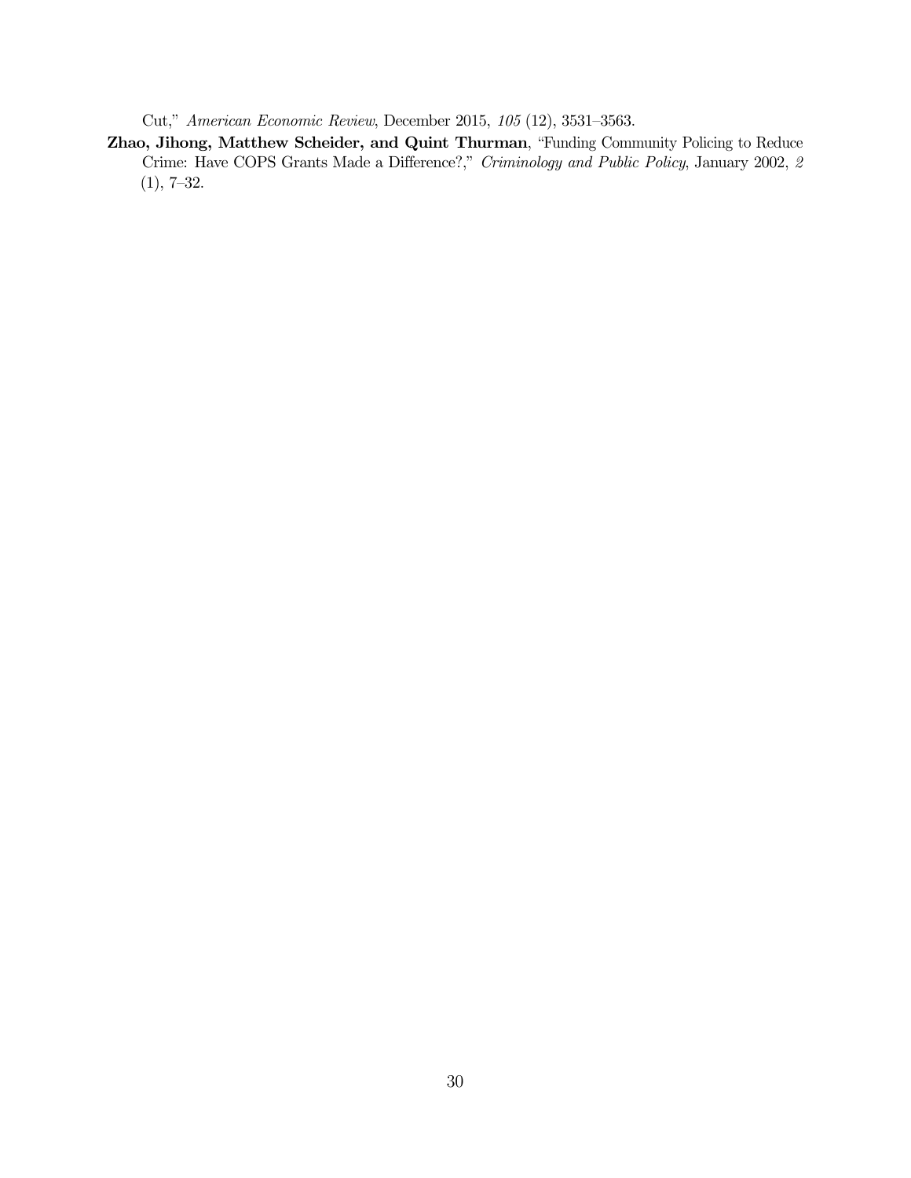Cut," *American Economic Review*, December 2015, *105* (12), 3531–3563.

**Zhao, Jihong, Matthew Scheider, and Quint Thurman**, "Funding Community Policing to Reduce Crime: Have COPS Grants Made a Difference?," *Criminology and Public Policy*, January 2002, *2* (1), 7–32.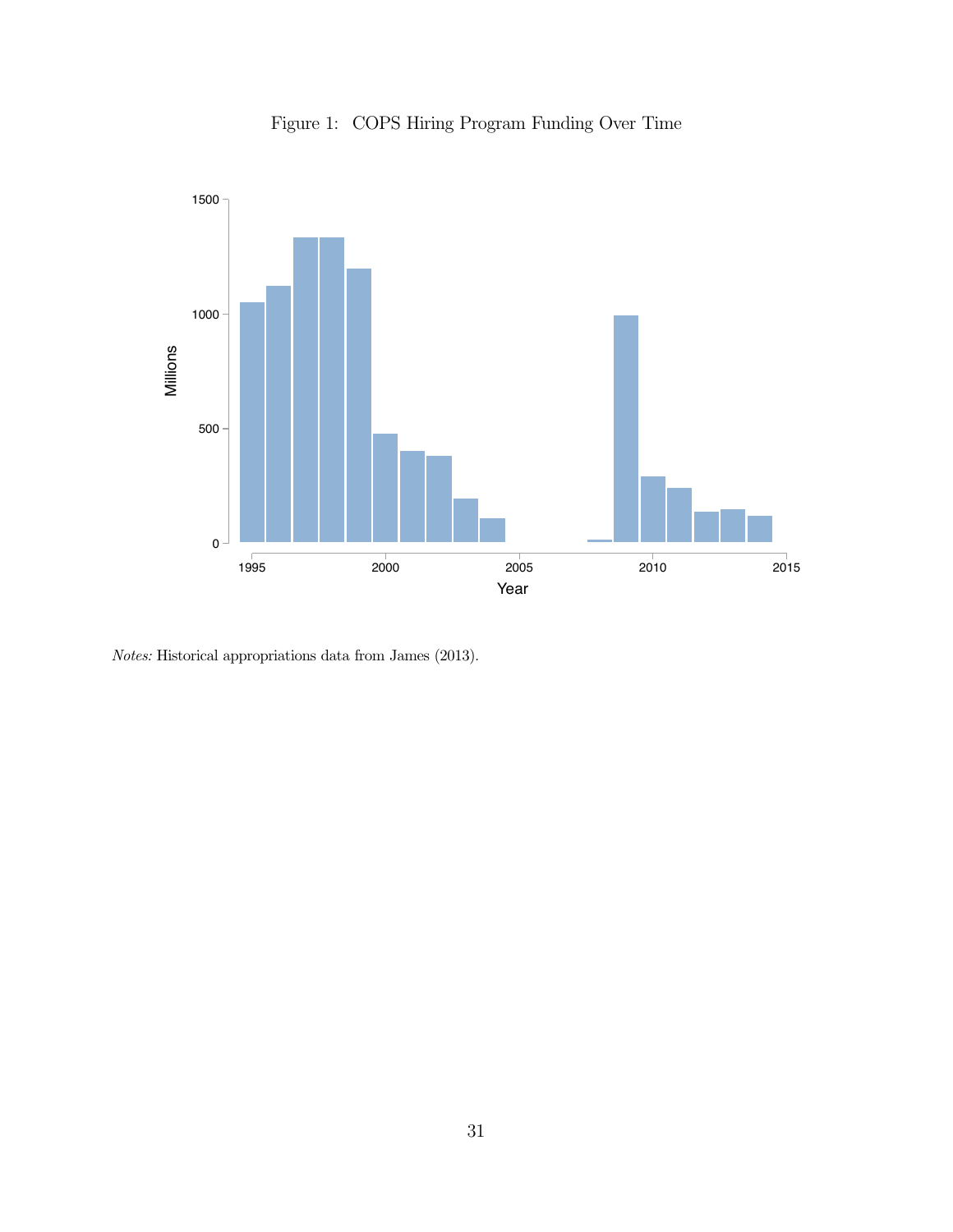Figure 1: COPS Hiring Program Funding Over Time

*Notes:* Historical appropriations data from James (2013).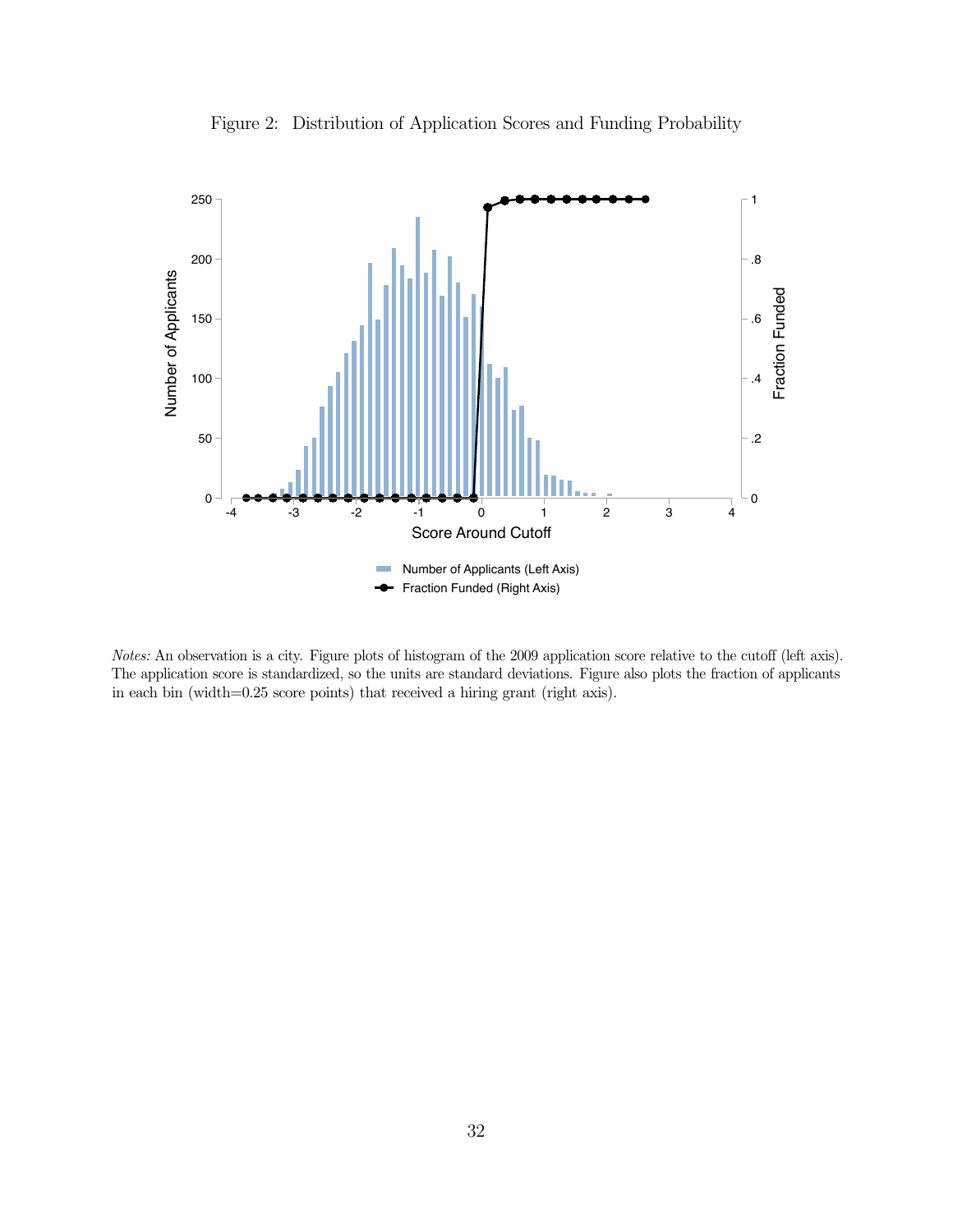Figure 2: Distribution of Application Scores and Funding Probability

*Notes:* An observation is a city. Figure plots of histogram of the 2009 application score relative to the cutoff (left axis). The application score is standardized, so the units are standard deviations. Figure also plots the fraction of applicants in each bin (width=0.25 score points) that received a hiring grant (right axis).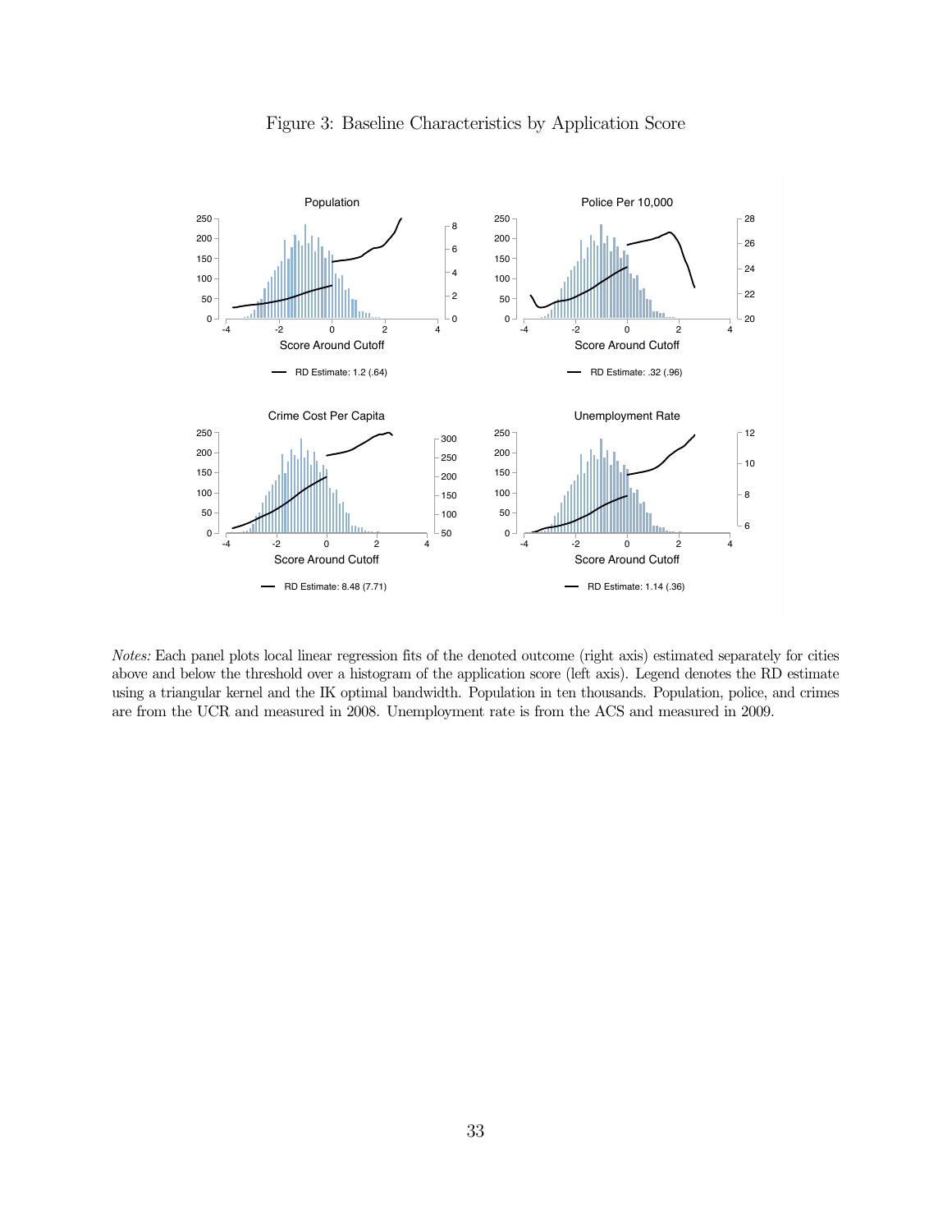Figure 3: Baseline Characteristics by Application Score

*Notes:* Each panel plots local linear regression fits of the denoted outcome (right axis) estimated separately for cities above and below the threshold over a histogram of the application score (left axis). Legend denotes the RD estimate using a triangular kernel and the IK optimal bandwidth. Population in ten thousands. Population, police, and crimes are from the UCR and measured in 2008. Unemployment rate is from the ACS and measured in 2009.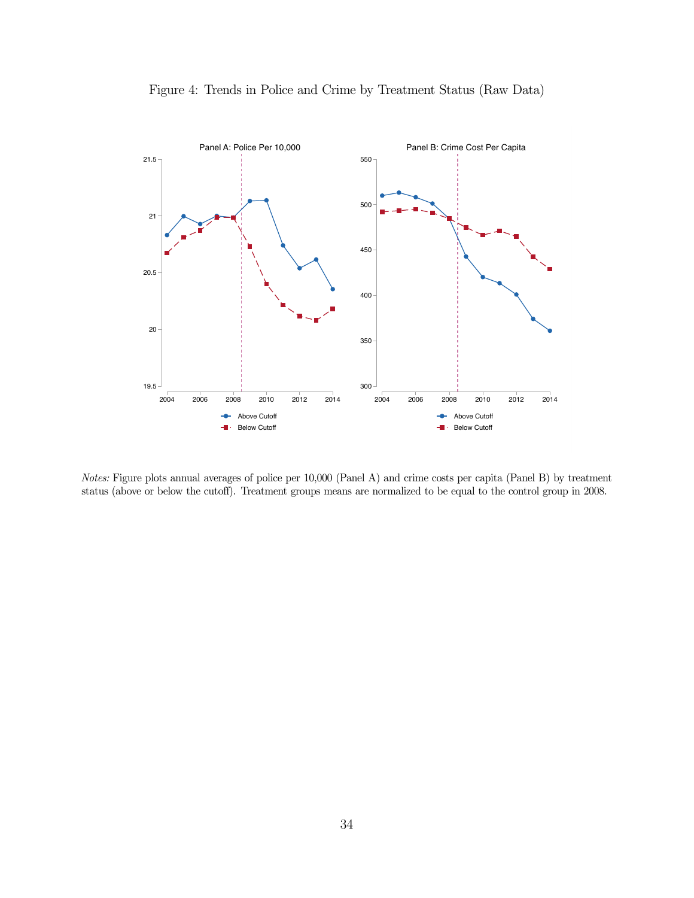Figure 4: Trends in Police and Crime by Treatment Status (Raw Data)

*Notes:* Figure plots annual averages of police per 10,000 (Panel A) and crime costs per capita (Panel B) by treatment status (above or below the cutoff). Treatment groups means are normalized to be equal to the control group in 2008.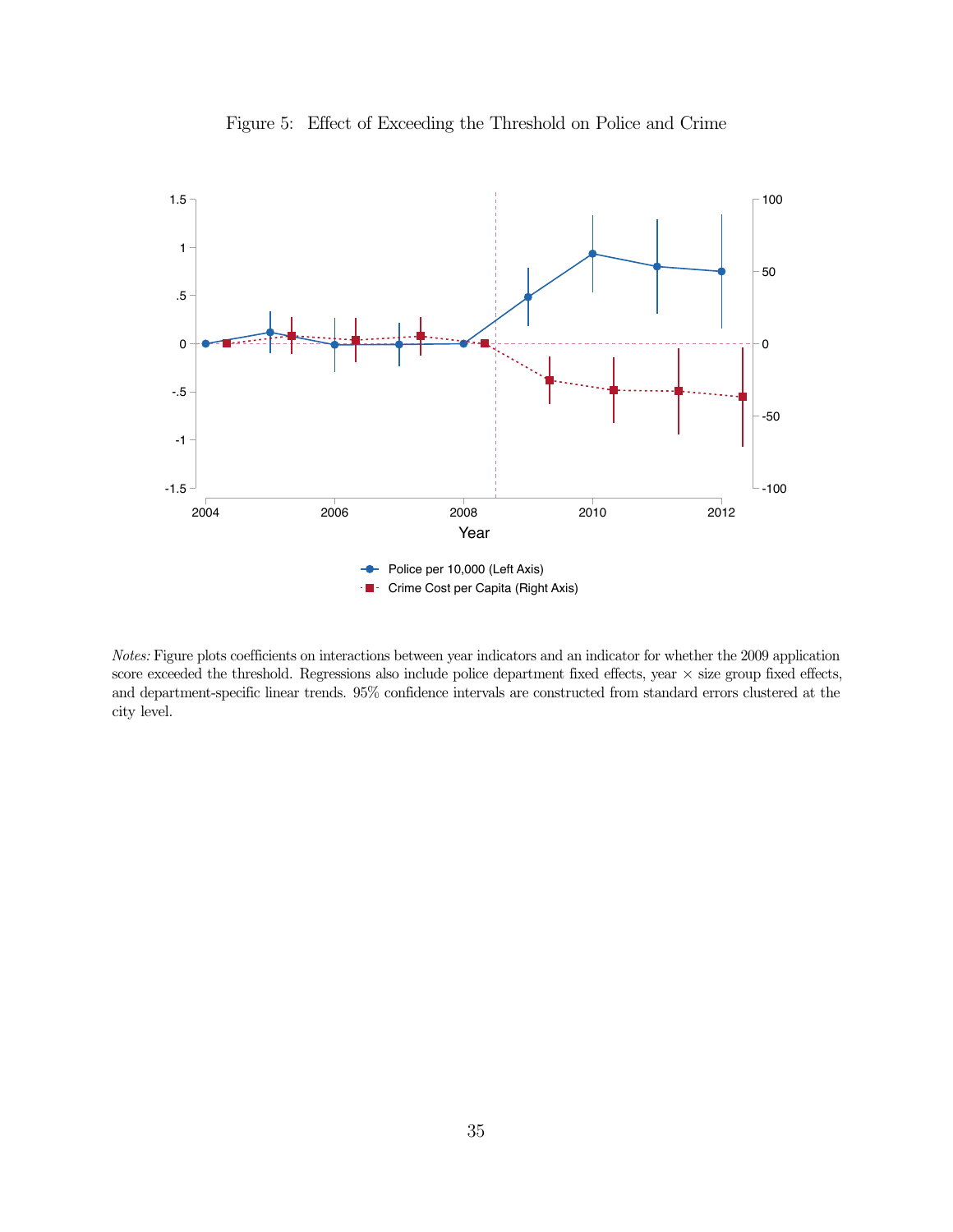Figure 5: Effect of Exceeding the Threshold on Police and Crime

*Notes:* Figure plots coefficients on interactions between year indicators and an indicator for whether the 2009 application score exceeded the threshold. Regressions also include police department fixed effects, year × size group fixed effects, and department-specific linear trends. 95% confidence intervals are constructed from standard errors clustered at the city level.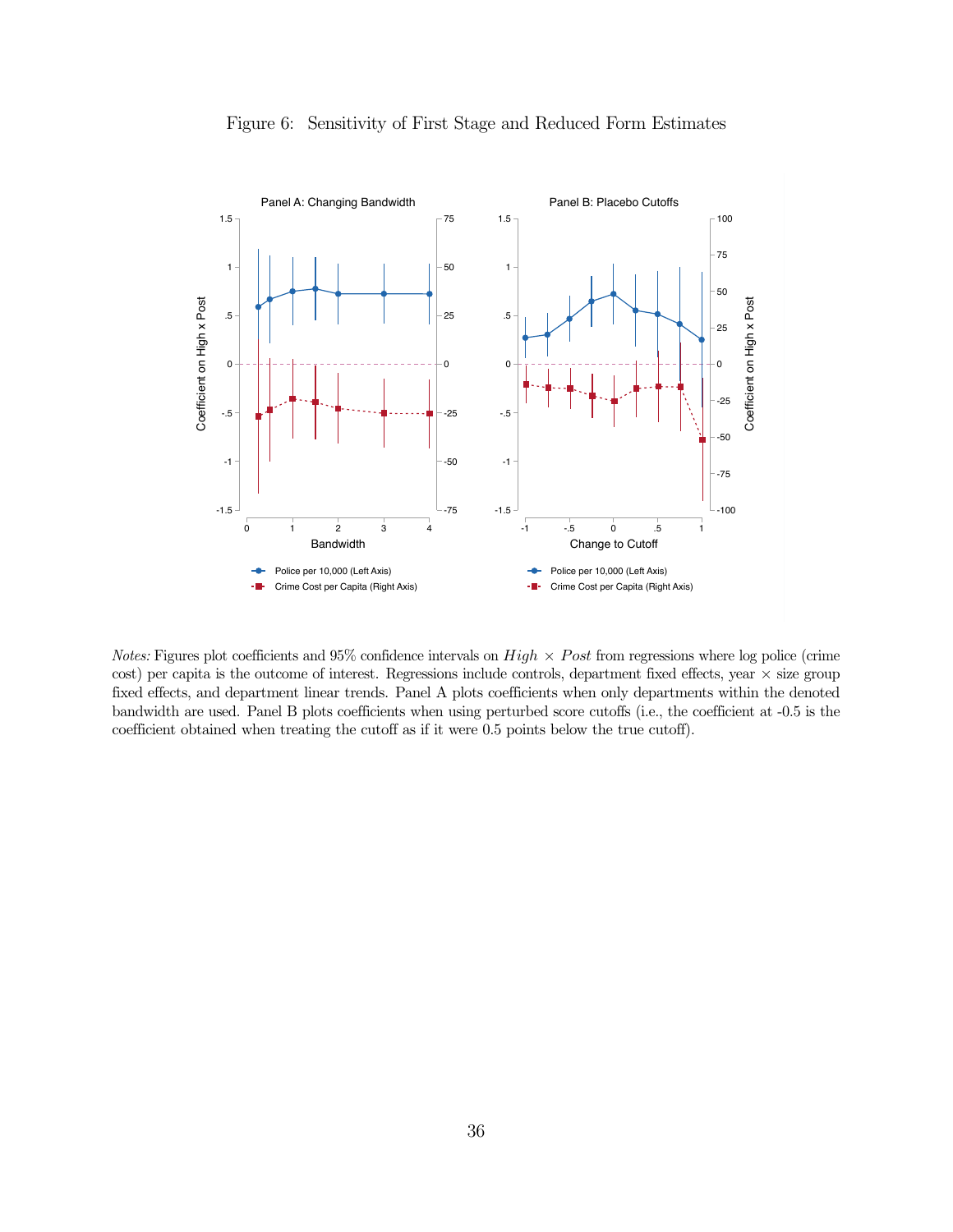Figure 6: Sensitivity of First Stage and Reduced Form Estimates

Panel A: Changing Bandwidth

Panel B: Placebo Cutoffs

*Notes:* Figures plot coefficients and 95% confidence intervals on $High \times Post$ from regressions where log police (crime cost) per capita is the outcome of interest. Regressions include controls, department fixed effects, year $\times$ size group fixed effects, and department linear trends. Panel A plots coefficients when only departments within the denoted bandwidth are used. Panel B plots coefficients when using perturbed score cutoffs (i.e., the coefficient at -0.5 is the coefficient obtained when treating the cutoff as if it were 0.5 points below the true cutoff).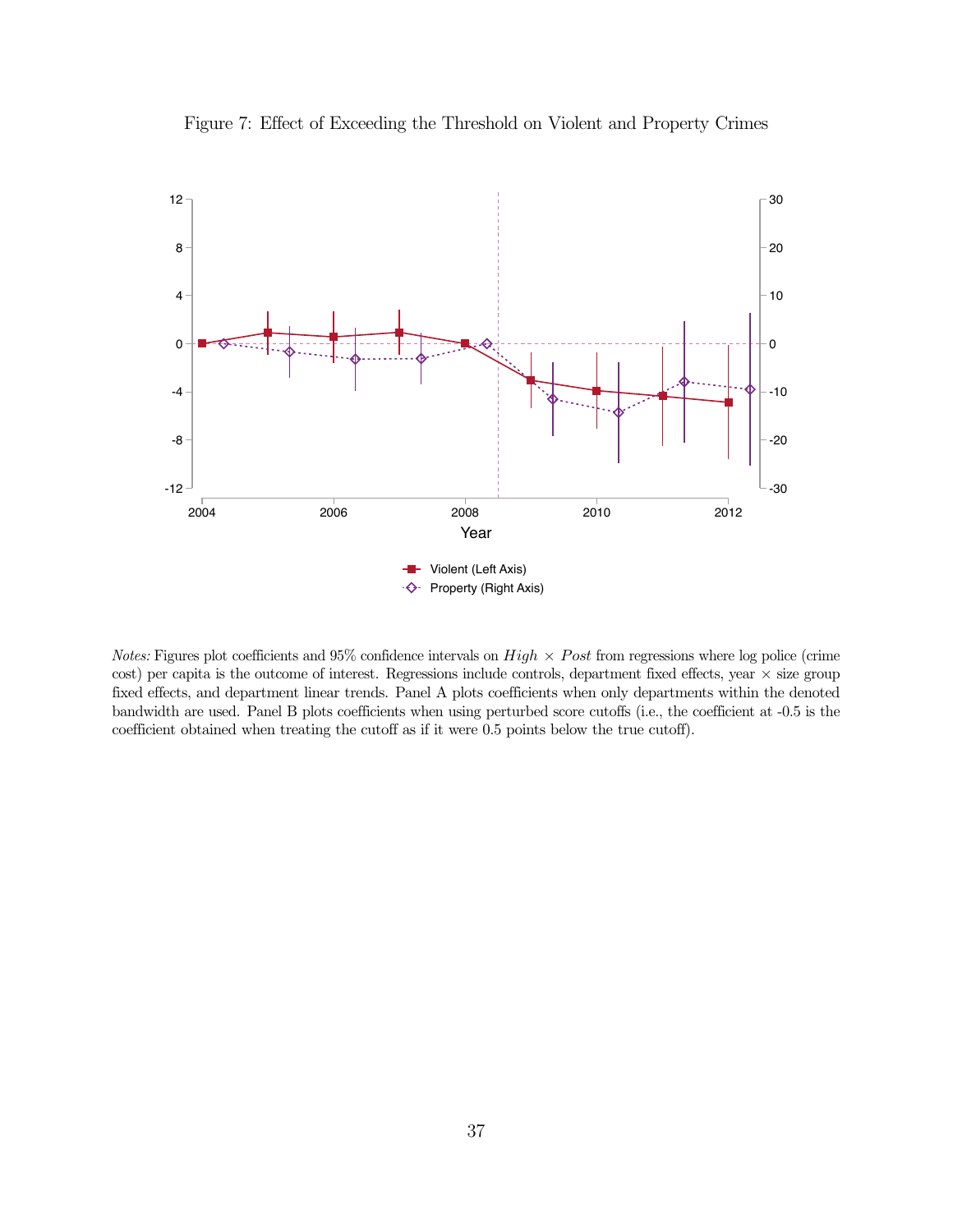Figure 7: Effect of Exceeding the Threshold on Violent and Property Crimes

*Notes:* Figures plot coefficients and 95% confidence intervals on $High \times Post$ from regressions where log police (crime cost) per capita is the outcome of interest. Regressions include controls, department fixed effects, year × size group fixed effects, and department linear trends. Panel A plots coefficients when only departments within the denoted bandwidth are used. Panel B plots coefficients when using perturbed score cutoffs (i.e., the coefficient at -0.5 is the coefficient obtained when treating the cutoff as if it were 0.5 points below the true cutoff).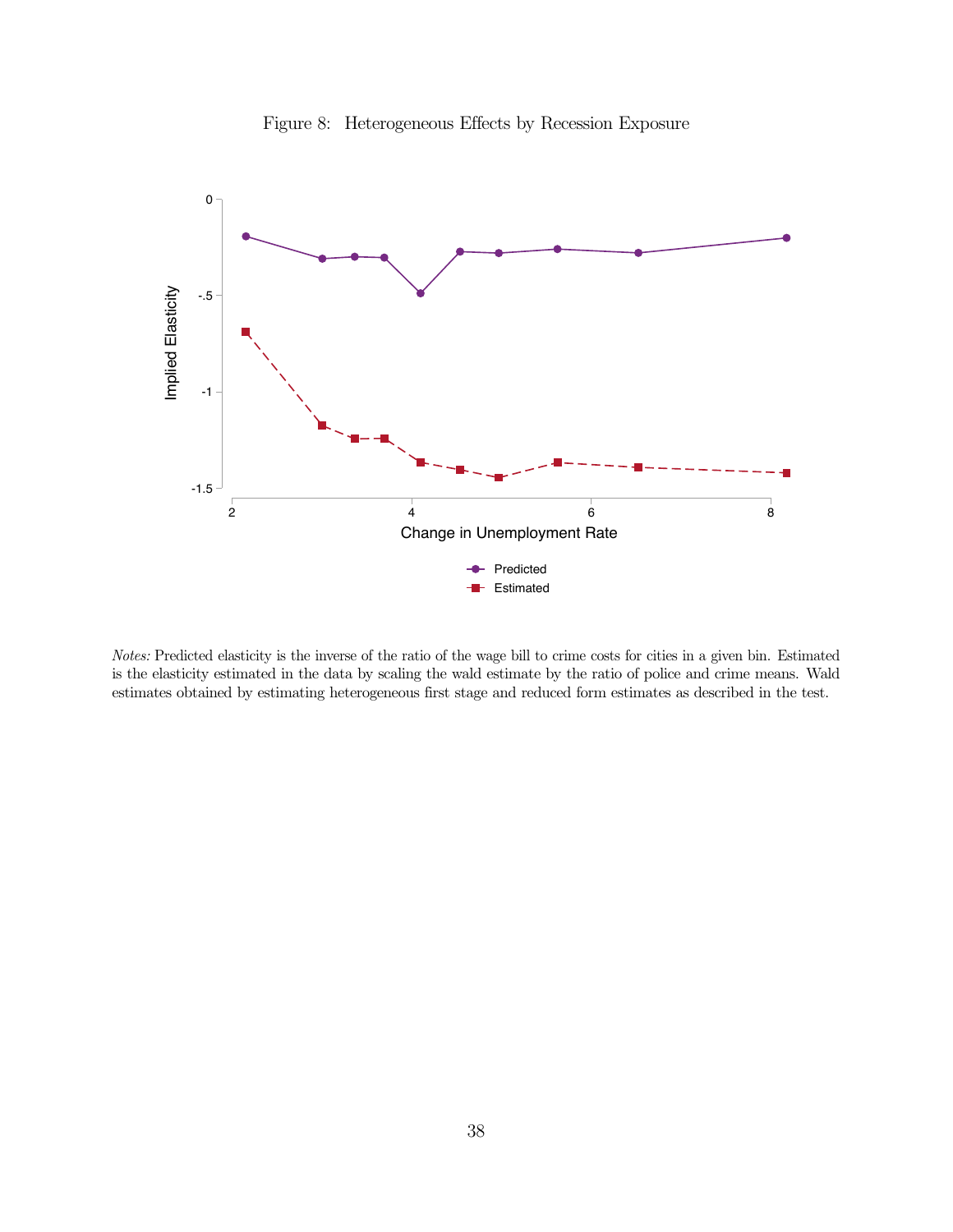Figure 8: Heterogeneous Effects by Recession Exposure

*Notes:* Predicted elasticity is the inverse of the ratio of the wage bill to crime costs for cities in a given bin. Estimated is the elasticity estimated in the data by scaling the wald estimate by the ratio of police and crime means. Wald estimates obtained by estimating heterogeneous first stage and reduced form estimates as described in the test.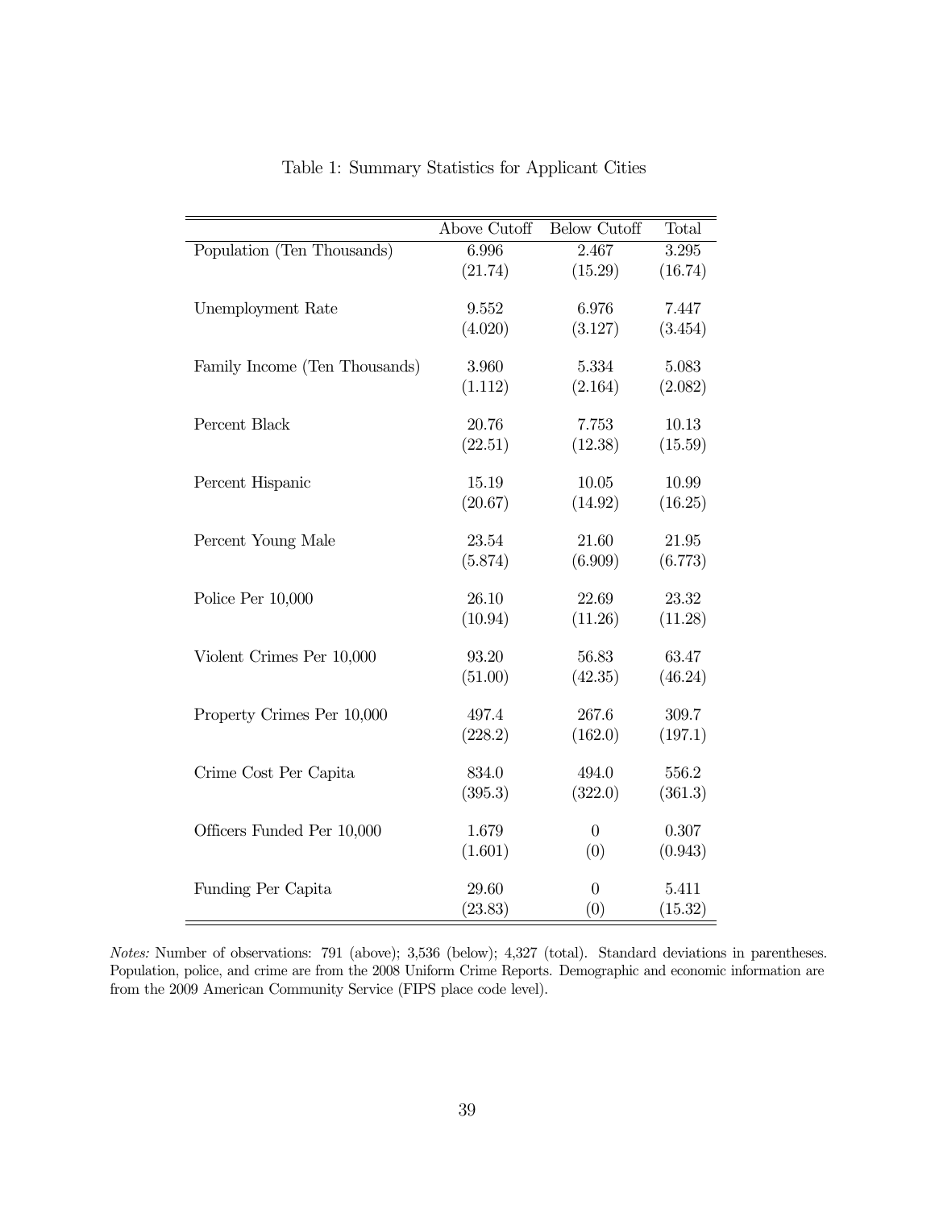Table 1: Summary Statistics for Applicant Cities

| | Above Cutoff | Below Cutoff | Total |
|---|---|---|---|
| Population (Ten Thousands) | 6.996 | 2.467 | 3.295 |
| | (21.74) | (15.29) | (16.74) |
| Unemployment Rate | 9.552 | 6.976 | 7.447 |
| | (4.020) | (3.127) | (3.454) |
| Family Income (Ten Thousands) | 3.960 | 5.334 | 5.083 |
| | (1.112) | (2.164) | (2.082) |
| Percent Black | 20.76 | 7.753 | 10.13 |
| | (22.51) | (12.38) | (15.59) |
| Percent Hispanic | 15.19 | 10.05 | 10.99 |
| | (20.67) | (14.92) | (16.25) |
| Percent Young Male | 23.54 | 21.60 | 21.95 |
| | (5.874) | (6.909) | (6.773) |
| Police Per 10,000 | 26.10 | 22.69 | 23.32 |
| | (10.94) | (11.26) | (11.28) |
| Violent Crimes Per 10,000 | 93.20 | 56.83 | 63.47 |
| | (51.00) | (42.35) | (46.24) |
| Property Crimes Per 10,000 | 497.4 | 267.6 | 309.7 |
| | (228.2) | (162.0) | (197.1) |
| Crime Cost Per Capita | 834.0 | 494.0 | 556.2 |
| | (395.3) | (322.0) | (361.3) |
| Officers Funded Per 10,000 | 1.679 | 0 | 0.307 |
| | (1.601) | (0) | (0.943) |
| Funding Per Capita | 29.60 | 0 | 5.411 |
| | (23.83) | (0) | (15.32) |

*Notes:* Number of observations: 791 (above); 3,536 (below); 4,327 (total). Standard deviations in parentheses. Population, police, and crime are from the 2008 Uniform Crime Reports. Demographic and economic information are from the 2009 American Community Service (FIPS place code level).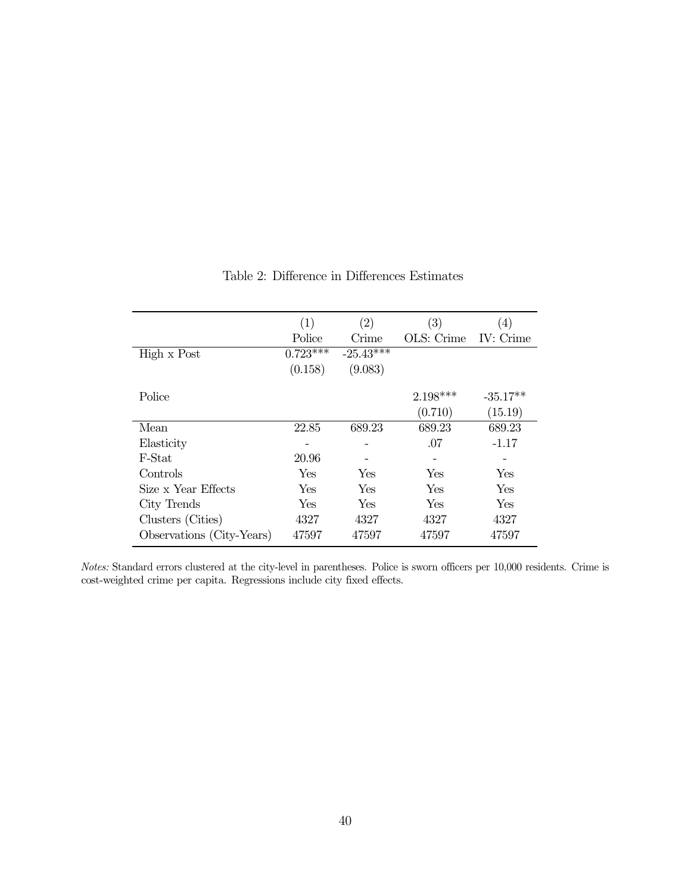Table 2: Difference in Differences Estimates

| | (1) | (2) | (3) | (4) |
|---|---|---|---|---|
| | Police | Crime | OLS: Crime | IV: Crime |
| High x Post | 0.723*** | -25.43*** | | |
| | (0.158) | (9.083) | | |
| Police | | | 2.198*** | -35.17** |
| | | | (0.710) | (15.19) |
| Mean | 22.85 | 689.23 | 689.23 | 689.23 |
| Elasticity | - | - | .07 | -1.17 |
| F-Stat | 20.96 | - | - | - |
| Controls | Yes | Yes | Yes | Yes |
| Size x Year Effects | Yes | Yes | Yes | Yes |
| City Trends | Yes | Yes | Yes | Yes |
| Clusters (Cities) | 4327 | 4327 | 4327 | 4327 |
| Observations (City-Years) | 47597 | 47597 | 47597 | 47597 |

*Notes:* Standard errors clustered at the city-level in parentheses. Police is sworn officers per 10,000 residents. Crime is cost-weighted crime per capita. Regressions include city fixed effects.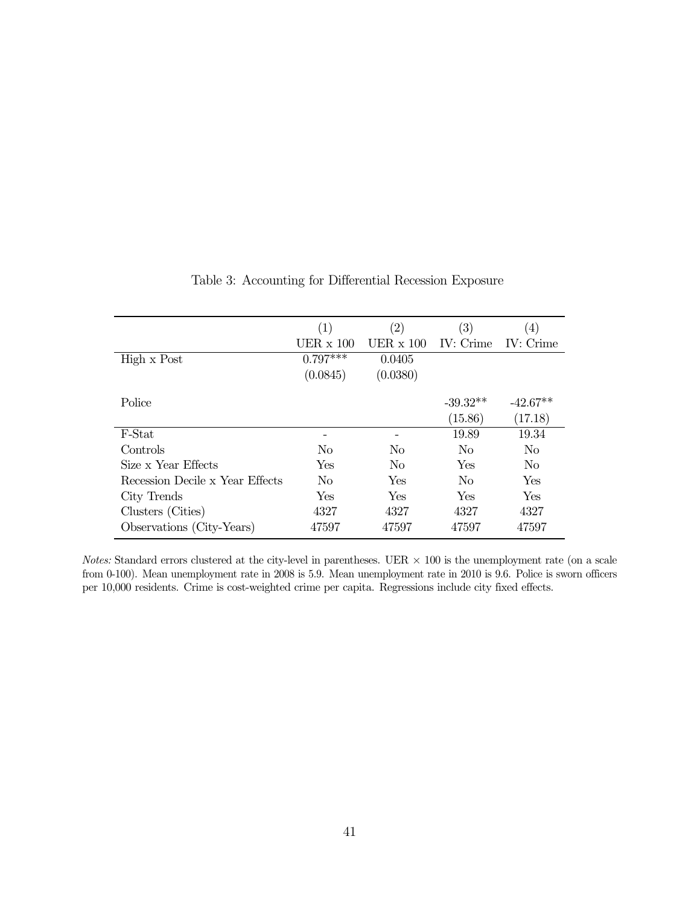Table 3: Accounting for Differential Recession Exposure

| | (1) | (2) | (3) | (4) |
|---|---|---|---|---|
| | UER x 100 | UER x 100 | IV: Crime | IV: Crime |
| High x Post | 0.797*** | 0.0405 | | |
| | (0.0845) | (0.0380) | | |
| Police | | | -39.32** | -42.67** |
| | | | (15.86) | (17.18) |
| F-Stat | - | - | 19.89 | 19.34 |
| Controls | No | No | No | No |
| Size x Year Effects | Yes | No | Yes | No |
| Recession Decile x Year Effects | No | Yes | No | Yes |
| City Trends | Yes | Yes | Yes | Yes |
| Clusters (Cities) | 4327 | 4327 | 4327 | 4327 |
| Observations (City-Years) | 47597 | 47597 | 47597 | 47597 |

*Notes:* Standard errors clustered at the city-level in parentheses. UER $\times$ 100 is the unemployment rate (on a scale from 0-100). Mean unemployment rate in 2008 is 5.9. Mean unemployment rate in 2010 is 9.6. Police is sworn officers per 10,000 residents. Crime is cost-weighted crime per capita. Regressions include city fixed effects.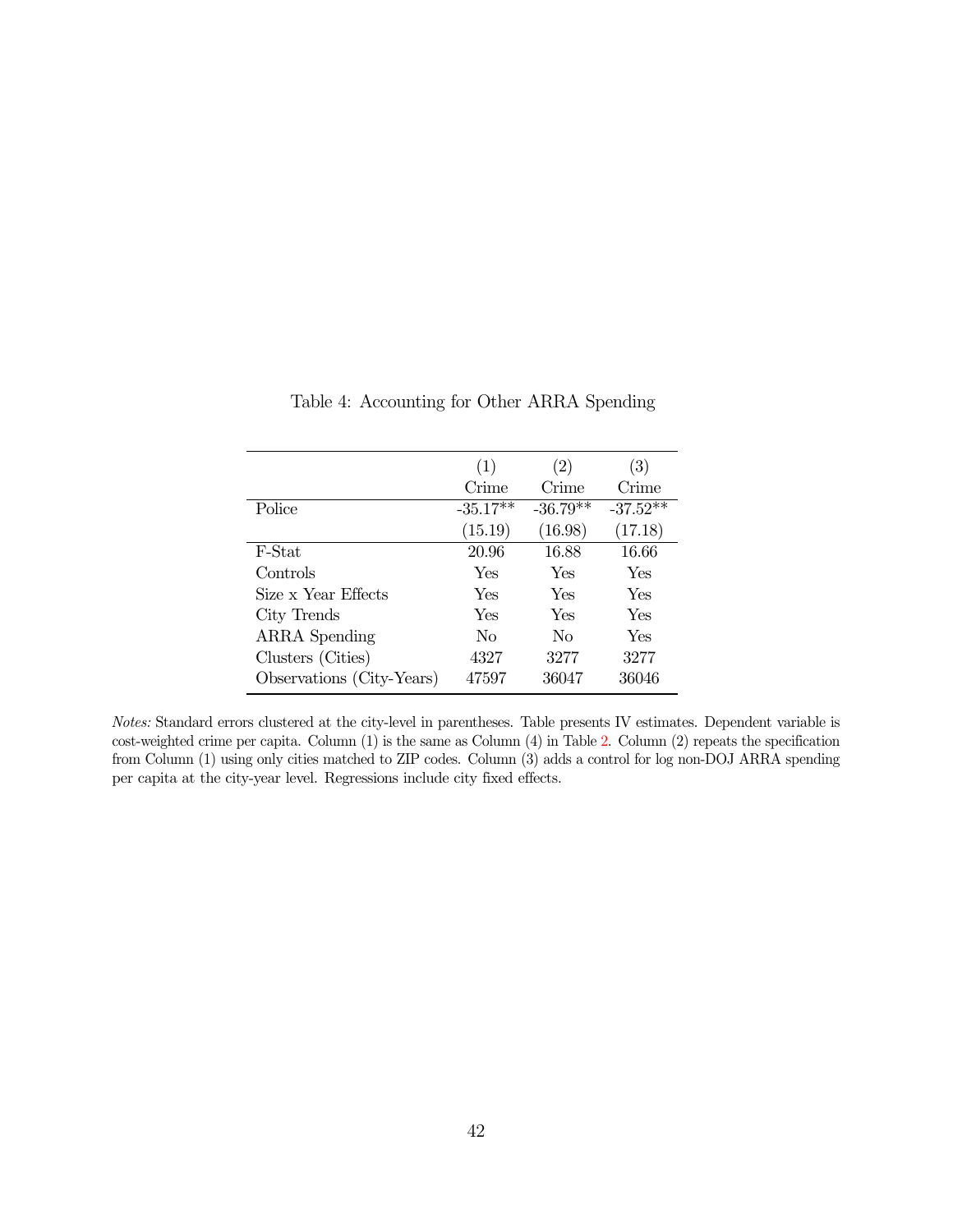Table 4: Accounting for Other ARRA Spending

| | (1) | (2) | (3) |
|---|---|---|---|
| | Crime | Crime | Crime |
| Police | -35.17** | -36.79** | -37.52** |
| | (15.19) | (16.98) | (17.18) |
| F-Stat | 20.96 | 16.88 | 16.66 |
| Controls | Yes | Yes | Yes |
| Size x Year Effects | Yes | Yes | Yes |
| City Trends | Yes | Yes | Yes |
| ARRA Spending | No | No | Yes |
| Clusters (Cities) | 4327 | 3277 | 3277 |
| Observations (City-Years) | 47597 | 36047 | 36046 |

*Notes:* Standard errors clustered at the city-level in parentheses. Table presents IV estimates. Dependent variable is cost-weighted crime per capita. Column (1) is the same as Column (4) in Table 2. Column (2) repeats the specification from Column (1) using only cities matched to ZIP codes. Column (3) adds a control for log non-DOJ ARRA spending per capita at the city-year level. Regressions include city fixed effects.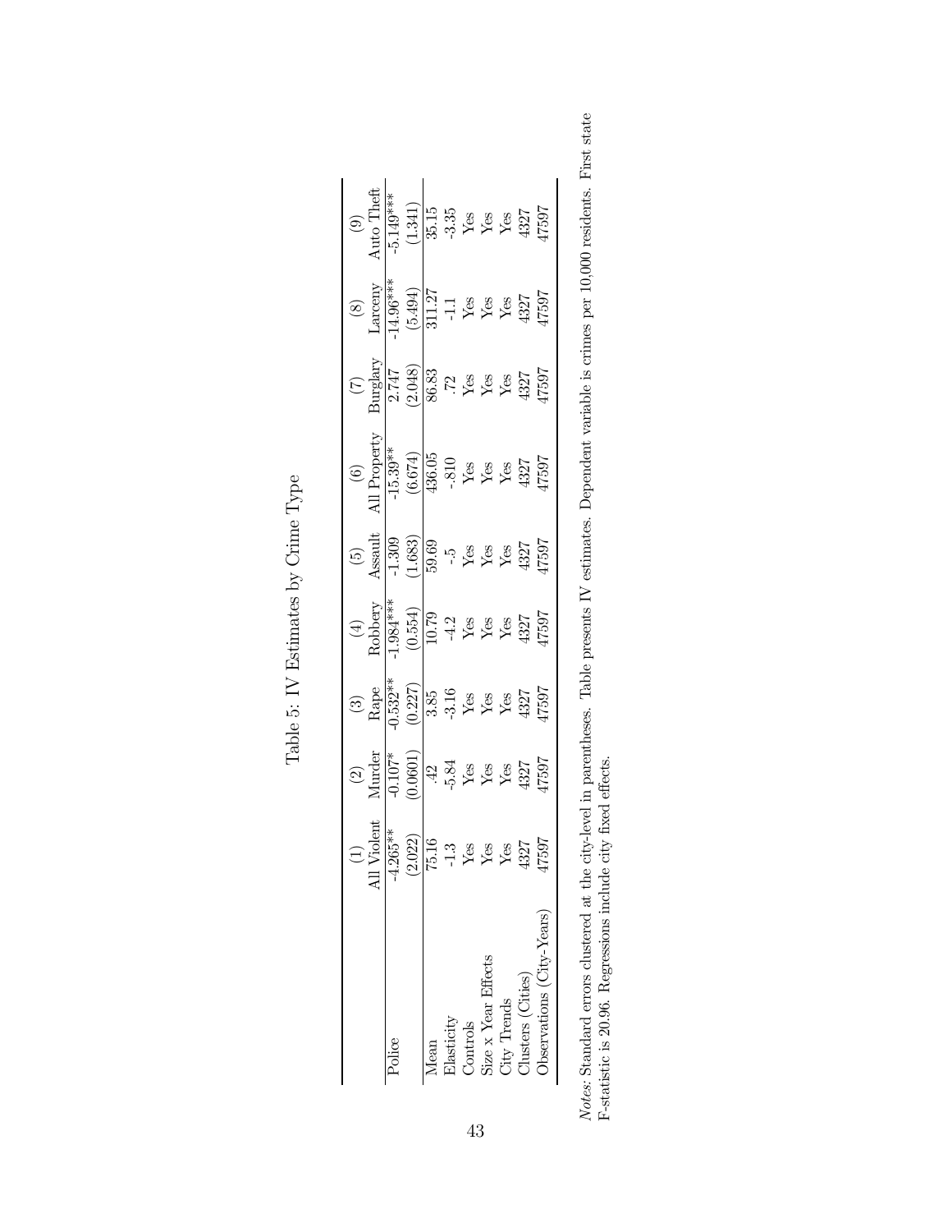Table 5: IV Estimates by Crime Type

|  | (1) All Violent | (2) Murder | (3) Rape | (4) Robbery | (5) Assault | (6) All Property | (7) Burglary | (8) Larceny | (9) Auto Theft |
|---|---|---|---|---|---|---|---|---|---|
| Police | -4.265** | -0.107* | -0.532** | -1.984*** | -1.309 | -15.39** | 2.747 | -14.96*** | -5.149*** |
|  | (2.022) | (0.0601) | (0.227) | (0.554) | (1.683) | (6.674) | (2.048) | (5.494) | (1.341) |
| Mean | 75.16 | .42 | 3.85 | 10.79 | 59.69 | 436.05 | 86.83 | 311.27 | 35.15 |
| Elasticity | -1.3 | -5.84 | -3.16 | -4.2 | -.5 | -.810 | .72 | -1.1 | -3.35 |
| Controls | Yes | Yes | Yes | Yes | Yes | Yes | Yes | Yes | Yes |
| Size x Year Effects | Yes | Yes | Yes | Yes | Yes | Yes | Yes | Yes | Yes |
| City Trends | Yes | Yes | Yes | Yes | Yes | Yes | Yes | Yes | Yes |
| Clusters (Cities) | 4327 | 4327 | 4327 | 4327 | 4327 | 4327 | 4327 | 4327 | 4327 |
| Observations (City-Years) | 47597 | 47597 | 47597 | 47597 | 47597 | 47597 | 47597 | 47597 | 47597 |

*Notes:* Standard errors clustered at the city-level in parentheses. Table presents IV estimates. Dependent variable is crimes per 10,000 residents. First state F-statistic is 20.96. Regressions include city fixed effects.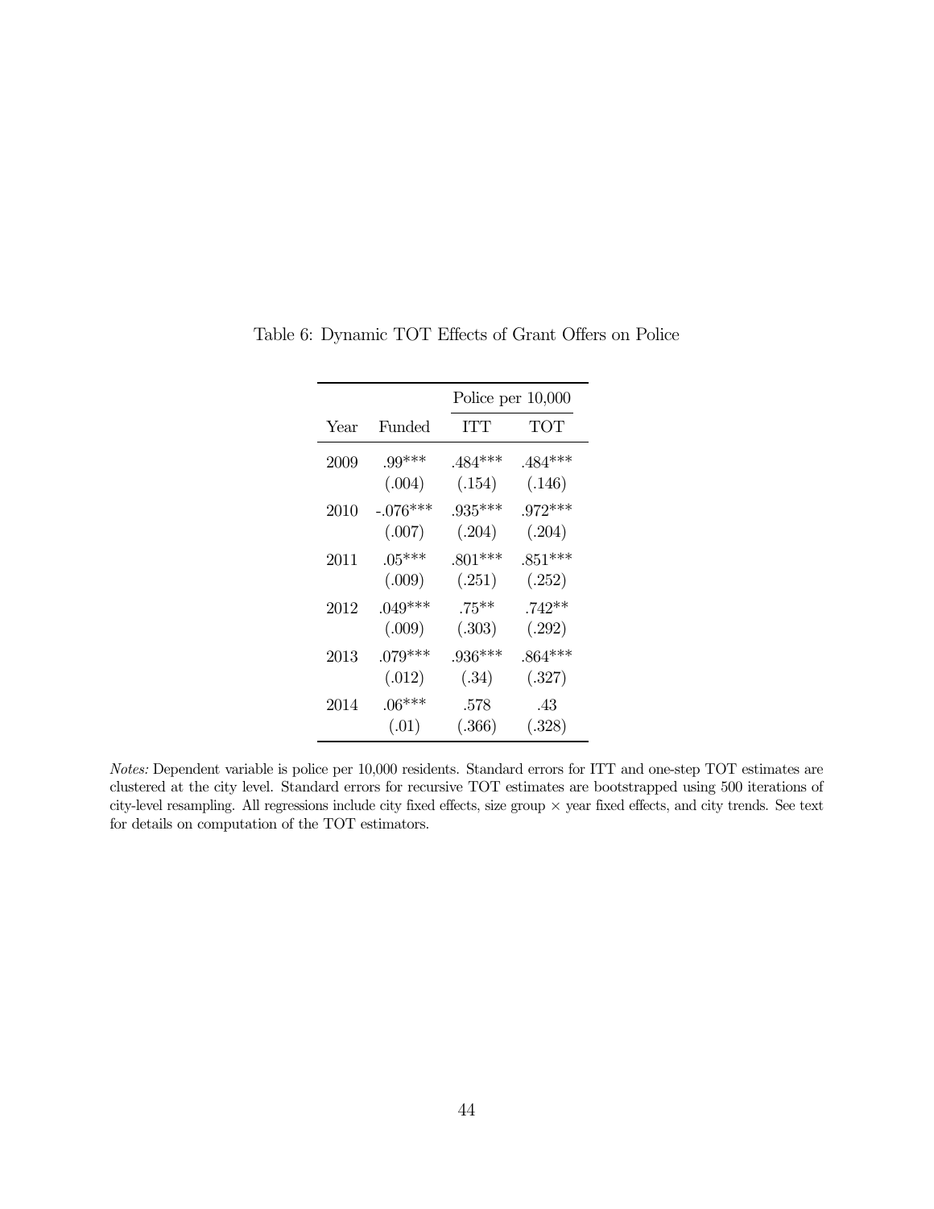Table 6: Dynamic TOT Effects of Grant Offers on Police

| | | Police per 10,000 | |
|---|---|---|---|
| Year | Funded | ITT | TOT |
| 2009 | .99*** | .484*** | .484*** |
| | (.004) | (.154) | (.146) |
| 2010 | -.076*** | .935*** | .972*** |
| | (.007) | (.204) | (.204) |
| 2011 | .05*** | .801*** | .851*** |
| | (.009) | (.251) | (.252) |
| 2012 | .049*** | .75** | .742** |
| | (.009) | (.303) | (.292) |
| 2013 | .079*** | .936*** | .864*** |
| | (.012) | (.34) | (.327) |
| 2014 | .06*** | .578 | .43 |
| | (.01) | (.366) | (.328) |

*Notes:* Dependent variable is police per 10,000 residents. Standard errors for ITT and one-step TOT estimates are clustered at the city level. Standard errors for recursive TOT estimates are bootstrapped using 500 iterations of city-level resampling. All regressions include city fixed effects, size group × year fixed effects, and city trends. See text for details on computation of the TOT estimators.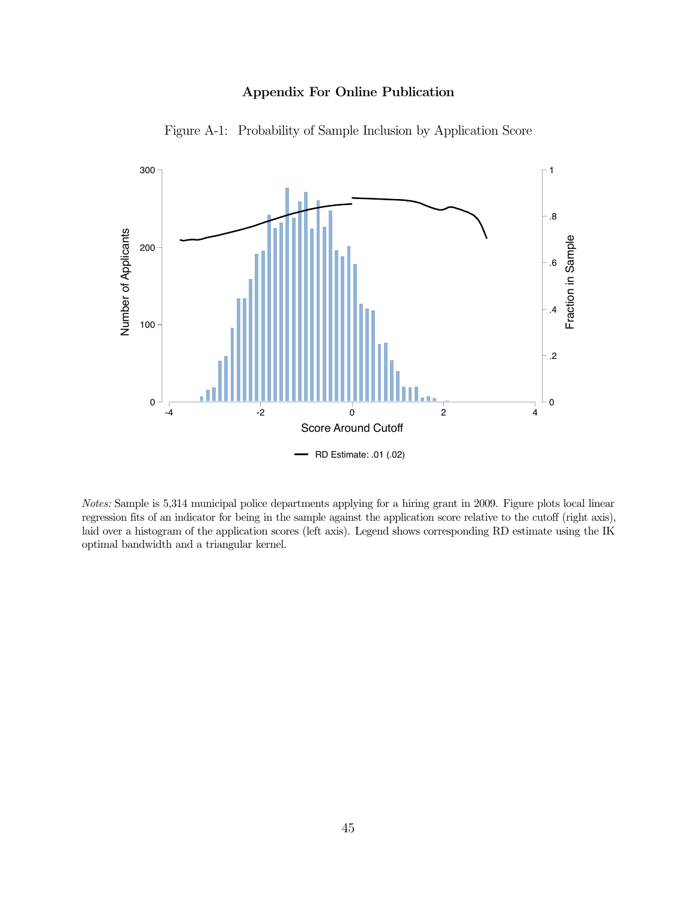**Appendix For Online Publication**

Figure A-1: Probability of Sample Inclusion by Application Score

*Notes:* Sample is 5,314 municipal police departments applying for a hiring grant in 2009. Figure plots local linear regression fits of an indicator for being in the sample against the application score relative to the cutoff (right axis), laid over a histogram of the application scores (left axis). Legend shows corresponding RD estimate using the IK optimal bandwidth and a triangular kernel.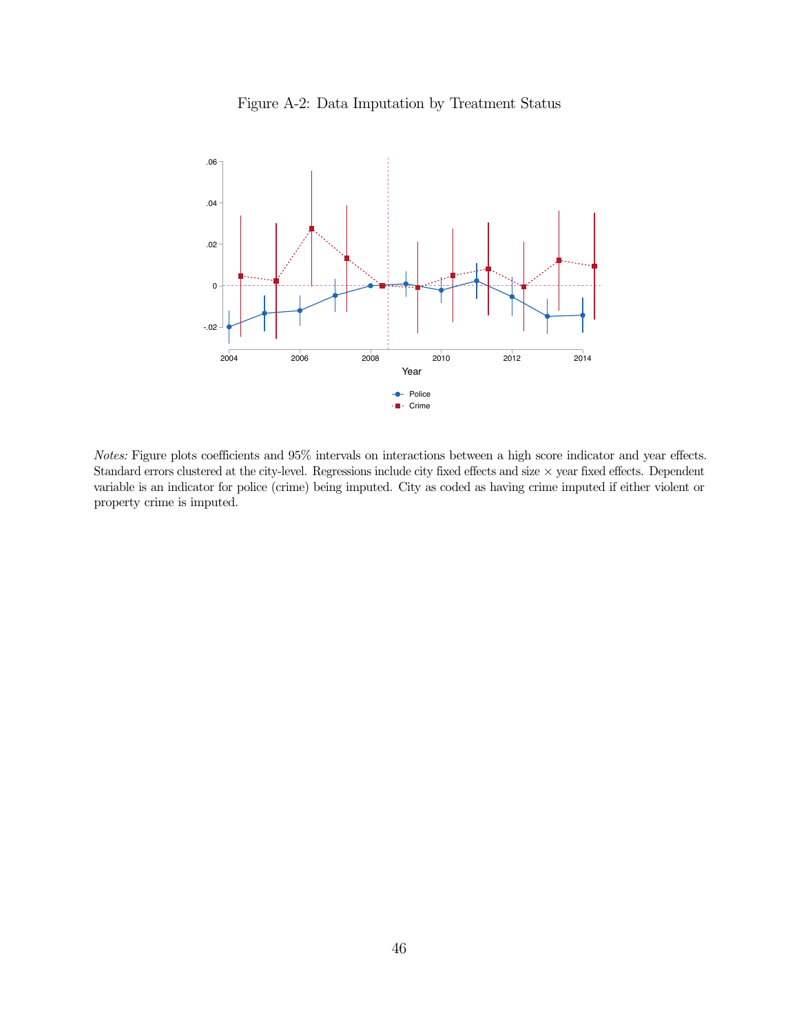Figure A-2: Data Imputation by Treatment Status

*Notes:* Figure plots coefficients and 95% intervals on interactions between a high score indicator and year effects. Standard errors clustered at the city-level. Regressions include city fixed effects and size × year fixed effects. Dependent variable is an indicator for police (crime) being imputed. City as coded as having crime imputed if either violent or property crime is imputed.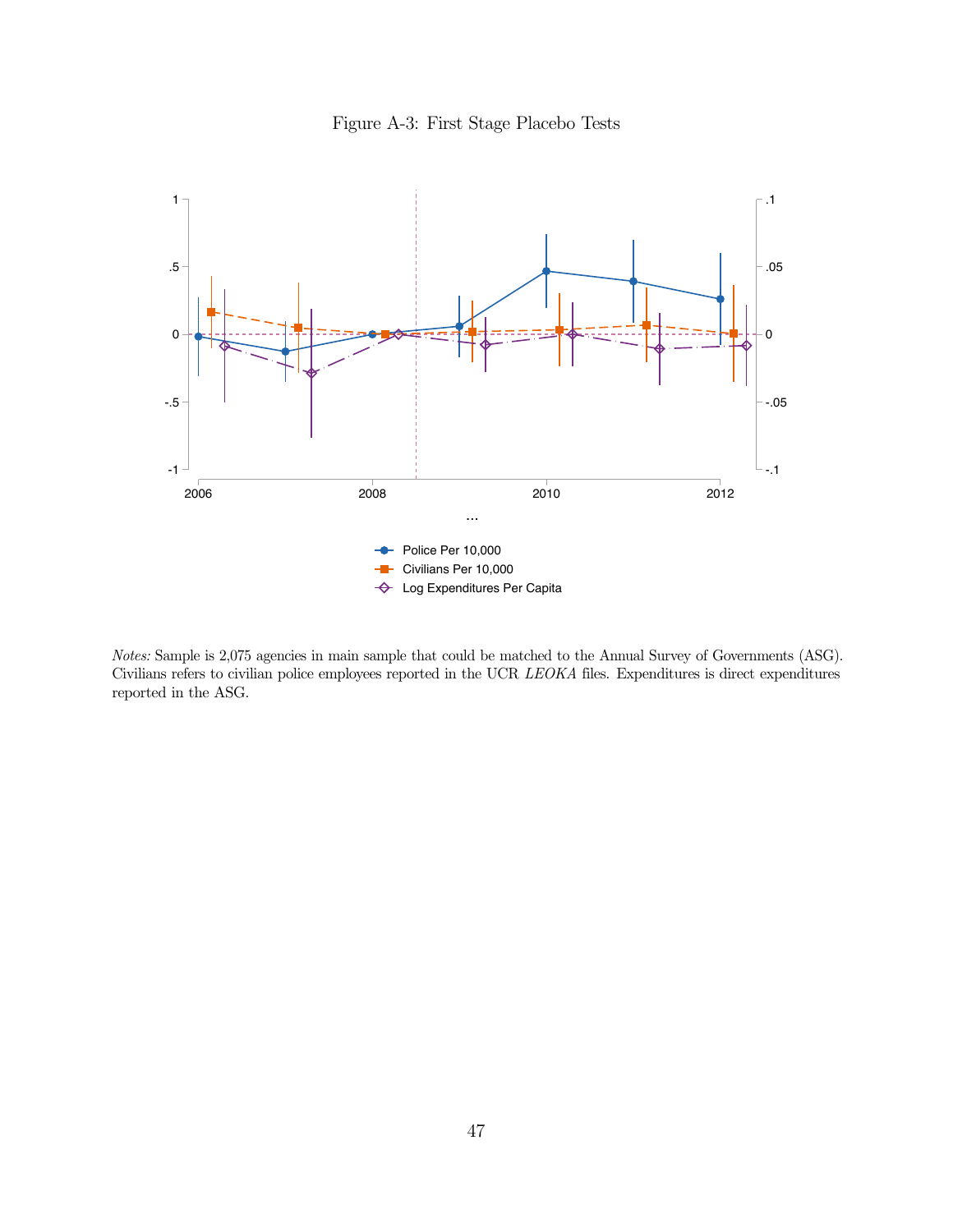Figure A-3: First Stage Placebo Tests

*Notes:* Sample is 2,075 agencies in main sample that could be matched to the Annual Survey of Governments (ASG). Civilians refers to civilian police employees reported in the UCR *LEOKA* files. Expenditures is direct expenditures reported in the ASG.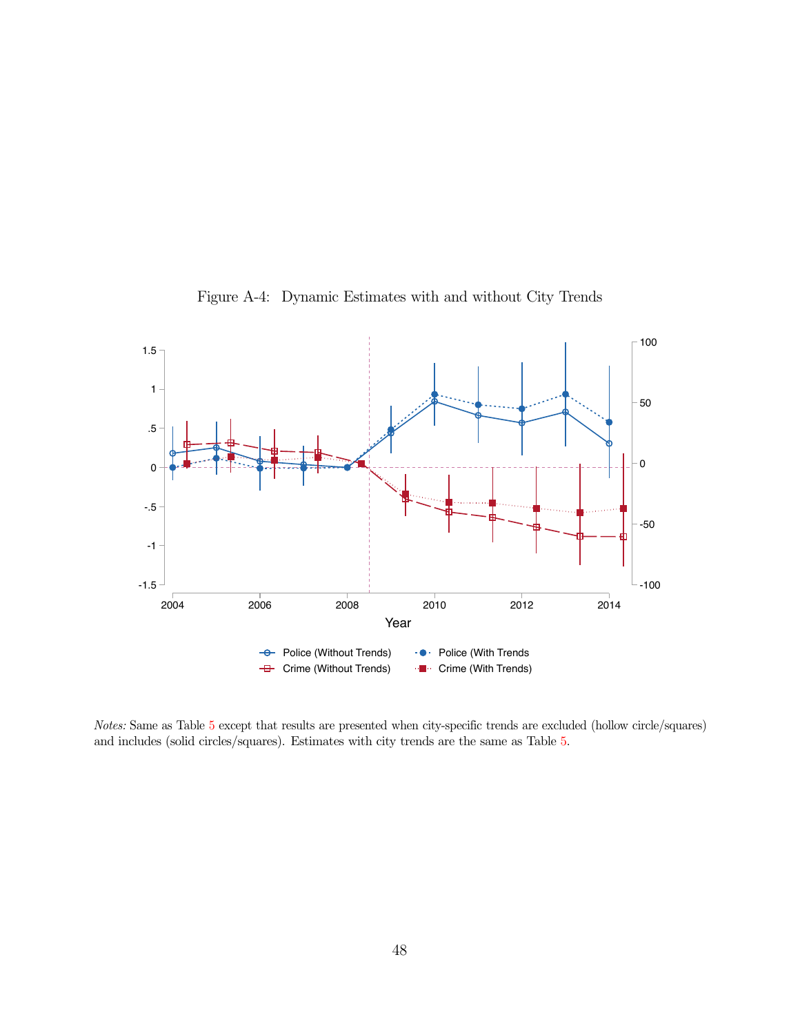Figure A-4: Dynamic Estimates with and without City Trends

*Notes:* Same as Table 5 except that results are presented when city-specific trends are excluded (hollow circle/squares) and includes (solid circles/squares). Estimates with city trends are the same as Table 5.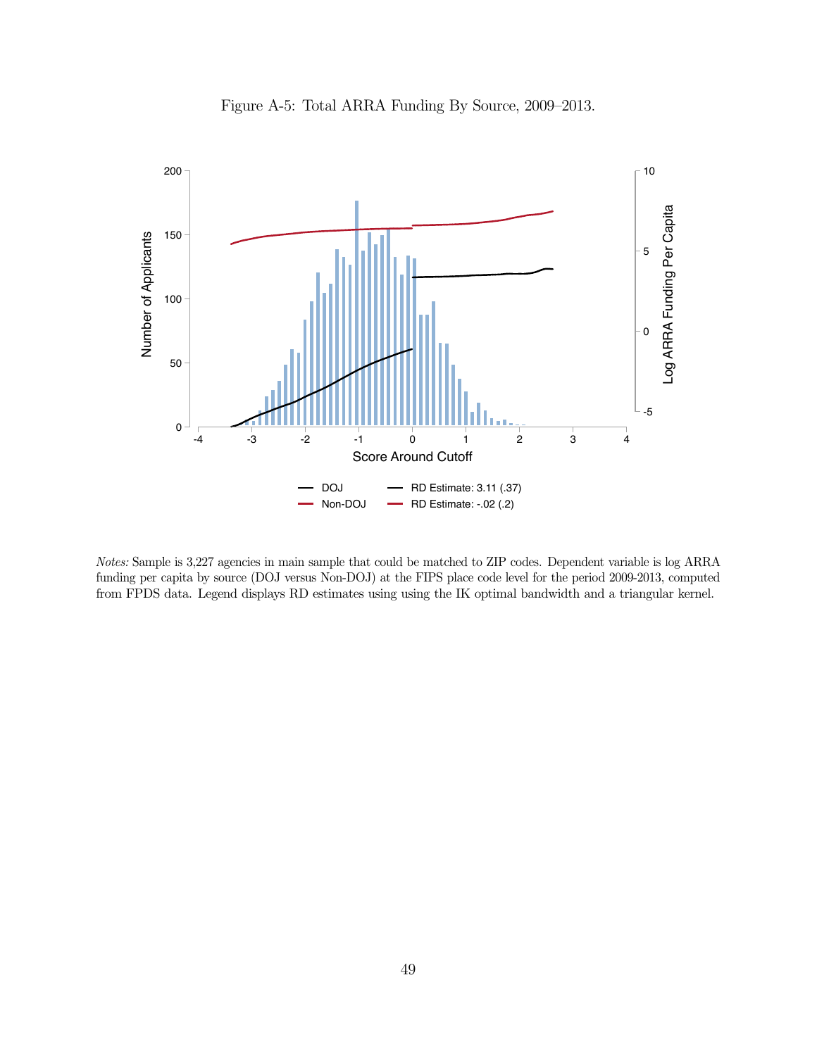Figure A-5: Total ARRA Funding By Source, 2009–2013.

*Notes:* Sample is 3,227 agencies in main sample that could be matched to ZIP codes. Dependent variable is log ARRA funding per capita by source (DOJ versus Non-DOJ) at the FIPS place code level for the period 2009-2013, computed from FPDS data. Legend displays RD estimates using using the IK optimal bandwidth and a triangular kernel.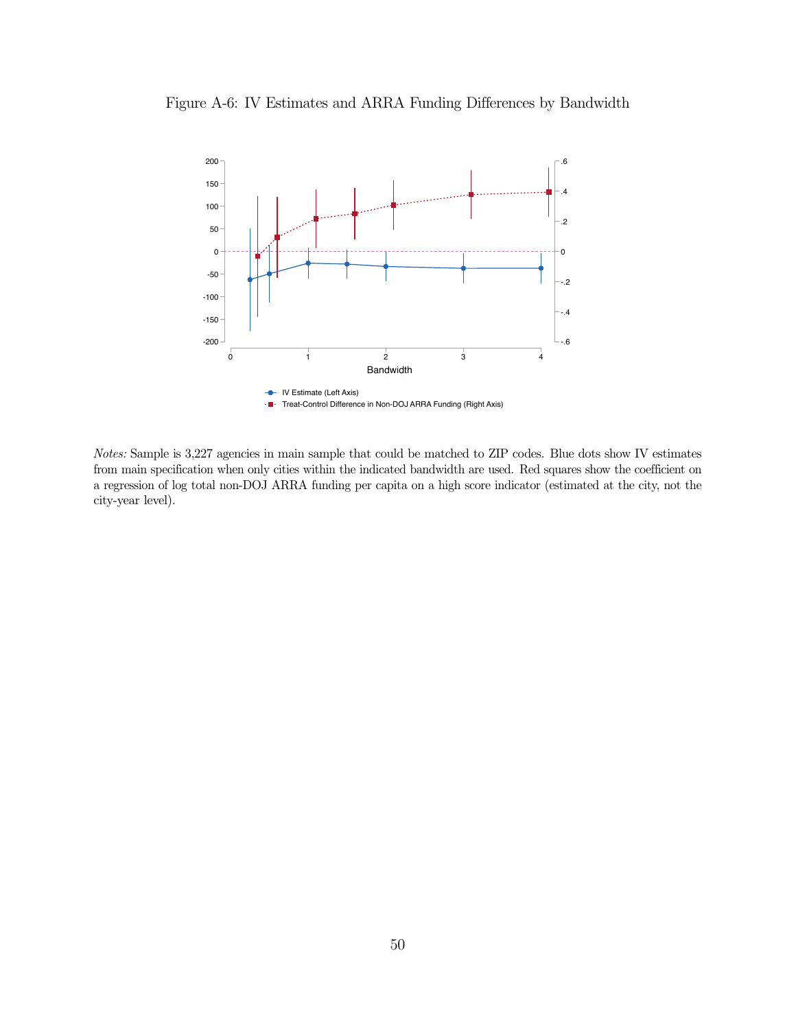Figure A-6: IV Estimates and ARRA Funding Differences by Bandwidth

*Notes:* Sample is 3,227 agencies in main sample that could be matched to ZIP codes. Blue dots show IV estimates from main specification when only cities within the indicated bandwidth are used. Red squares show the coefficient on a regression of log total non-DOJ ARRA funding per capita on a high score indicator (estimated at the city, not the city-year level).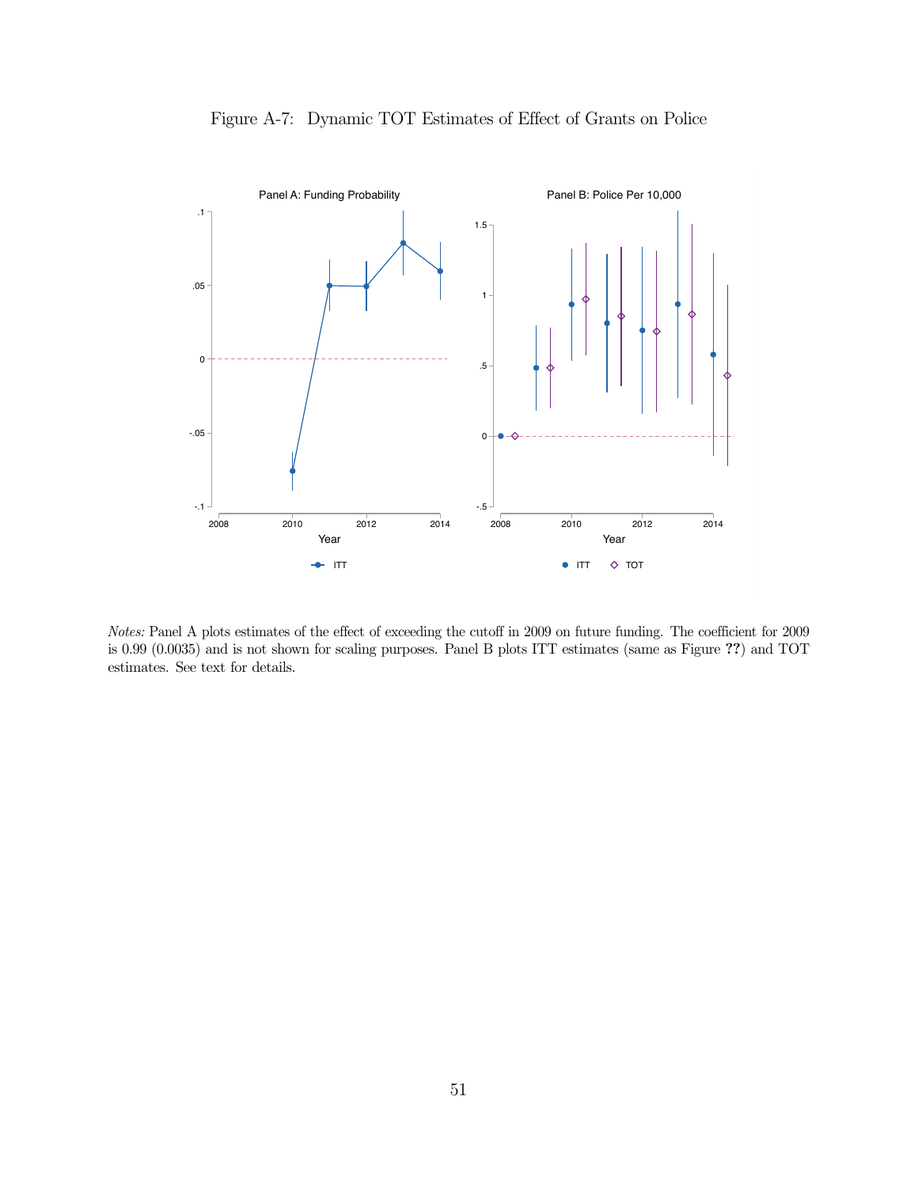Figure A-7: Dynamic TOT Estimates of Effect of Grants on Police

*Notes:* Panel A plots estimates of the effect of exceeding the cutoff in 2009 on future funding. The coefficient for 2009 is 0.99 (0.0035) and is not shown for scaling purposes. Panel B plots ITT estimates (same as Figure **??**) and TOT estimates. See text for details.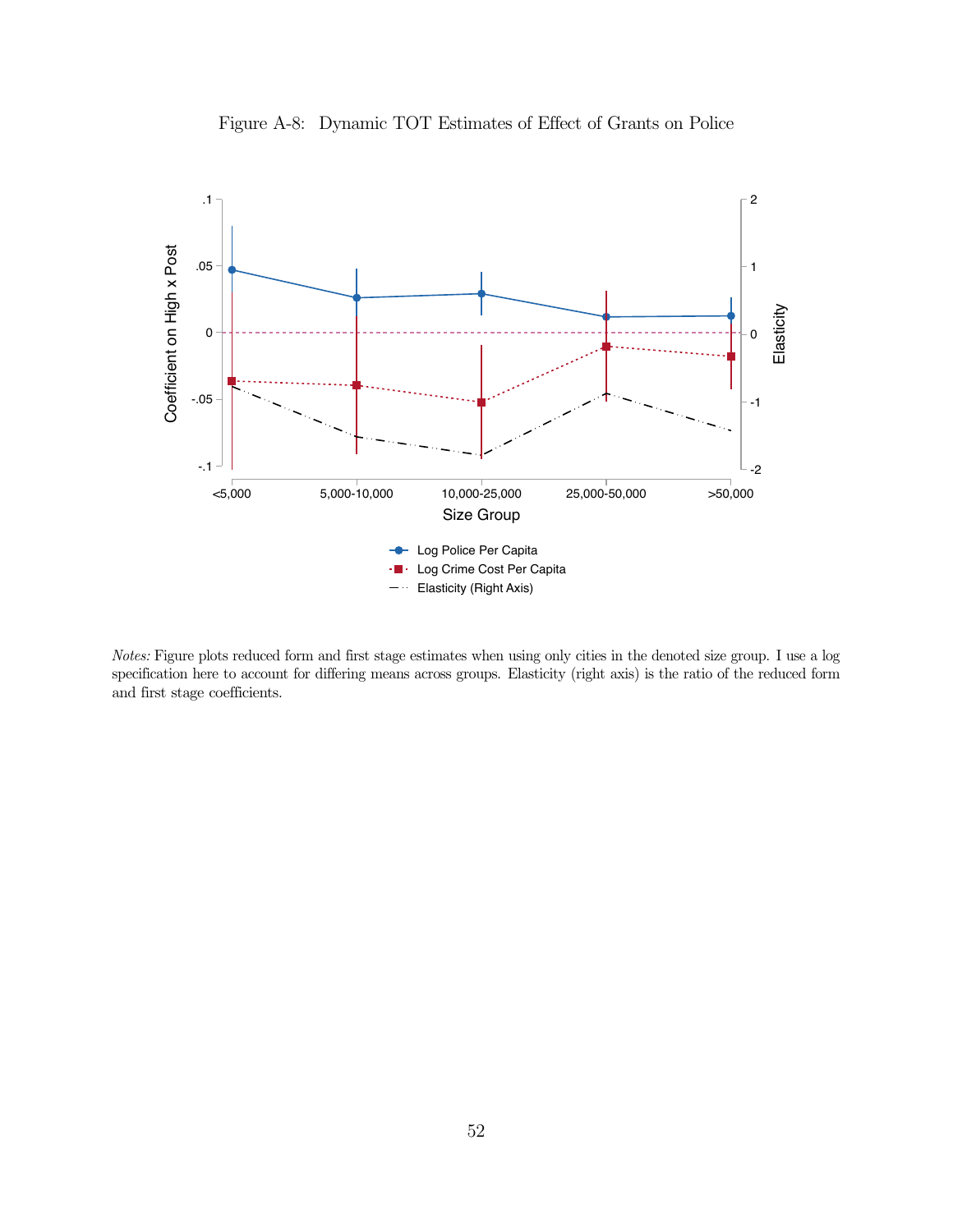Figure A-8: Dynamic TOT Estimates of Effect of Grants on Police

*Notes:* Figure plots reduced form and first stage estimates when using only cities in the denoted size group. I use a log specification here to account for differing means across groups. Elasticity (right axis) is the ratio of the reduced form and first stage coefficients.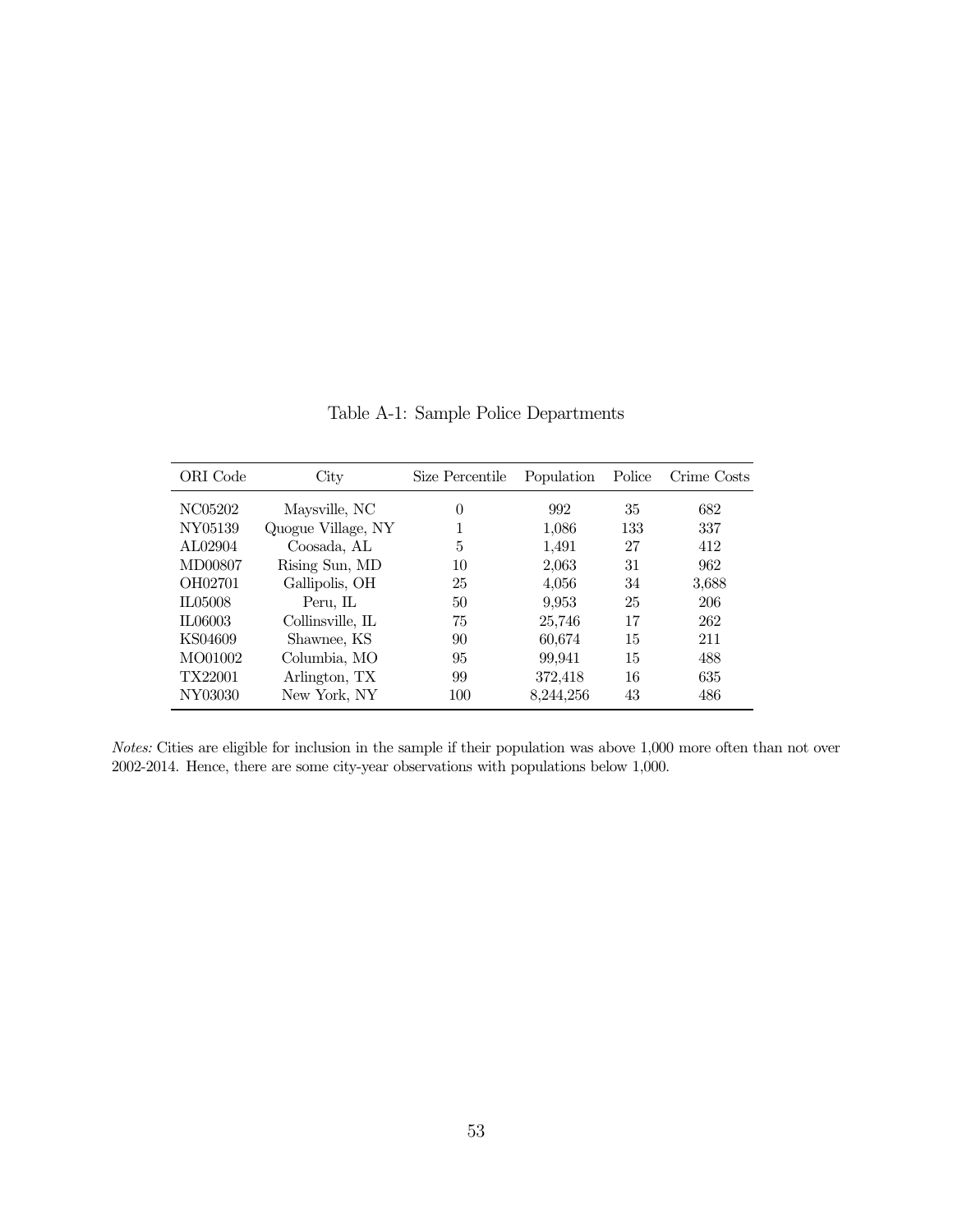Table A-1: Sample Police Departments

| ORI Code | City | Size Percentile | Population | Police | Crime Costs |
|---|---|---|---|---|---|
| NC05202 | Maysville, NC | 0 | 992 | 35 | 682 |
| NY05139 | Quogue Village, NY | 1 | 1,086 | 133 | 337 |
| AL02904 | Coosada, AL | 5 | 1,491 | 27 | 412 |
| MD00807 | Rising Sun, MD | 10 | 2,063 | 31 | 962 |
| OH02701 | Gallipolis, OH | 25 | 4,056 | 34 | 3,688 |
| IL05008 | Peru, IL | 50 | 9,953 | 25 | 206 |
| IL06003 | Collinsville, IL | 75 | 25,746 | 17 | 262 |
| KS04609 | Shawnee, KS | 90 | 60,674 | 15 | 211 |
| MO01002 | Columbia, MO | 95 | 99,941 | 15 | 488 |
| TX22001 | Arlington, TX | 99 | 372,418 | 16 | 635 |
| NY03030 | New York, NY | 100 | 8,244,256 | 43 | 486 |

*Notes:* Cities are eligible for inclusion in the sample if their population was above 1,000 more often than not over 2002-2014. Hence, there are some city-year observations with populations below 1,000.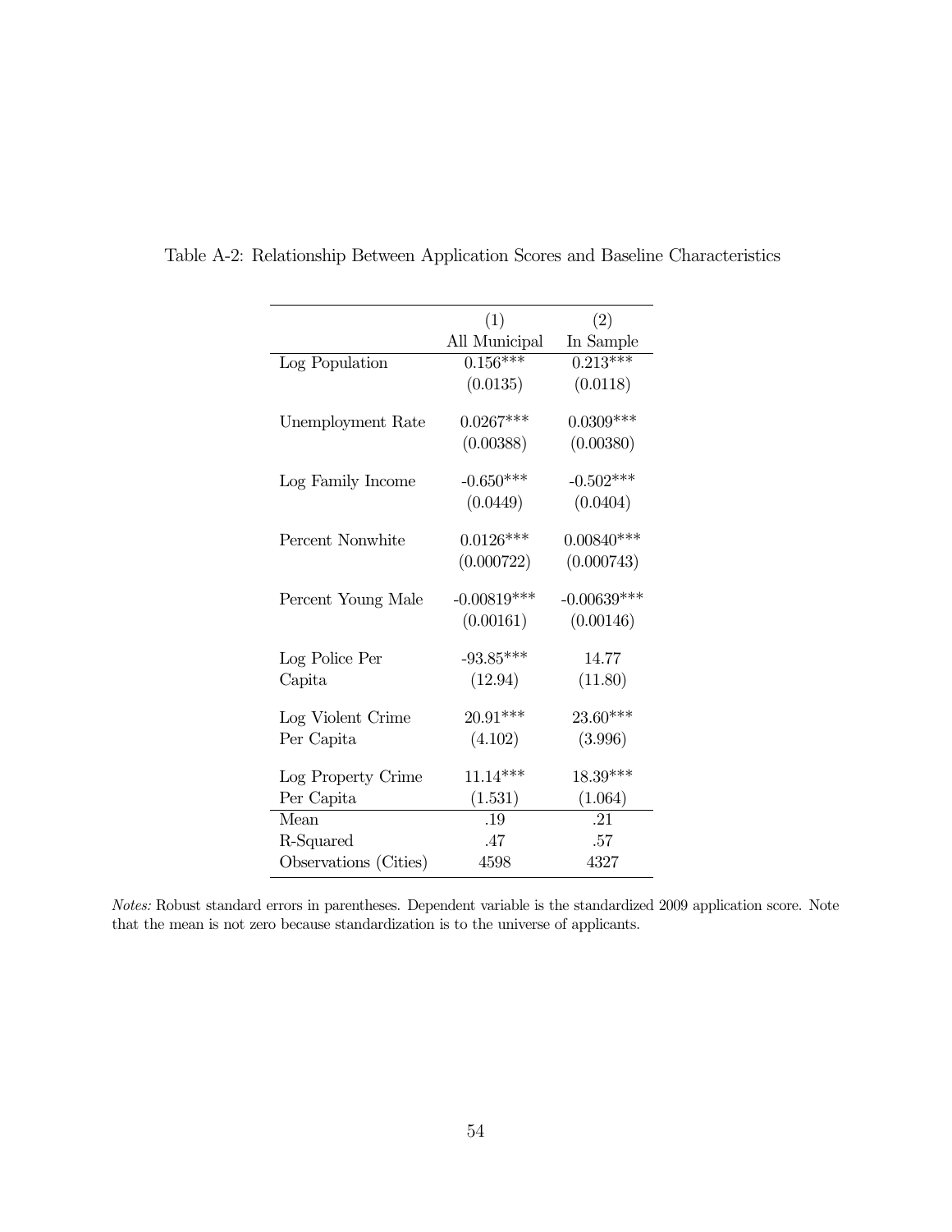Table A-2: Relationship Between Application Scores and Baseline Characteristics

| | (1) | (2) |
|---|---|---|
| | All Municipal | In Sample |
| Log Population | 0.156*** | 0.213*** |
| | (0.0135) | (0.0118) |
| Unemployment Rate | 0.0267*** | 0.0309*** |
| | (0.00388) | (0.00380) |
| Log Family Income | -0.650*** | -0.502*** |
| | (0.0449) | (0.0404) |
| Percent Nonwhite | 0.0126*** | 0.00840*** |
| | (0.000722) | (0.000743) |
| Percent Young Male | -0.00819*** | -0.00639*** |
| | (0.00161) | (0.00146) |
| Log Police Per Capita | -93.85*** | 14.77 |
| | (12.94) | (11.80) |
| Log Violent Crime Per Capita | 20.91*** | 23.60*** |
| | (4.102) | (3.996) |
| Log Property Crime Per Capita | 11.14*** | 18.39*** |
| | (1.531) | (1.064) |
| Mean | .19 | .21 |
| R-Squared | .47 | .57 |
| Observations (Cities) | 4598 | 4327 |

*Notes:* Robust standard errors in parentheses. Dependent variable is the standardized 2009 application score. Note that the mean is not zero because standardization is to the universe of applicants.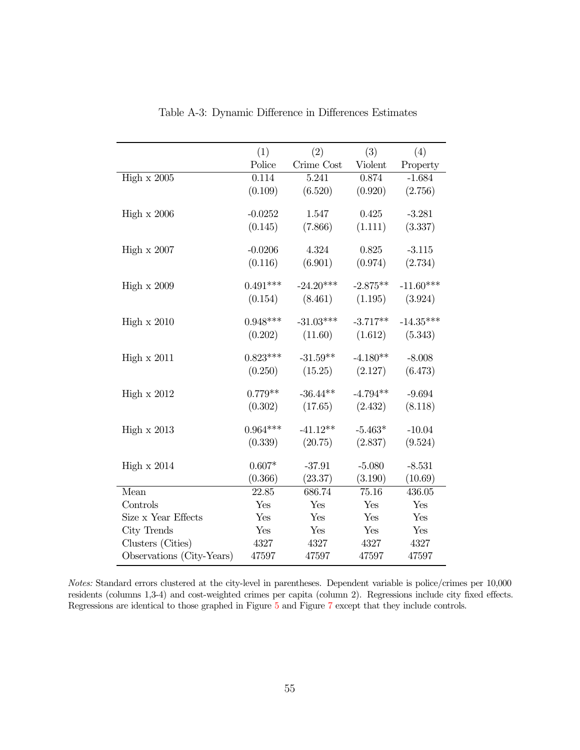Table A-3: Dynamic Difference in Differences Estimates

| | (1) | (2) | (3) | (4) |
|---|---|---|---|---|
| | Police | Crime Cost | Violent | Property |
| High x 2005 | 0.114 | 5.241 | 0.874 | -1.684 |
| | (0.109) | (6.520) | (0.920) | (2.756) |
| High x 2006 | -0.0252 | 1.547 | 0.425 | -3.281 |
| | (0.145) | (7.866) | (1.111) | (3.337) |
| High x 2007 | -0.0206 | 4.324 | 0.825 | -3.115 |
| | (0.116) | (6.901) | (0.974) | (2.734) |
| High x 2009 | 0.491*** | -24.20*** | -2.875** | -11.60*** |
| | (0.154) | (8.461) | (1.195) | (3.924) |
| High x 2010 | 0.948*** | -31.03*** | -3.717** | -14.35*** |
| | (0.202) | (11.60) | (1.612) | (5.343) |
| High x 2011 | 0.823*** | -31.59** | -4.180** | -8.008 |
| | (0.250) | (15.25) | (2.127) | (6.473) |
| High x 2012 | 0.779** | -36.44** | -4.794** | -9.694 |
| | (0.302) | (17.65) | (2.432) | (8.118) |
| High x 2013 | 0.964*** | -41.12** | -5.463* | -10.04 |
| | (0.339) | (20.75) | (2.837) | (9.524) |
| High x 2014 | 0.607* | -37.91 | -5.080 | -8.531 |
| | (0.366) | (23.37) | (3.190) | (10.69) |
| Mean | 22.85 | 686.74 | 75.16 | 436.05 |
| Controls | Yes | Yes | Yes | Yes |
| Size x Year Effects | Yes | Yes | Yes | Yes |
| City Trends | Yes | Yes | Yes | Yes |
| Clusters (Cities) | 4327 | 4327 | 4327 | 4327 |
| Observations (City-Years) | 47597 | 47597 | 47597 | 47597 |

*Notes:* Standard errors clustered at the city-level in parentheses. Dependent variable is police/crimes per 10,000 residents (columns 1,3-4) and cost-weighted crimes per capita (column 2). Regressions include city fixed effects. Regressions are identical to those graphed in Figure 5 and Figure 7 except that they include controls.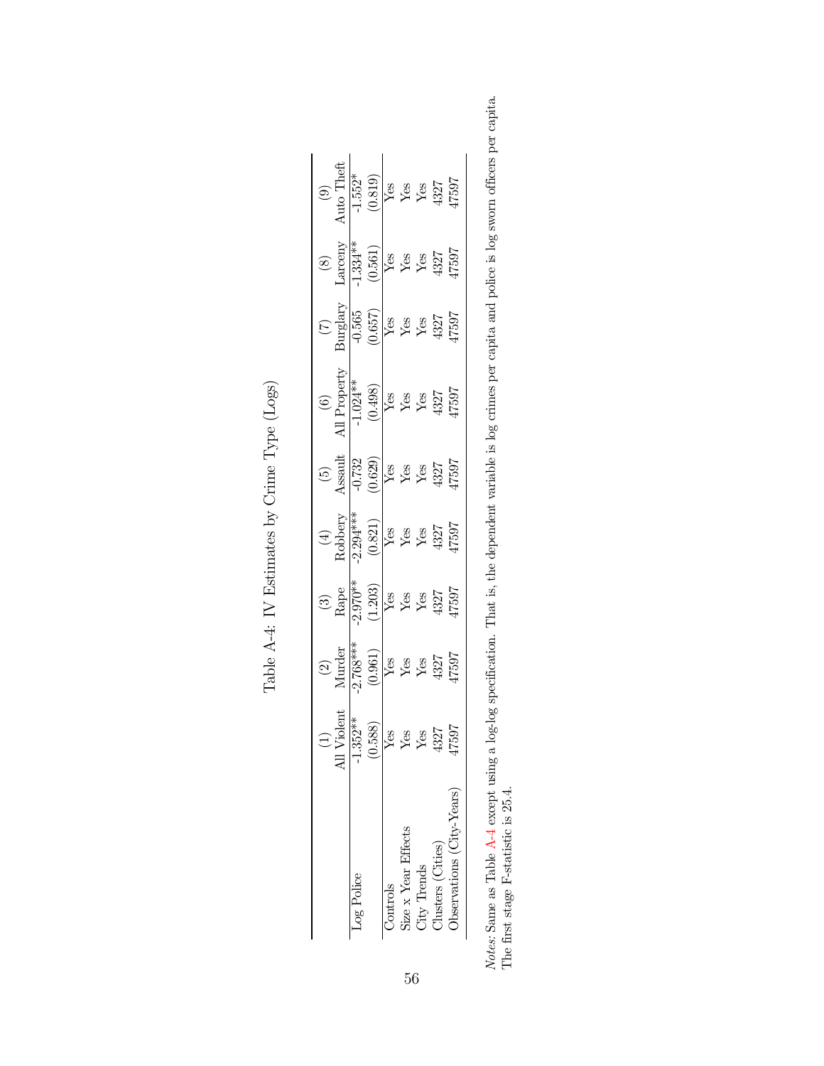Table A-4: IV Estimates by Crime Type (Logs)

| | (1) | (2) | (3) | (4) | (5) | (6) | (7) | (8) | (9) |
|---|---|---|---|---|---|---|---|---|---|
| | All Violent | Murder | Rape | Robbery | Assault | All Property | Burglary | Larceny | Auto Theft |
| Log Police | -1.352** | -2.768*** | -2.970** | -2.294*** | -0.732 | -1.024** | -0.565 | -1.334** | -1.552* |
| | (0.588) | (0.961) | (1.203) | (0.821) | (0.629) | (0.498) | (0.657) | (0.561) | (0.819) |
| Controls | Yes | Yes | Yes | Yes | Yes | Yes | Yes | Yes | Yes |
| Size x Year Effects | Yes | Yes | Yes | Yes | Yes | Yes | Yes | Yes | Yes |
| City Trends | Yes | Yes | Yes | Yes | Yes | Yes | Yes | Yes | Yes |
| Clusters (Cities) | 4327 | 4327 | 4327 | 4327 | 4327 | 4327 | 4327 | 4327 | 4327 |
| Observations (City-Years) | 47597 | 47597 | 47597 | 47597 | 47597 | 47597 | 47597 | 47597 | 47597 |

*Notes:* Same as Table A-4 except using a log-log specification. That is, the dependent variable is log crimes per capita and police is log sworn officers per capita. The first stage F-statistic is 25.4.